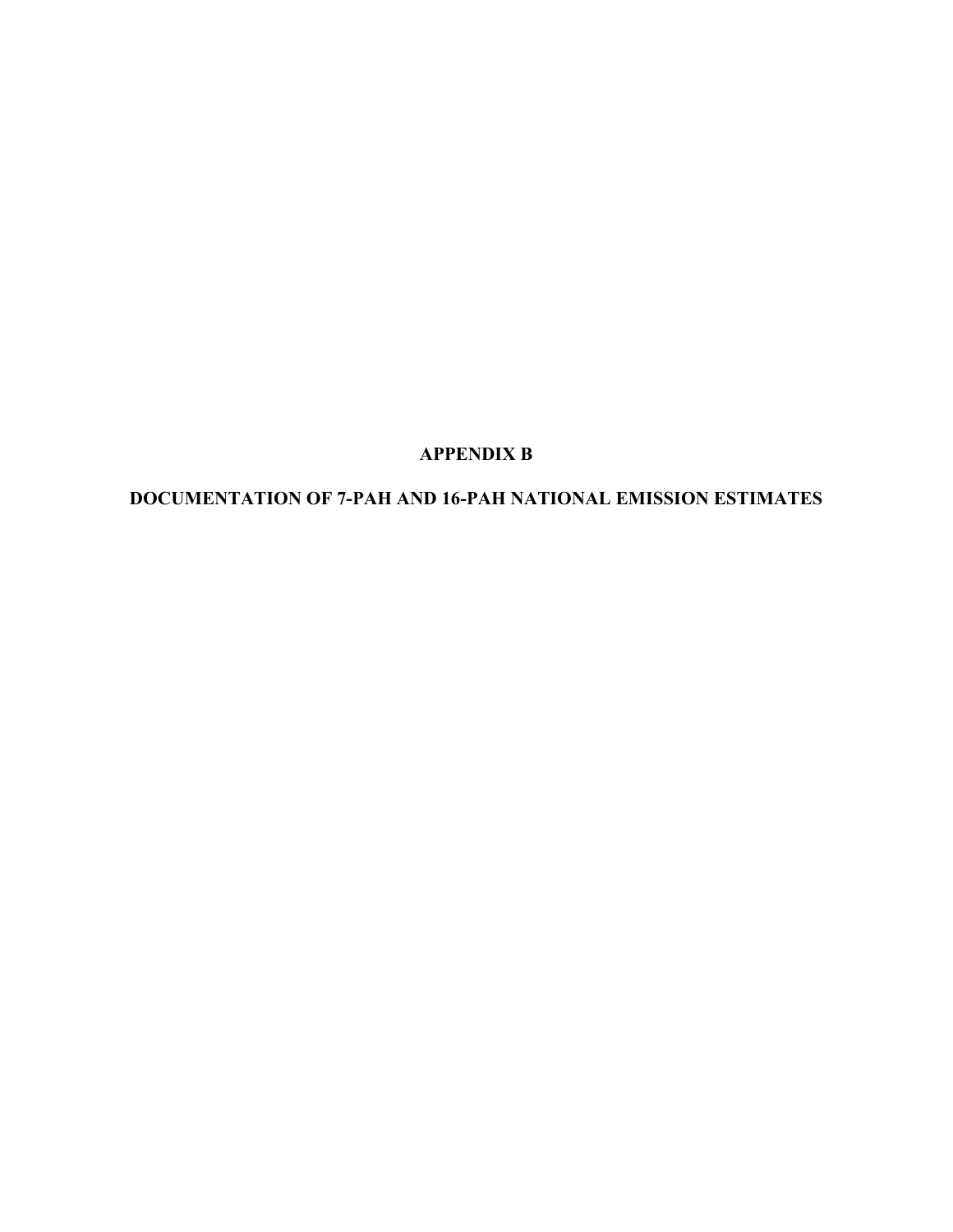# APPENDIX B

# DOCUMENTATION OF 7-PAH AND 16-PAH NATIONAL EMISSION ESTIMATES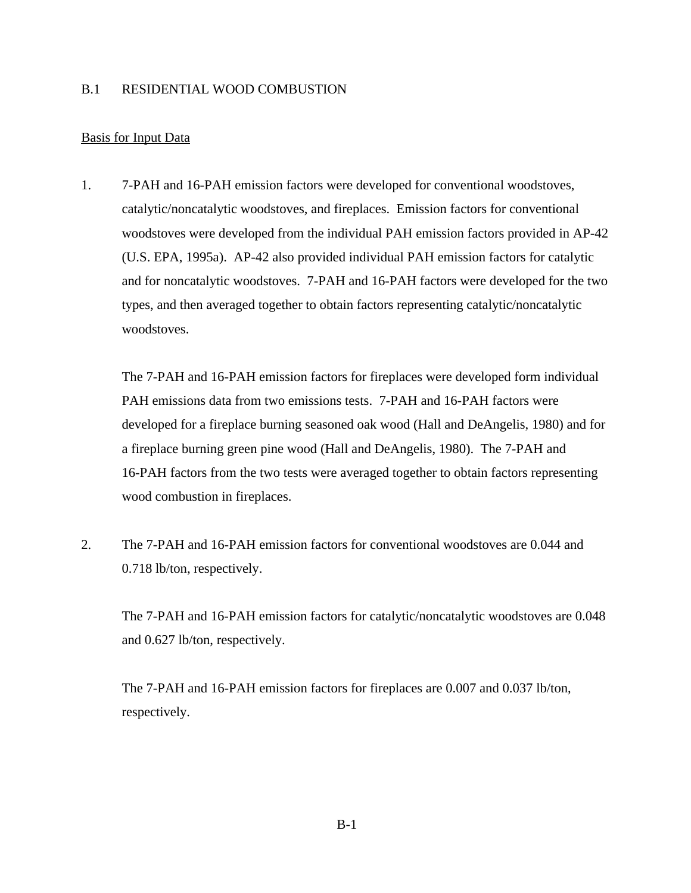## B.1 RESIDENTIAL WOOD COMBUSTION

Basis for Input Data

1. 7-PAH and 16-PAH emission factors were developed for conventional woodstoves, catalytic/noncatalytic woodstoves, and fireplaces. Emission factors for conventional woodstoves were developed from the individual PAH emission factors provided in AP-42 (U.S. EPA, 1995a). AP-42 also provided individual PAH emission factors for catalytic and for noncatalytic woodstoves. 7-PAH and 16-PAH factors were developed for the two types, and then averaged together to obtain factors representing catalytic/noncatalytic woodstoves.

   The 7-PAH and 16-PAH emission factors for fireplaces were developed form individual PAH emissions data from two emissions tests. 7-PAH and 16-PAH factors were developed for a fireplace burning seasoned oak wood (Hall and DeAngelis, 1980) and for a fireplace burning green pine wood (Hall and DeAngelis, 1980). The 7-PAH and 16-PAH factors from the two tests were averaged together to obtain factors representing wood combustion in fireplaces.

2. The 7-PAH and 16-PAH emission factors for conventional woodstoves are 0.044 and 0.718 lb/ton, respectively.

   The 7-PAH and 16-PAH emission factors for catalytic/noncatalytic woodstoves are 0.048 and 0.627 lb/ton, respectively.

   The 7-PAH and 16-PAH emission factors for fireplaces are 0.007 and 0.037 lb/ton, respectively.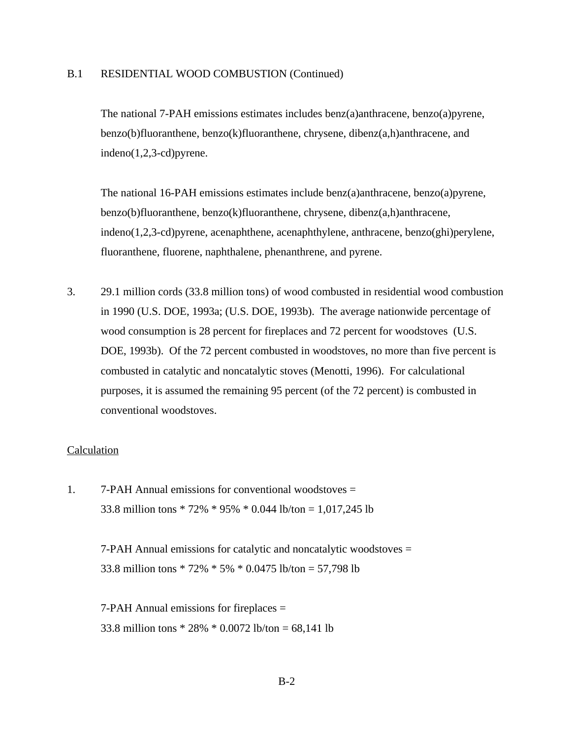B.1 RESIDENTIAL WOOD COMBUSTION (Continued)

The national 7-PAH emissions estimates includes benz(a)anthracene, benzo(a)pyrene, benzo(b)fluoranthene, benzo(k)fluoranthene, chrysene, dibenz(a,h)anthracene, and indeno(1,2,3-cd)pyrene.

The national 16-PAH emissions estimates include benz(a)anthracene, benzo(a)pyrene, benzo(b)fluoranthene, benzo(k)fluoranthene, chrysene, dibenz(a,h)anthracene, indeno(1,2,3-cd)pyrene, acenaphthene, acenaphthylene, anthracene, benzo(ghi)perylene, fluoranthene, fluorene, naphthalene, phenanthrene, and pyrene.

3. 29.1 million cords (33.8 million tons) of wood combusted in residential wood combustion in 1990 (U.S. DOE, 1993a; (U.S. DOE, 1993b). The average nationwide percentage of wood consumption is 28 percent for fireplaces and 72 percent for woodstoves (U.S. DOE, 1993b). Of the 72 percent combusted in woodstoves, no more than five percent is combusted in catalytic and noncatalytic stoves (Menotti, 1996). For calculational purposes, it is assumed the remaining 95 percent (of the 72 percent) is combusted in conventional woodstoves.

<u>Calculation</u>

1. 7-PAH Annual emissions for conventional woodstoves =
   33.8 million tons * 72% * 95% * 0.044 lb/ton = 1,017,245 lb

   7-PAH Annual emissions for catalytic and noncatalytic woodstoves =
   33.8 million tons * 72% * 5% * 0.0475 lb/ton = 57,798 lb

   7-PAH Annual emissions for fireplaces =
   33.8 million tons * 28% * 0.0072 lb/ton = 68,141 lb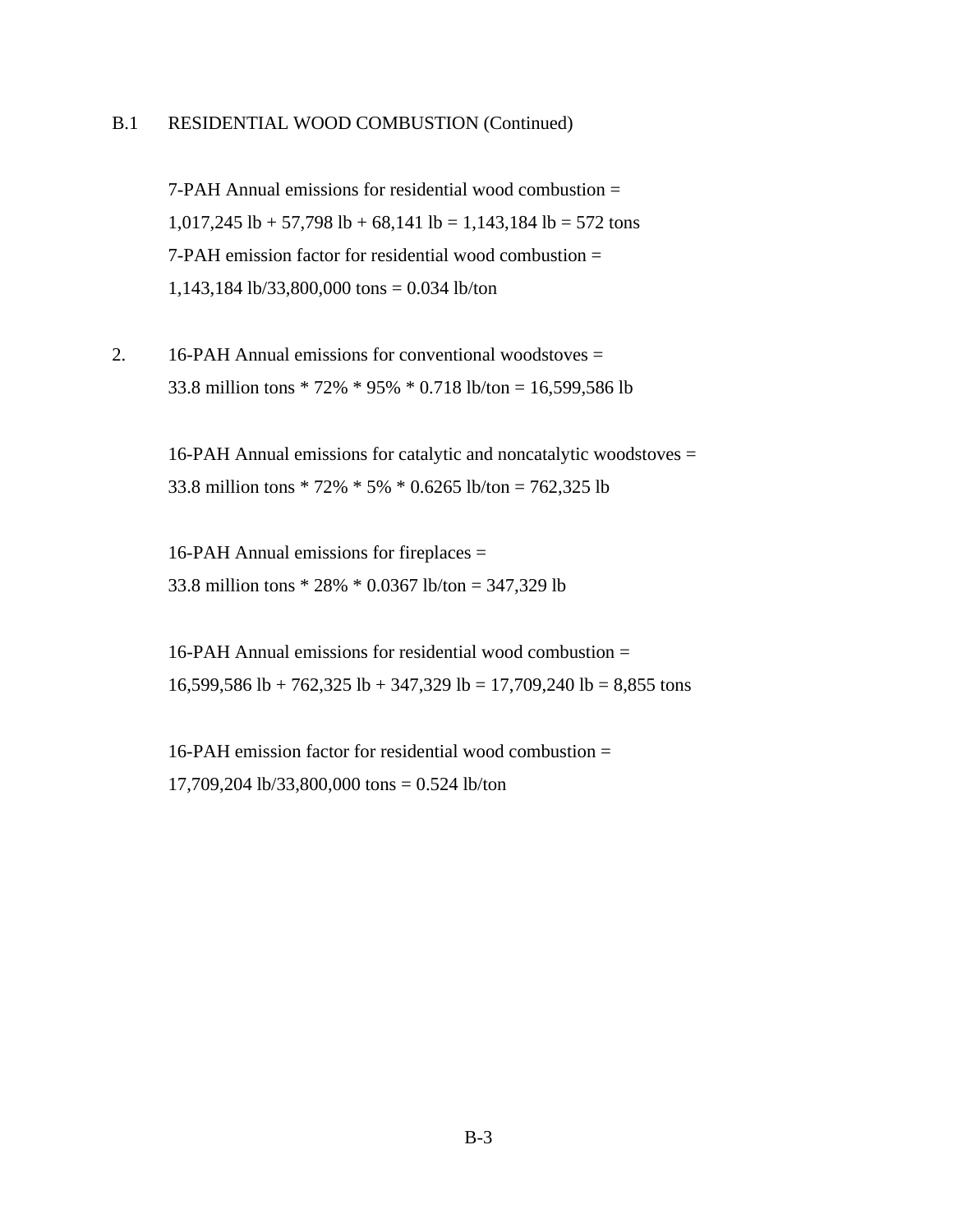B.1 RESIDENTIAL WOOD COMBUSTION (Continued)

7-PAH Annual emissions for residential wood combustion =
1,017,245 lb + 57,798 lb + 68,141 lb = 1,143,184 lb = 572 tons
7-PAH emission factor for residential wood combustion =
1,143,184 lb/33,800,000 tons = 0.034 lb/ton

2. 16-PAH Annual emissions for conventional woodstoves =
33.8 million tons * 72% * 95% * 0.718 lb/ton = 16,599,586 lb

16-PAH Annual emissions for catalytic and noncatalytic woodstoves =
33.8 million tons * 72% * 5% * 0.6265 lb/ton = 762,325 lb

16-PAH Annual emissions for fireplaces =
33.8 million tons * 28% * 0.0367 lb/ton = 347,329 lb

16-PAH Annual emissions for residential wood combustion =
16,599,586 lb + 762,325 lb + 347,329 lb = 17,709,240 lb = 8,855 tons

16-PAH emission factor for residential wood combustion =
17,709,204 lb/33,800,000 tons = 0.524 lb/ton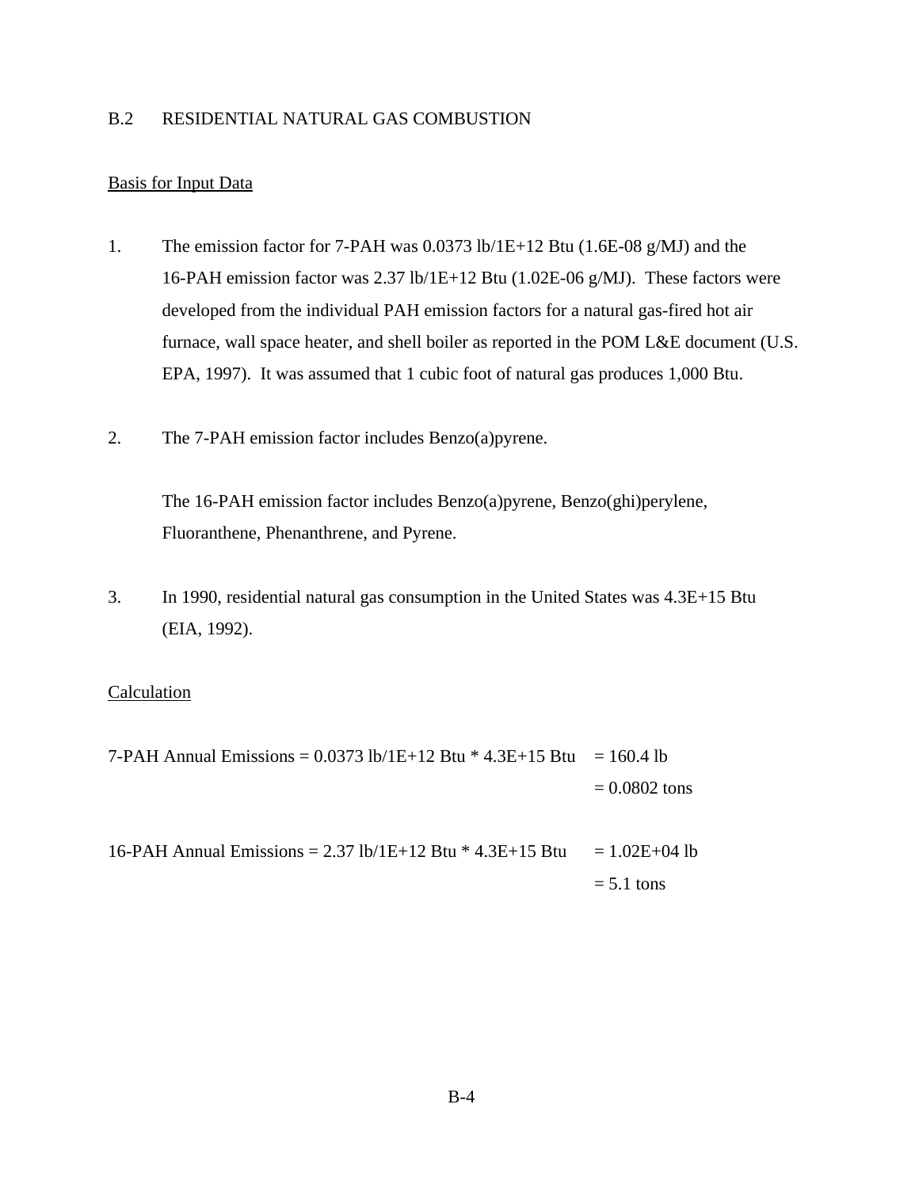## B.2 RESIDENTIAL NATURAL GAS COMBUSTION

Basis for Input Data

1. The emission factor for 7-PAH was 0.0373 lb/1E+12 Btu (1.6E-08 g/MJ) and the 16-PAH emission factor was 2.37 lb/1E+12 Btu (1.02E-06 g/MJ). These factors were developed from the individual PAH emission factors for a natural gas-fired hot air furnace, wall space heater, and shell boiler as reported in the POM L&E document (U.S. EPA, 1997). It was assumed that 1 cubic foot of natural gas produces 1,000 Btu.

2. The 7-PAH emission factor includes Benzo(a)pyrene.

   The 16-PAH emission factor includes Benzo(a)pyrene, Benzo(ghi)perylene, Fluoranthene, Phenanthrene, and Pyrene.

3. In 1990, residential natural gas consumption in the United States was 4.3E+15 Btu (EIA, 1992).

Calculation

7-PAH Annual Emissions = 0.0373 lb/1E+12 Btu * 4.3E+15 Btu = 160.4 lb
= 0.0802 tons

16-PAH Annual Emissions = 2.37 lb/1E+12 Btu * 4.3E+15 Btu = 1.02E+04 lb
= 5.1 tons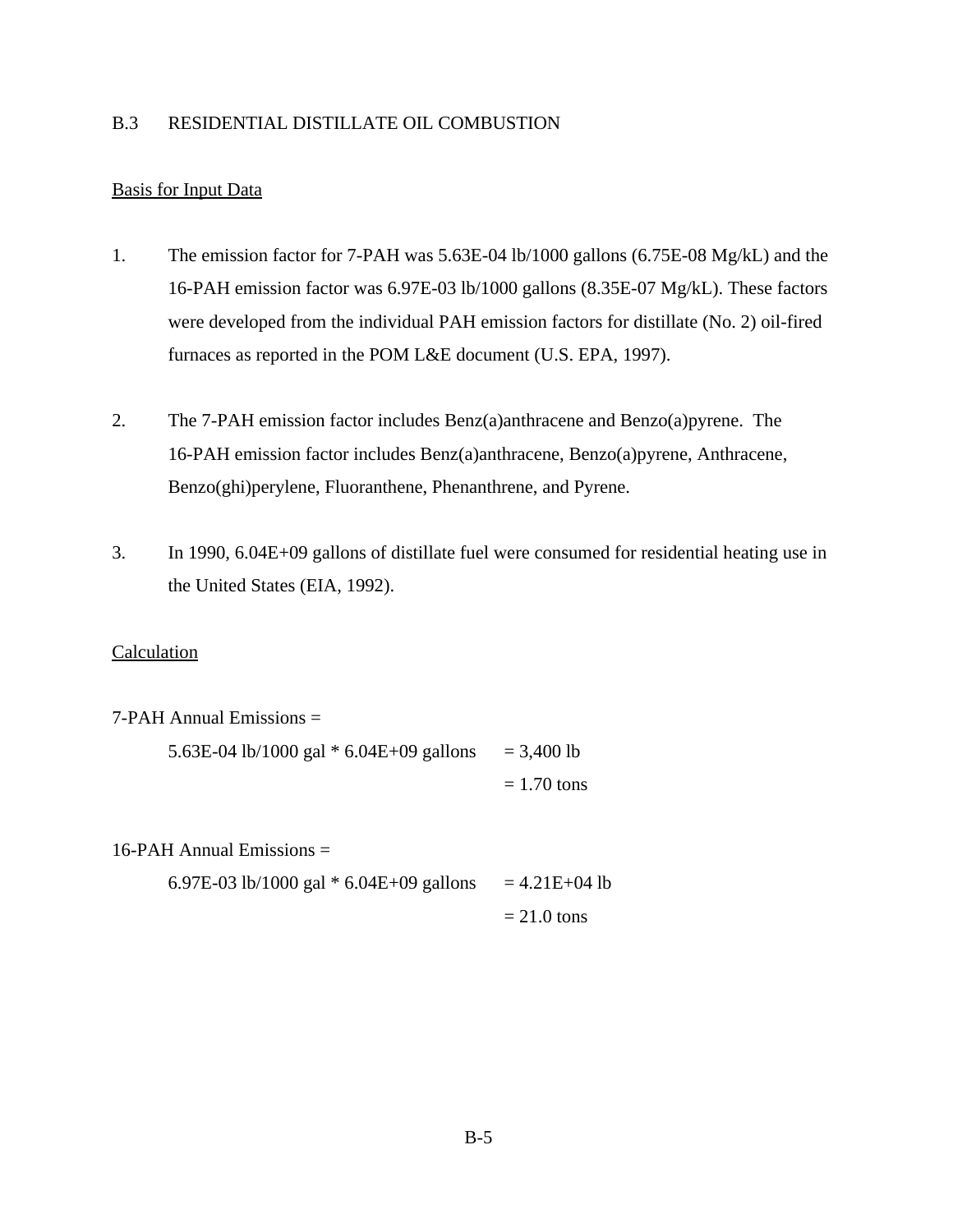## B.3 RESIDENTIAL DISTILLATE OIL COMBUSTION

Basis for Input Data

1. The emission factor for 7-PAH was 5.63E-04 lb/1000 gallons (6.75E-08 Mg/kL) and the 16-PAH emission factor was 6.97E-03 lb/1000 gallons (8.35E-07 Mg/kL). These factors were developed from the individual PAH emission factors for distillate (No. 2) oil-fired furnaces as reported in the POM L&E document (U.S. EPA, 1997).

2. The 7-PAH emission factor includes Benz(a)anthracene and Benzo(a)pyrene. The 16-PAH emission factor includes Benz(a)anthracene, Benzo(a)pyrene, Anthracene, Benzo(ghi)perylene, Fluoranthene, Phenanthrene, and Pyrene.

3. In 1990, 6.04E+09 gallons of distillate fuel were consumed for residential heating use in the United States (EIA, 1992).

Calculation

7-PAH Annual Emissions =

5.63E-04 lb/1000 gal * 6.04E+09 gallons = 3,400 lb
= 1.70 tons

16-PAH Annual Emissions =

6.97E-03 lb/1000 gal * 6.04E+09 gallons = 4.21E+04 lb
= 21.0 tons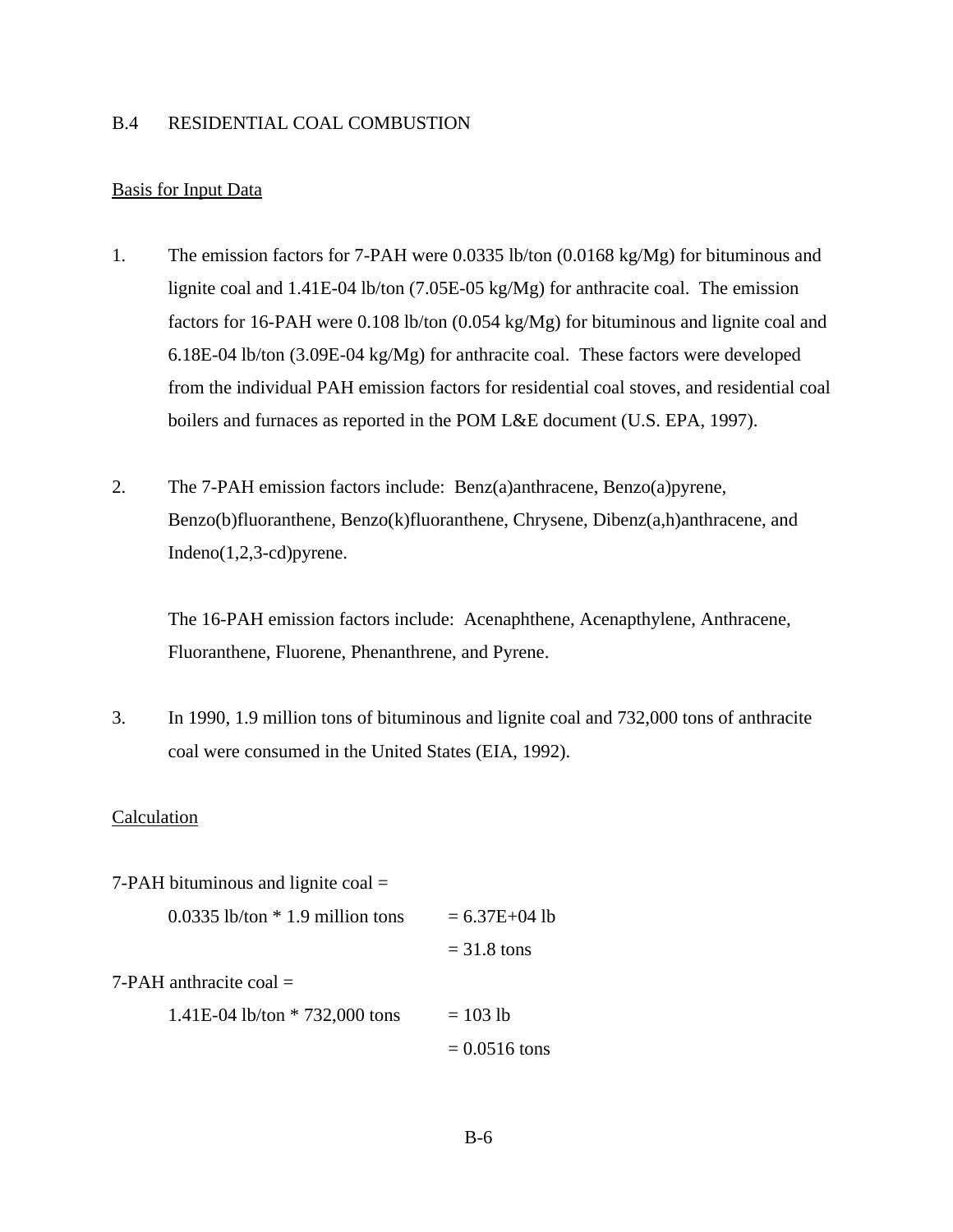## B.4 RESIDENTIAL COAL COMBUSTION

Basis for Input Data

1. The emission factors for 7-PAH were 0.0335 lb/ton (0.0168 kg/Mg) for bituminous and lignite coal and 1.41E-04 lb/ton (7.05E-05 kg/Mg) for anthracite coal. The emission factors for 16-PAH were 0.108 lb/ton (0.054 kg/Mg) for bituminous and lignite coal and 6.18E-04 lb/ton (3.09E-04 kg/Mg) for anthracite coal. These factors were developed from the individual PAH emission factors for residential coal stoves, and residential coal boilers and furnaces as reported in the POM L&E document (U.S. EPA, 1997).

2. The 7-PAH emission factors include: Benz(a)anthracene, Benzo(a)pyrene, Benzo(b)fluoranthene, Benzo(k)fluoranthene, Chrysene, Dibenz(a,h)anthracene, and Indeno(1,2,3-cd)pyrene.

   The 16-PAH emission factors include: Acenaphthene, Acenapthylene, Anthracene, Fluoranthene, Fluorene, Phenanthrene, and Pyrene.

3. In 1990, 1.9 million tons of bituminous and lignite coal and 732,000 tons of anthracite coal were consumed in the United States (EIA, 1992).

Calculation

7-PAH bituminous and lignite coal =

| | |
|---|---|
| 0.0335 lb/ton * 1.9 million tons | = 6.37E+04 lb |
| | = 31.8 tons |

7-PAH anthracite coal =

| | |
|---|---|
| 1.41E-04 lb/ton * 732,000 tons | = 103 lb |
| | = 0.0516 tons |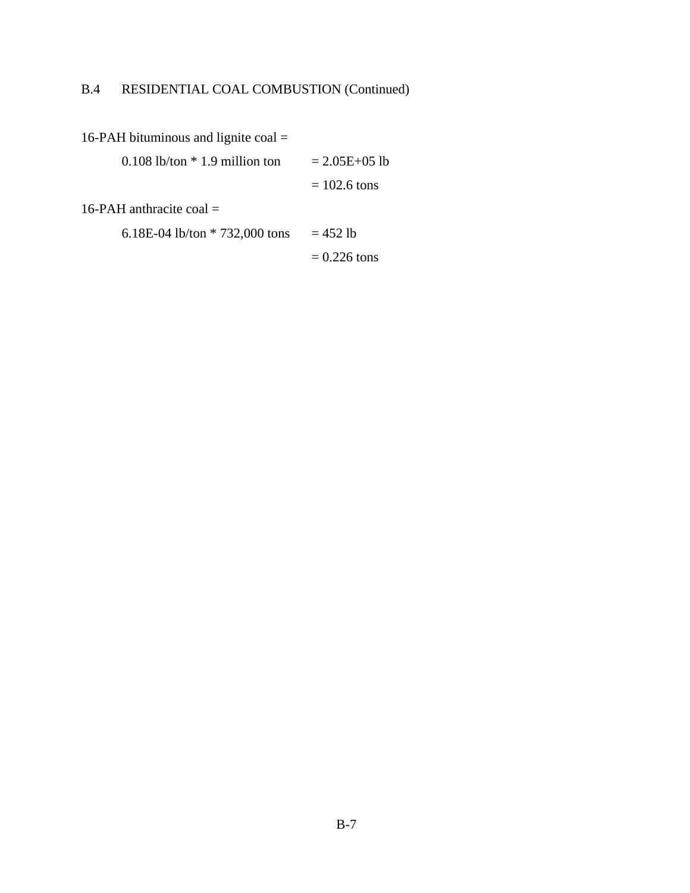## B.4 RESIDENTIAL COAL COMBUSTION (Continued)

16-PAH bituminous and lignite coal =

0.108 lb/ton * 1.9 million ton = 2.05E+05 lb

= 102.6 tons

16-PAH anthracite coal =

6.18E-04 lb/ton * 732,000 tons = 452 lb

= 0.226 tons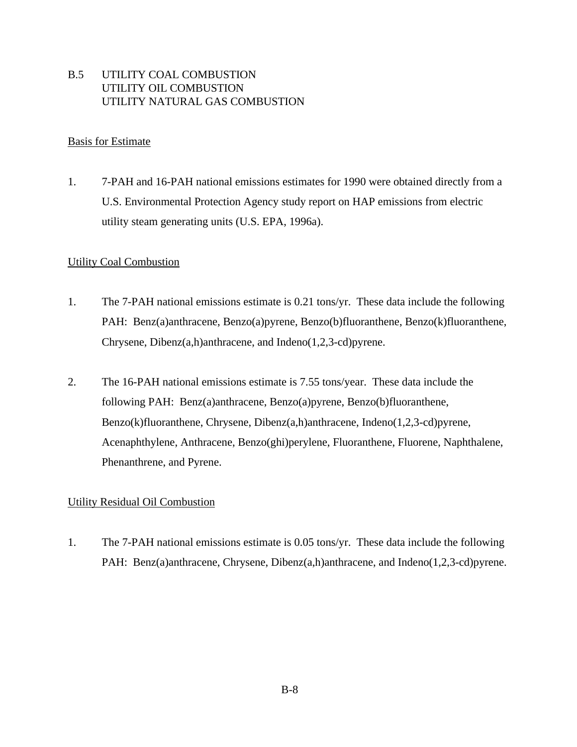## B.5 UTILITY COAL COMBUSTION
## UTILITY OIL COMBUSTION
## UTILITY NATURAL GAS COMBUSTION

Basis for Estimate

1. 7-PAH and 16-PAH national emissions estimates for 1990 were obtained directly from a U.S. Environmental Protection Agency study report on HAP emissions from electric utility steam generating units (U.S. EPA, 1996a).

Utility Coal Combustion

1. The 7-PAH national emissions estimate is 0.21 tons/yr. These data include the following PAH: Benz(a)anthracene, Benzo(a)pyrene, Benzo(b)fluoranthene, Benzo(k)fluoranthene, Chrysene, Dibenz(a,h)anthracene, and Indeno(1,2,3-cd)pyrene.

2. The 16-PAH national emissions estimate is 7.55 tons/year. These data include the following PAH: Benz(a)anthracene, Benzo(a)pyrene, Benzo(b)fluoranthene, Benzo(k)fluoranthene, Chrysene, Dibenz(a,h)anthracene, Indeno(1,2,3-cd)pyrene, Acenaphthylene, Anthracene, Benzo(ghi)perylene, Fluoranthene, Fluorene, Naphthalene, Phenanthrene, and Pyrene.

Utility Residual Oil Combustion

1. The 7-PAH national emissions estimate is 0.05 tons/yr. These data include the following PAH: Benz(a)anthracene, Chrysene, Dibenz(a,h)anthracene, and Indeno(1,2,3-cd)pyrene.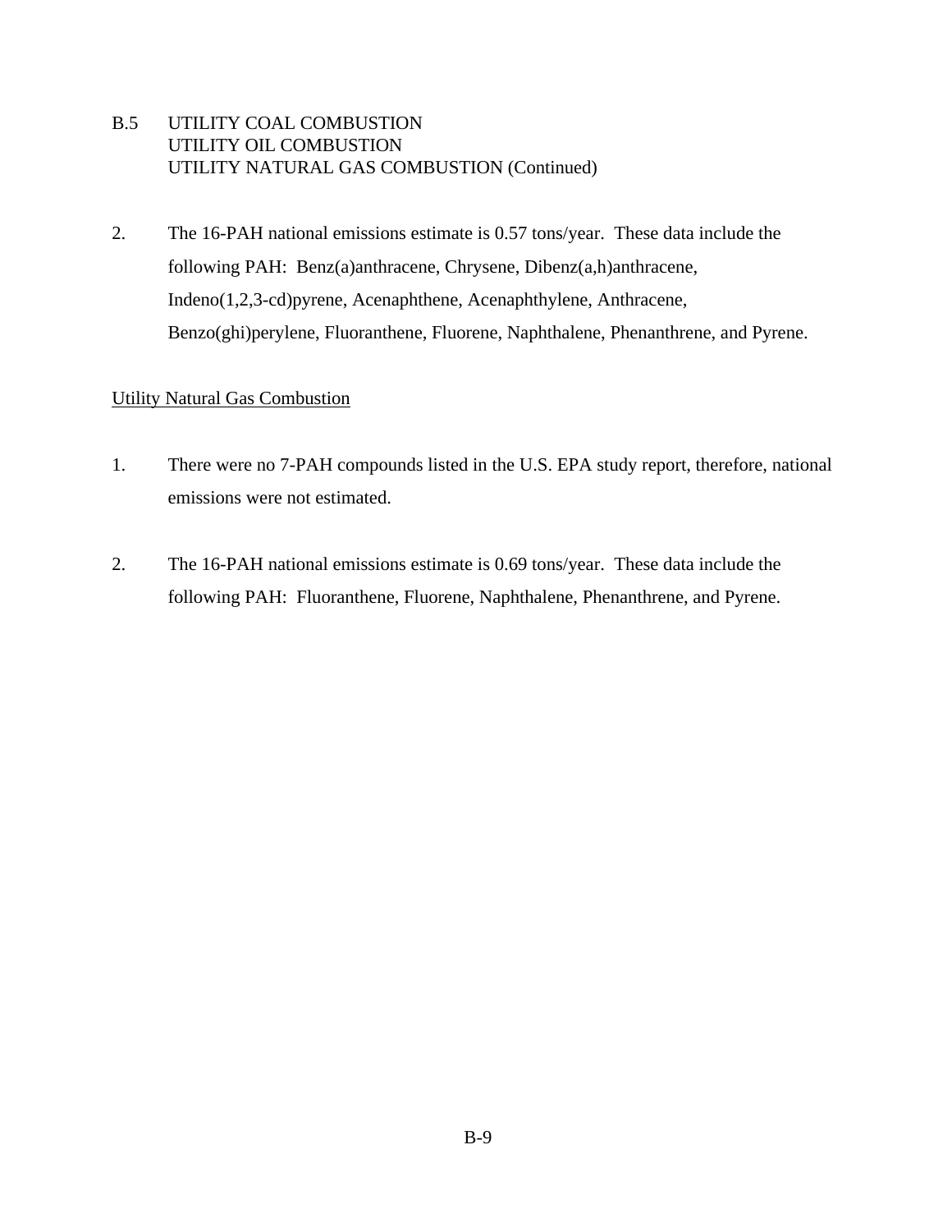B.5 UTILITY COAL COMBUSTION
UTILITY OIL COMBUSTION
UTILITY NATURAL GAS COMBUSTION (Continued)

2. The 16-PAH national emissions estimate is 0.57 tons/year. These data include the following PAH: Benz(a)anthracene, Chrysene, Dibenz(a,h)anthracene, Indeno(1,2,3-cd)pyrene, Acenaphthene, Acenaphthylene, Anthracene, Benzo(ghi)perylene, Fluoranthene, Fluorene, Naphthalene, Phenanthrene, and Pyrene.

Utility Natural Gas Combustion

1. There were no 7-PAH compounds listed in the U.S. EPA study report, therefore, national emissions were not estimated.

2. The 16-PAH national emissions estimate is 0.69 tons/year. These data include the following PAH: Fluoranthene, Fluorene, Naphthalene, Phenanthrene, and Pyrene.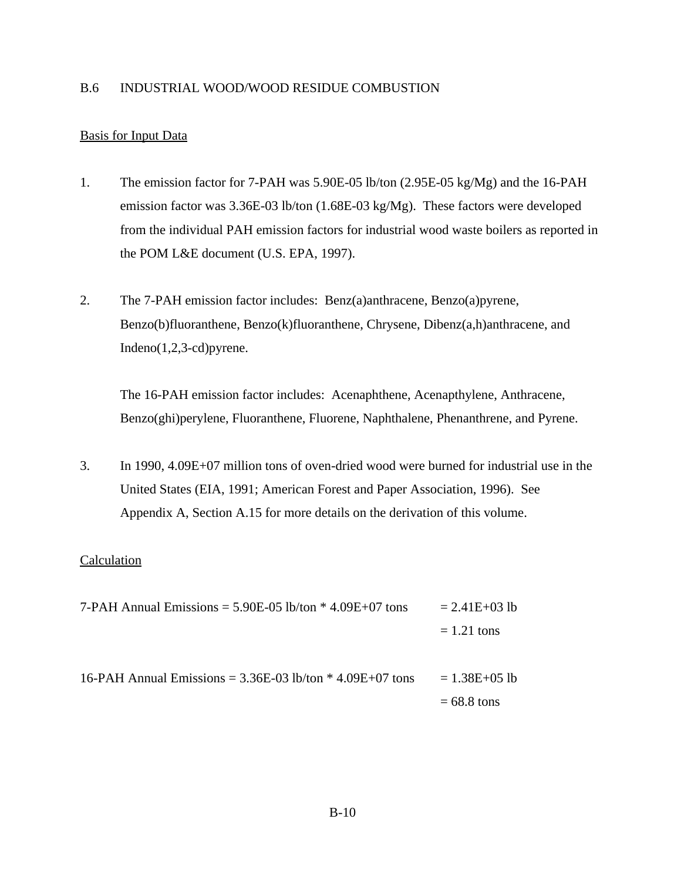## B.6 INDUSTRIAL WOOD/WOOD RESIDUE COMBUSTION

Basis for Input Data

1. The emission factor for 7-PAH was 5.90E-05 lb/ton (2.95E-05 kg/Mg) and the 16-PAH emission factor was 3.36E-03 lb/ton (1.68E-03 kg/Mg). These factors were developed from the individual PAH emission factors for industrial wood waste boilers as reported in the POM L&E document (U.S. EPA, 1997).

2. The 7-PAH emission factor includes: Benz(a)anthracene, Benzo(a)pyrene, Benzo(b)fluoranthene, Benzo(k)fluoranthene, Chrysene, Dibenz(a,h)anthracene, and Indeno(1,2,3-cd)pyrene.

   The 16-PAH emission factor includes: Acenaphthene, Acenapthylene, Anthracene, Benzo(ghi)perylene, Fluoranthene, Fluorene, Naphthalene, Phenanthrene, and Pyrene.

3. In 1990, 4.09E+07 million tons of oven-dried wood were burned for industrial use in the United States (EIA, 1991; American Forest and Paper Association, 1996). See Appendix A, Section A.15 for more details on the derivation of this volume.

Calculation

7-PAH Annual Emissions = 5.90E-05 lb/ton * 4.09E+07 tons = 2.41E+03 lb
= 1.21 tons

16-PAH Annual Emissions = 3.36E-03 lb/ton * 4.09E+07 tons = 1.38E+05 lb
= 68.8 tons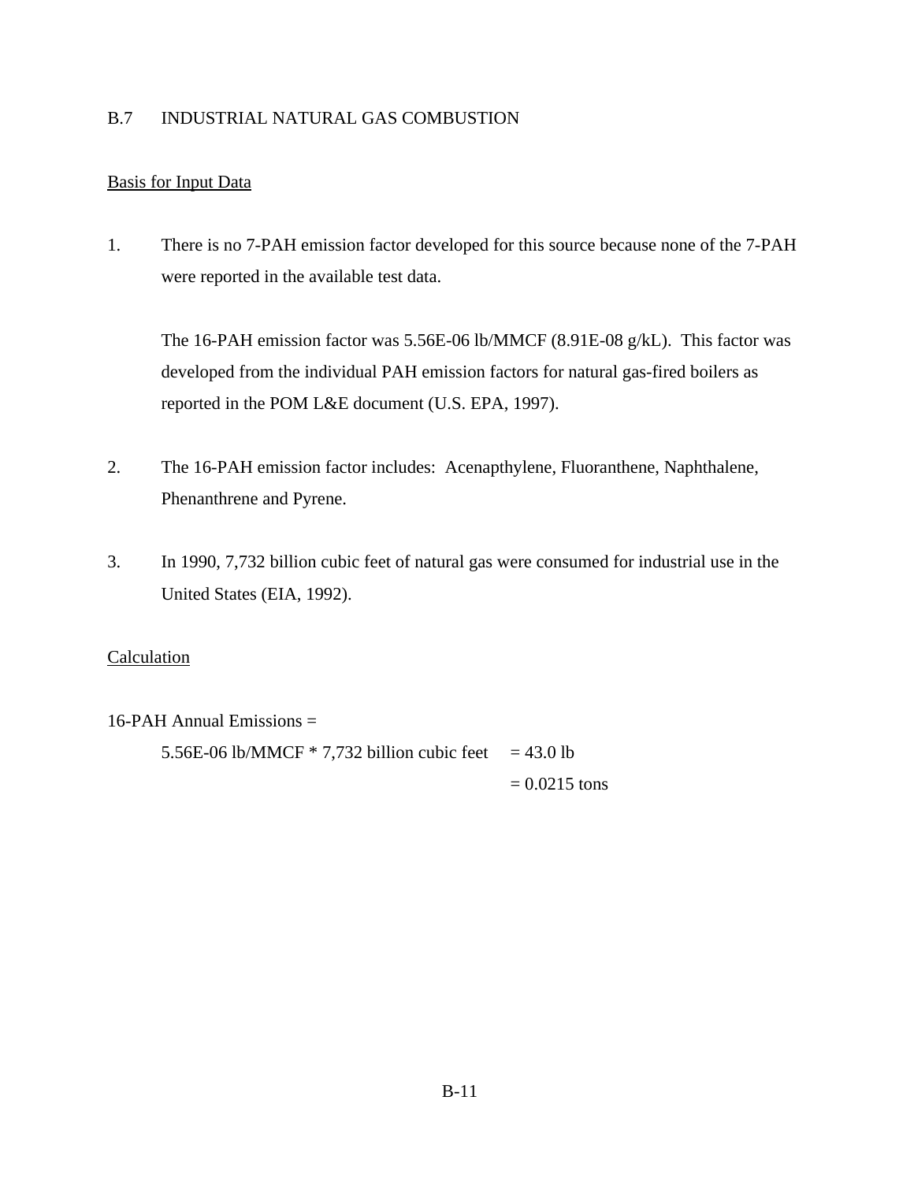## B.7 INDUSTRIAL NATURAL GAS COMBUSTION

Basis for Input Data

1. There is no 7-PAH emission factor developed for this source because none of the 7-PAH were reported in the available test data.

   The 16-PAH emission factor was 5.56E-06 lb/MMCF (8.91E-08 g/kL). This factor was developed from the individual PAH emission factors for natural gas-fired boilers as reported in the POM L&E document (U.S. EPA, 1997).

2. The 16-PAH emission factor includes: Acenapthylene, Fluoranthene, Naphthalene, Phenanthrene and Pyrene.

3. In 1990, 7,732 billion cubic feet of natural gas were consumed for industrial use in the United States (EIA, 1992).

Calculation

16-PAH Annual Emissions =

5.56E-06 lb/MMCF * 7,732 billion cubic feet = 43.0 lb

= 0.0215 tons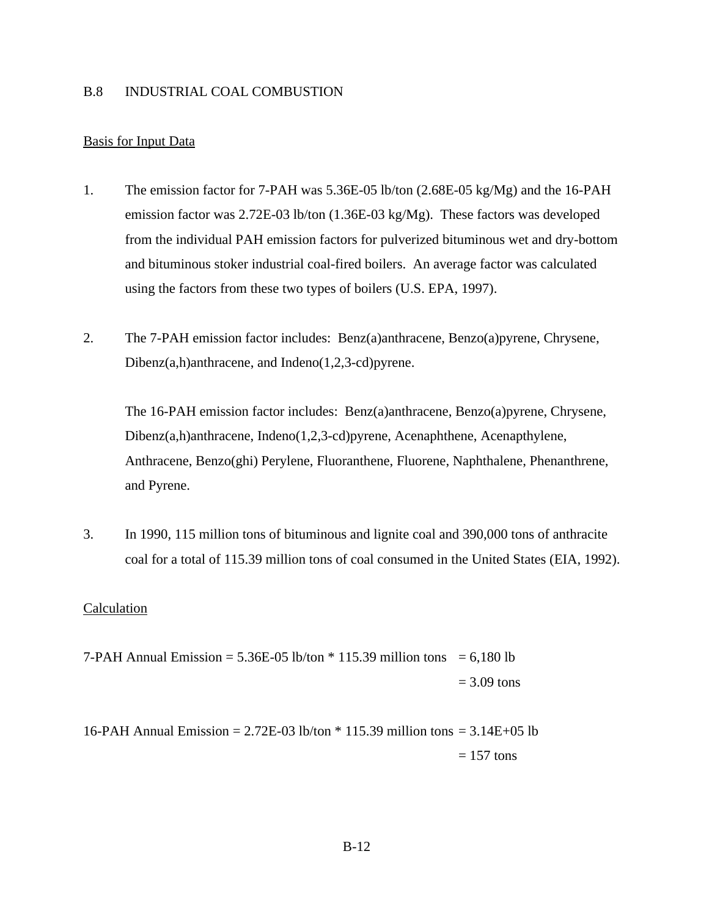## B.8 INDUSTRIAL COAL COMBUSTION

Basis for Input Data

1. The emission factor for 7-PAH was 5.36E-05 lb/ton (2.68E-05 kg/Mg) and the 16-PAH emission factor was 2.72E-03 lb/ton (1.36E-03 kg/Mg). These factors was developed from the individual PAH emission factors for pulverized bituminous wet and dry-bottom and bituminous stoker industrial coal-fired boilers. An average factor was calculated using the factors from these two types of boilers (U.S. EPA, 1997).

2. The 7-PAH emission factor includes: Benz(a)anthracene, Benzo(a)pyrene, Chrysene, Dibenz(a,h)anthracene, and Indeno(1,2,3-cd)pyrene.

   The 16-PAH emission factor includes: Benz(a)anthracene, Benzo(a)pyrene, Chrysene, Dibenz(a,h)anthracene, Indeno(1,2,3-cd)pyrene, Acenaphthene, Acenapthylene, Anthracene, Benzo(ghi) Perylene, Fluoranthene, Fluorene, Naphthalene, Phenanthrene, and Pyrene.

3. In 1990, 115 million tons of bituminous and lignite coal and 390,000 tons of anthracite coal for a total of 115.39 million tons of coal consumed in the United States (EIA, 1992).

Calculation

7-PAH Annual Emission = 5.36E-05 lb/ton * 115.39 million tons = 6,180 lb
= 3.09 tons

16-PAH Annual Emission = 2.72E-03 lb/ton * 115.39 million tons = 3.14E+05 lb
= 157 tons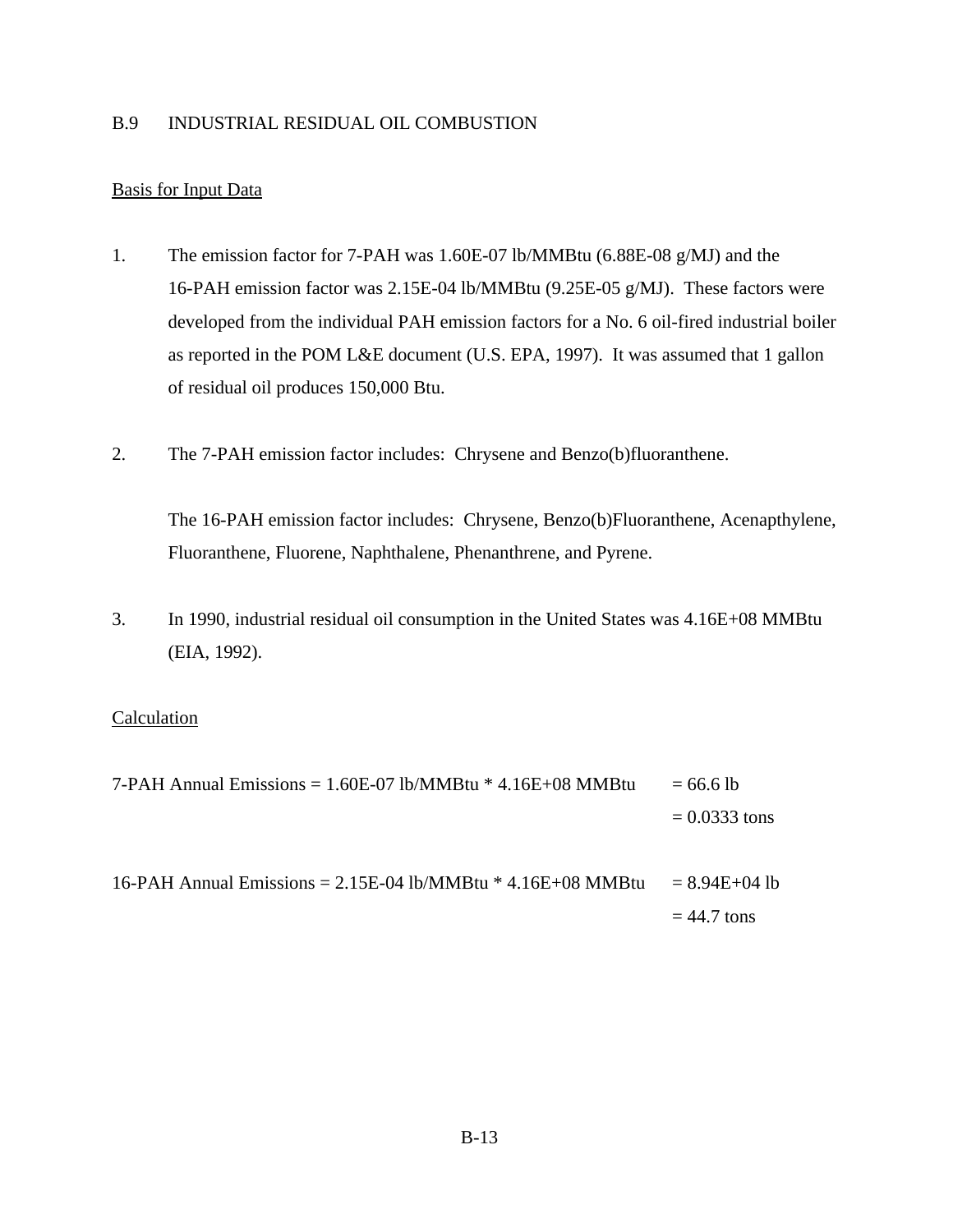## B.9 INDUSTRIAL RESIDUAL OIL COMBUSTION

Basis for Input Data

1. The emission factor for 7-PAH was 1.60E-07 lb/MMBtu (6.88E-08 g/MJ) and the 16-PAH emission factor was 2.15E-04 lb/MMBtu (9.25E-05 g/MJ). These factors were developed from the individual PAH emission factors for a No. 6 oil-fired industrial boiler as reported in the POM L&E document (U.S. EPA, 1997). It was assumed that 1 gallon of residual oil produces 150,000 Btu.

2. The 7-PAH emission factor includes: Chrysene and Benzo(b)fluoranthene.

   The 16-PAH emission factor includes: Chrysene, Benzo(b)Fluoranthene, Acenapthylene, Fluoranthene, Fluorene, Naphthalene, Phenanthrene, and Pyrene.

3. In 1990, industrial residual oil consumption in the United States was 4.16E+08 MMBtu (EIA, 1992).

Calculation

7-PAH Annual Emissions = 1.60E-07 lb/MMBtu * 4.16E+08 MMBtu = 66.6 lb
= 0.0333 tons

16-PAH Annual Emissions = 2.15E-04 lb/MMBtu * 4.16E+08 MMBtu = 8.94E+04 lb
= 44.7 tons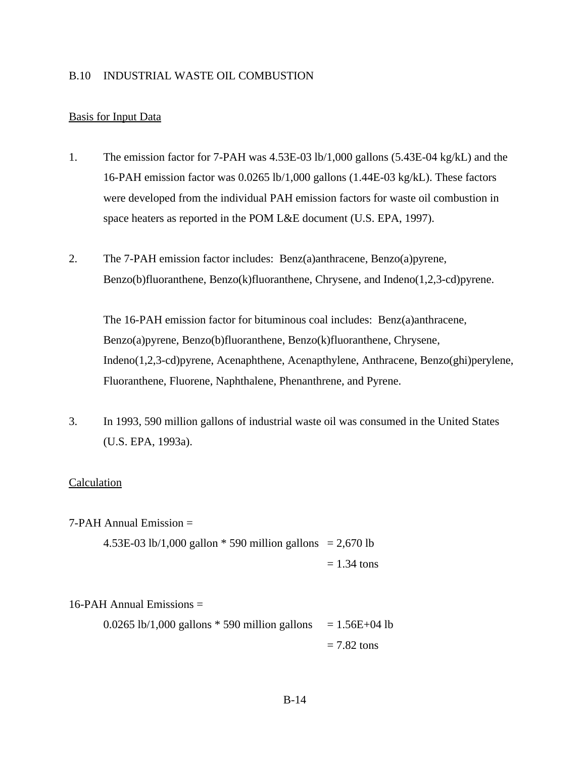## B.10 INDUSTRIAL WASTE OIL COMBUSTION

Basis for Input Data

1. The emission factor for 7-PAH was 4.53E-03 lb/1,000 gallons (5.43E-04 kg/kL) and the 16-PAH emission factor was 0.0265 lb/1,000 gallons (1.44E-03 kg/kL). These factors were developed from the individual PAH emission factors for waste oil combustion in space heaters as reported in the POM L&E document (U.S. EPA, 1997).

2. The 7-PAH emission factor includes: Benz(a)anthracene, Benzo(a)pyrene, Benzo(b)fluoranthene, Benzo(k)fluoranthene, Chrysene, and Indeno(1,2,3-cd)pyrene.

   The 16-PAH emission factor for bituminous coal includes: Benz(a)anthracene, Benzo(a)pyrene, Benzo(b)fluoranthene, Benzo(k)fluoranthene, Chrysene, Indeno(1,2,3-cd)pyrene, Acenaphthene, Acenapthylene, Anthracene, Benzo(ghi)perylene, Fluoranthene, Fluorene, Naphthalene, Phenanthrene, and Pyrene.

3. In 1993, 590 million gallons of industrial waste oil was consumed in the United States (U.S. EPA, 1993a).

Calculation

7-PAH Annual Emission =

4.53E-03 lb/1,000 gallon * 590 million gallons = 2,670 lb
= 1.34 tons

16-PAH Annual Emissions =

0.0265 lb/1,000 gallons * 590 million gallons = 1.56E+04 lb
= 7.82 tons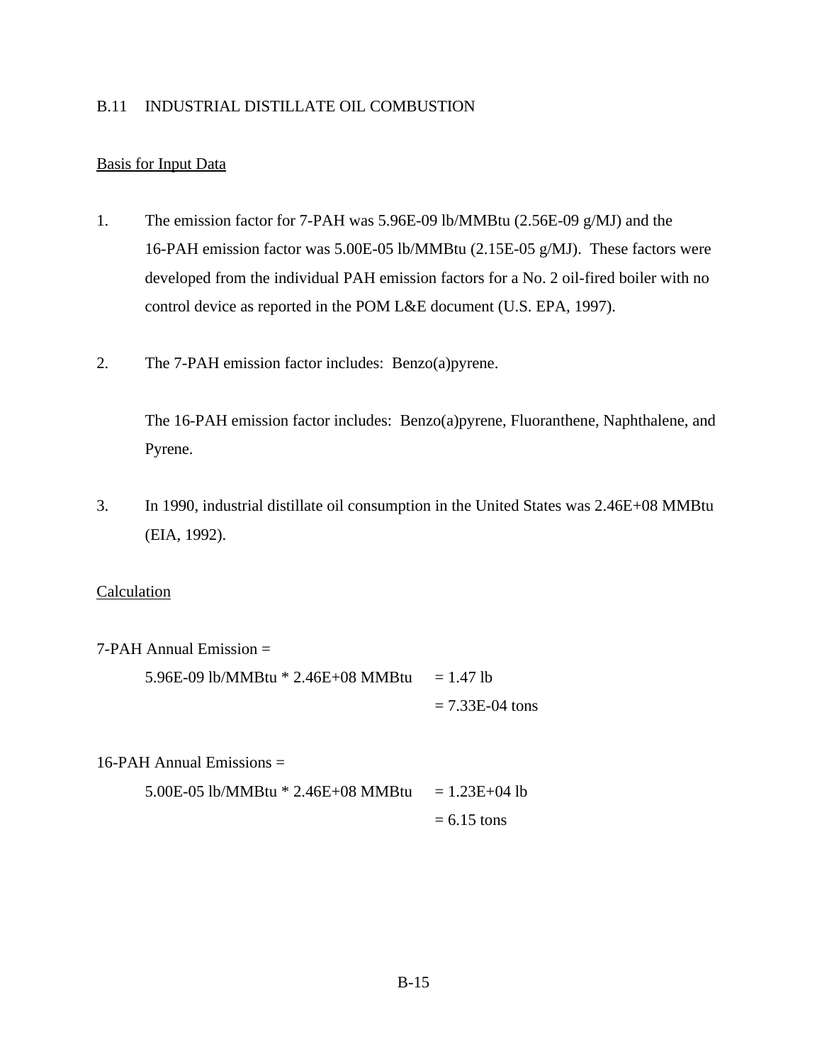## B.11 INDUSTRIAL DISTILLATE OIL COMBUSTION

Basis for Input Data

1. The emission factor for 7-PAH was 5.96E-09 lb/MMBtu (2.56E-09 g/MJ) and the 16-PAH emission factor was 5.00E-05 lb/MMBtu (2.15E-05 g/MJ). These factors were developed from the individual PAH emission factors for a No. 2 oil-fired boiler with no control device as reported in the POM L&E document (U.S. EPA, 1997).

2. The 7-PAH emission factor includes: Benzo(a)pyrene.

   The 16-PAH emission factor includes: Benzo(a)pyrene, Fluoranthene, Naphthalene, and Pyrene.

3. In 1990, industrial distillate oil consumption in the United States was 2.46E+08 MMBtu (EIA, 1992).

Calculation

7-PAH Annual Emission =

5.96E-09 lb/MMBtu * 2.46E+08 MMBtu = 1.47 lb
= 7.33E-04 tons

16-PAH Annual Emissions =

5.00E-05 lb/MMBtu * 2.46E+08 MMBtu = 1.23E+04 lb
= 6.15 tons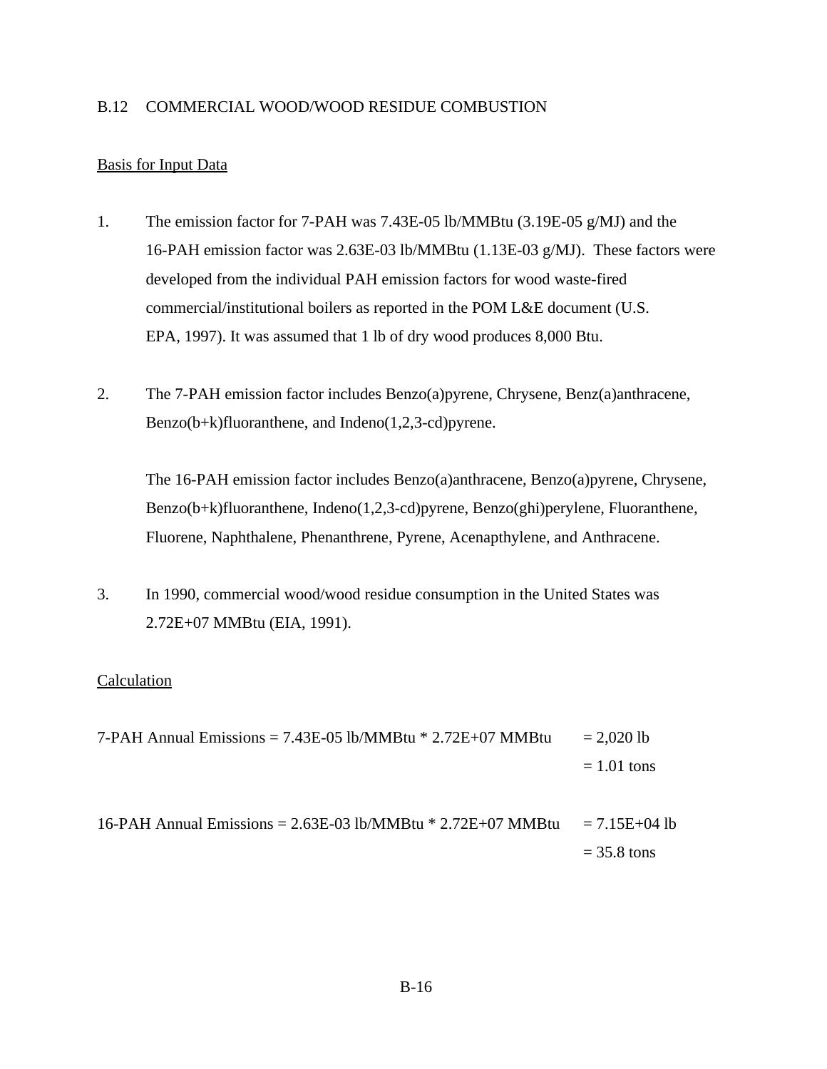## B.12 COMMERCIAL WOOD/WOOD RESIDUE COMBUSTION

Basis for Input Data

1. The emission factor for 7-PAH was 7.43E-05 lb/MMBtu (3.19E-05 g/MJ) and the 16-PAH emission factor was 2.63E-03 lb/MMBtu (1.13E-03 g/MJ). These factors were developed from the individual PAH emission factors for wood waste-fired commercial/institutional boilers as reported in the POM L&E document (U.S. EPA, 1997). It was assumed that 1 lb of dry wood produces 8,000 Btu.

2. The 7-PAH emission factor includes Benzo(a)pyrene, Chrysene, Benz(a)anthracene, Benzo(b+k)fluoranthene, and Indeno(1,2,3-cd)pyrene.

   The 16-PAH emission factor includes Benzo(a)anthracene, Benzo(a)pyrene, Chrysene, Benzo(b+k)fluoranthene, Indeno(1,2,3-cd)pyrene, Benzo(ghi)perylene, Fluoranthene, Fluorene, Naphthalene, Phenanthrene, Pyrene, Acenapthylene, and Anthracene.

3. In 1990, commercial wood/wood residue consumption in the United States was 2.72E+07 MMBtu (EIA, 1991).

Calculation

7-PAH Annual Emissions = 7.43E-05 lb/MMBtu * 2.72E+07 MMBtu = 2,020 lb
= 1.01 tons

16-PAH Annual Emissions = 2.63E-03 lb/MMBtu * 2.72E+07 MMBtu = 7.15E+04 lb
= 35.8 tons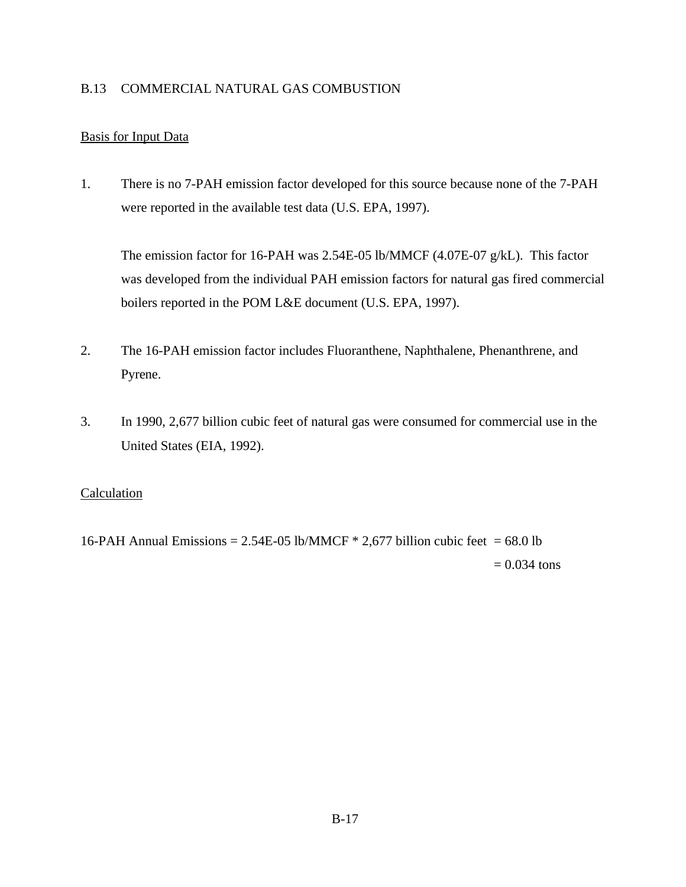## B.13 COMMERCIAL NATURAL GAS COMBUSTION

Basis for Input Data

1. There is no 7-PAH emission factor developed for this source because none of the 7-PAH were reported in the available test data (U.S. EPA, 1997).

   The emission factor for 16-PAH was 2.54E-05 lb/MMCF (4.07E-07 g/kL). This factor was developed from the individual PAH emission factors for natural gas fired commercial boilers reported in the POM L&E document (U.S. EPA, 1997).

2. The 16-PAH emission factor includes Fluoranthene, Naphthalene, Phenanthrene, and Pyrene.

3. In 1990, 2,677 billion cubic feet of natural gas were consumed for commercial use in the United States (EIA, 1992).

Calculation

16-PAH Annual Emissions = 2.54E-05 lb/MMCF * 2,677 billion cubic feet = 68.0 lb
= 0.034 tons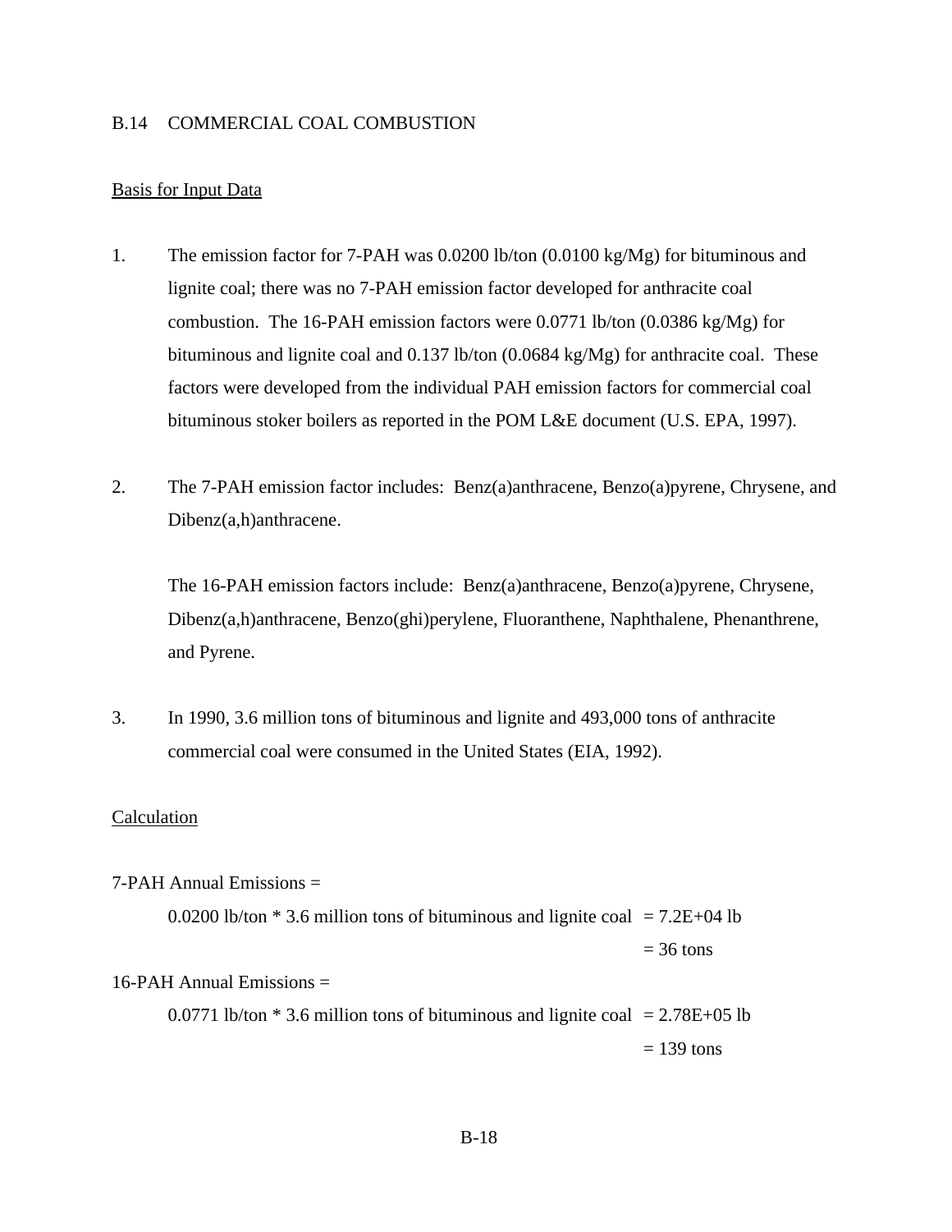## B.14 COMMERCIAL COAL COMBUSTION

Basis for Input Data

1. The emission factor for 7-PAH was 0.0200 lb/ton (0.0100 kg/Mg) for bituminous and lignite coal; there was no 7-PAH emission factor developed for anthracite coal combustion. The 16-PAH emission factors were 0.0771 lb/ton (0.0386 kg/Mg) for bituminous and lignite coal and 0.137 lb/ton (0.0684 kg/Mg) for anthracite coal. These factors were developed from the individual PAH emission factors for commercial coal bituminous stoker boilers as reported in the POM L&E document (U.S. EPA, 1997).

2. The 7-PAH emission factor includes: Benz(a)anthracene, Benzo(a)pyrene, Chrysene, and Dibenz(a,h)anthracene.

   The 16-PAH emission factors include: Benz(a)anthracene, Benzo(a)pyrene, Chrysene, Dibenz(a,h)anthracene, Benzo(ghi)perylene, Fluoranthene, Naphthalene, Phenanthrene, and Pyrene.

3. In 1990, 3.6 million tons of bituminous and lignite and 493,000 tons of anthracite commercial coal were consumed in the United States (EIA, 1992).

Calculation

7-PAH Annual Emissions =

0.0200 lb/ton * 3.6 million tons of bituminous and lignite coal = 7.2E+04 lb
= 36 tons

16-PAH Annual Emissions =

0.0771 lb/ton * 3.6 million tons of bituminous and lignite coal = 2.78E+05 lb
= 139 tons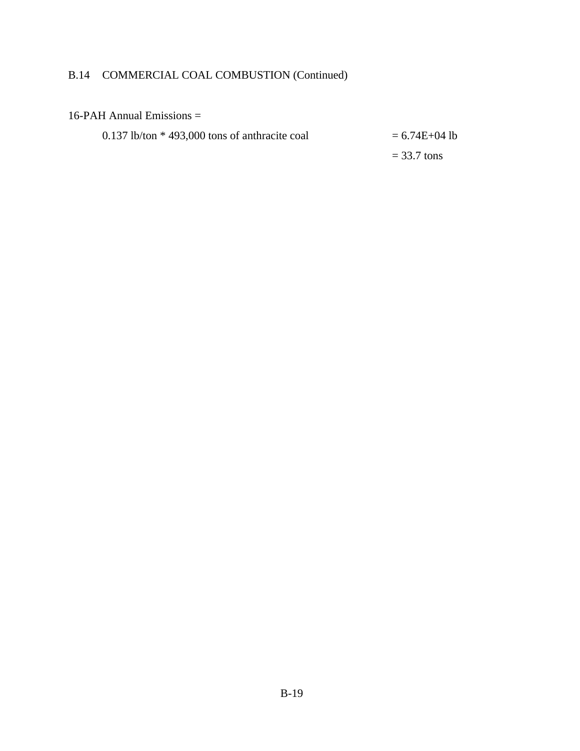## B.14 COMMERCIAL COAL COMBUSTION (Continued)

16-PAH Annual Emissions =

0.137 lb/ton * 493,000 tons of anthracite coal = 6.74E+04 lb

= 33.7 tons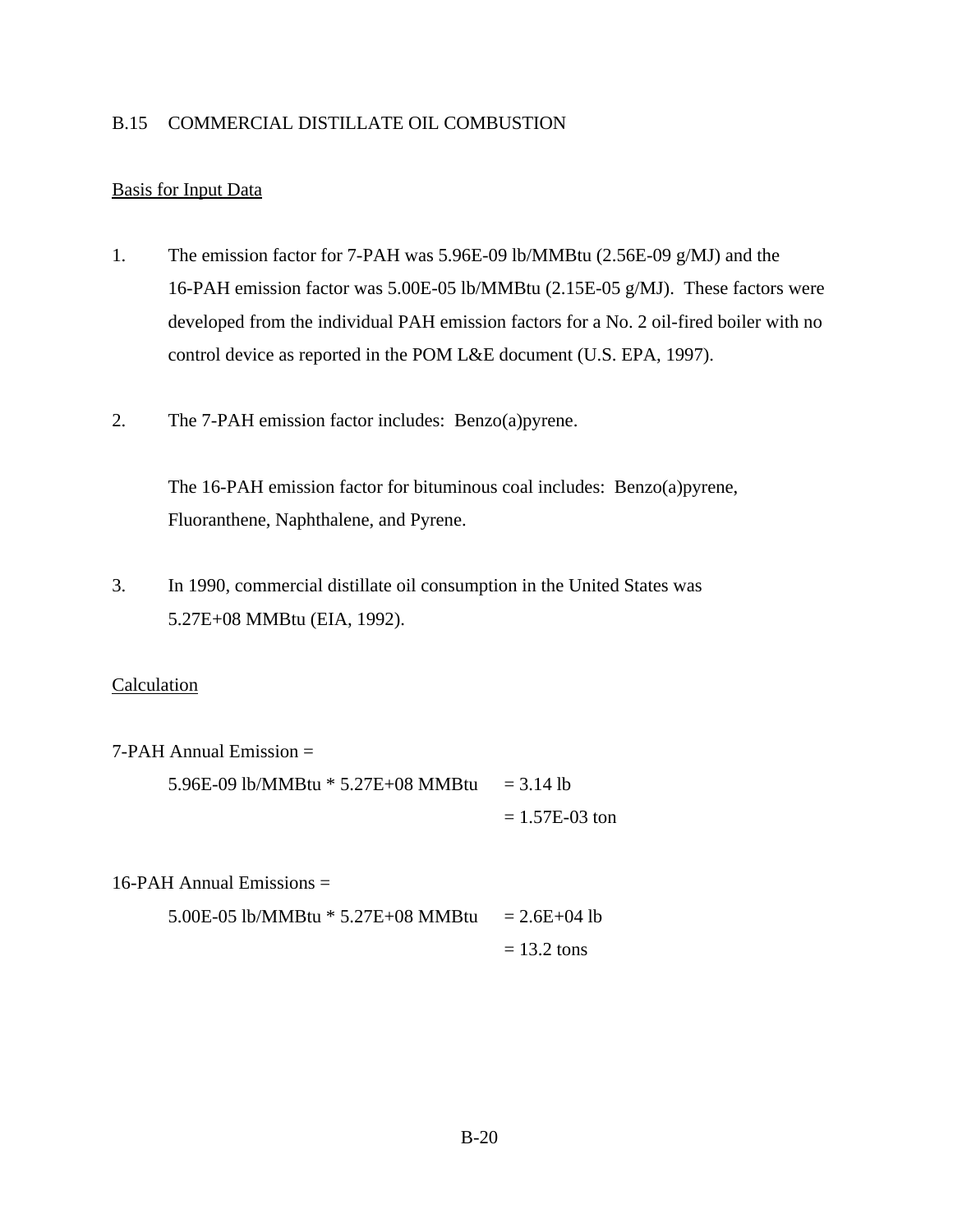## B.15 COMMERCIAL DISTILLATE OIL COMBUSTION

Basis for Input Data

1. The emission factor for 7-PAH was 5.96E-09 lb/MMBtu (2.56E-09 g/MJ) and the 16-PAH emission factor was 5.00E-05 lb/MMBtu (2.15E-05 g/MJ). These factors were developed from the individual PAH emission factors for a No. 2 oil-fired boiler with no control device as reported in the POM L&E document (U.S. EPA, 1997).

2. The 7-PAH emission factor includes: Benzo(a)pyrene.

   The 16-PAH emission factor for bituminous coal includes: Benzo(a)pyrene, Fluoranthene, Naphthalene, and Pyrene.

3. In 1990, commercial distillate oil consumption in the United States was 5.27E+08 MMBtu (EIA, 1992).

Calculation

7-PAH Annual Emission =

5.96E-09 lb/MMBtu * 5.27E+08 MMBtu = 3.14 lb
= 1.57E-03 ton

16-PAH Annual Emissions =

5.00E-05 lb/MMBtu * 5.27E+08 MMBtu = 2.6E+04 lb
= 13.2 tons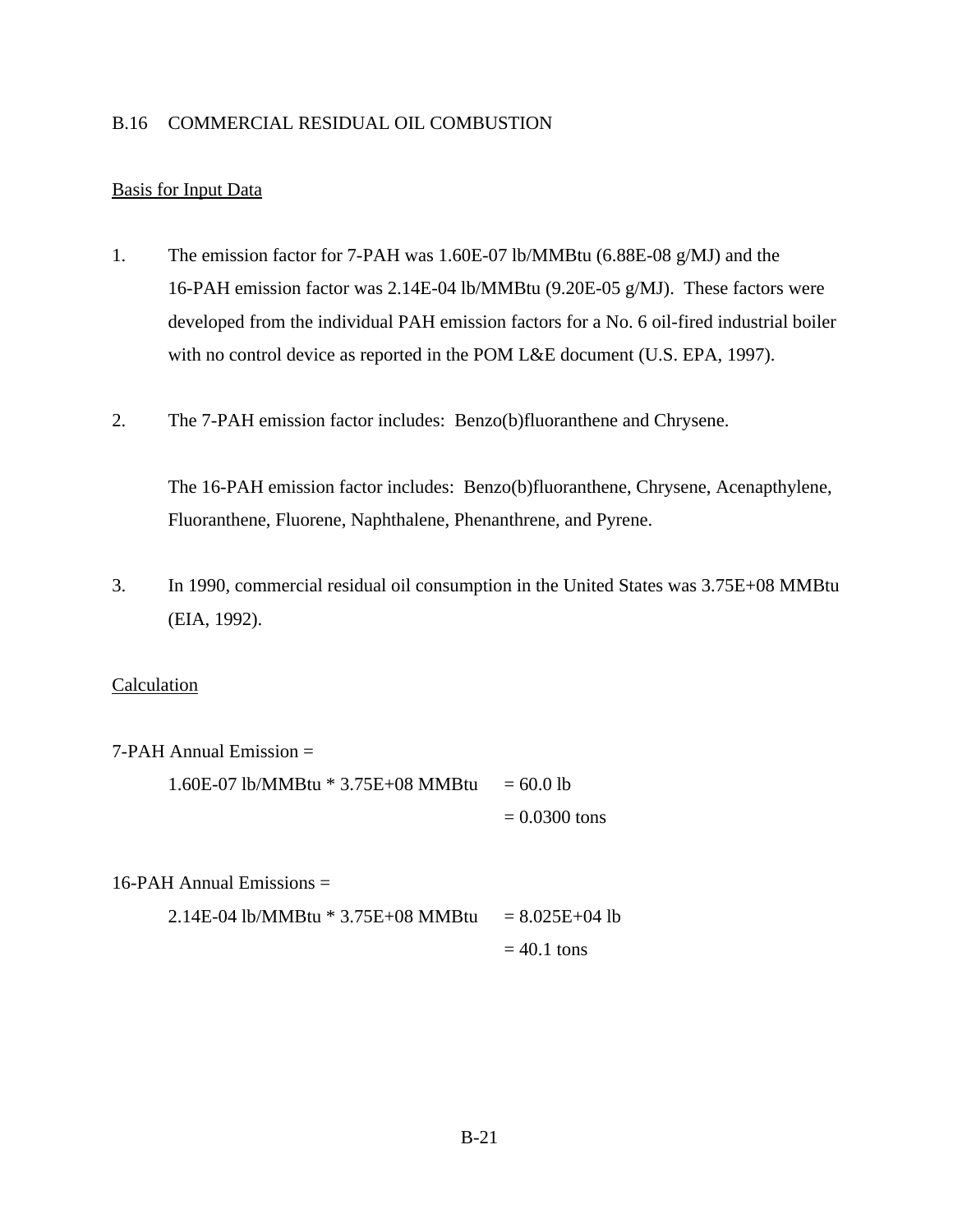## B.16 COMMERCIAL RESIDUAL OIL COMBUSTION

Basis for Input Data

1. The emission factor for 7-PAH was 1.60E-07 lb/MMBtu (6.88E-08 g/MJ) and the 16-PAH emission factor was 2.14E-04 lb/MMBtu (9.20E-05 g/MJ). These factors were developed from the individual PAH emission factors for a No. 6 oil-fired industrial boiler with no control device as reported in the POM L&E document (U.S. EPA, 1997).

2. The 7-PAH emission factor includes: Benzo(b)fluoranthene and Chrysene.

   The 16-PAH emission factor includes: Benzo(b)fluoranthene, Chrysene, Acenapthylene, Fluoranthene, Fluorene, Naphthalene, Phenanthrene, and Pyrene.

3. In 1990, commercial residual oil consumption in the United States was 3.75E+08 MMBtu (EIA, 1992).

Calculation

7-PAH Annual Emission =

1.60E-07 lb/MMBtu * 3.75E+08 MMBtu = 60.0 lb
= 0.0300 tons

16-PAH Annual Emissions =

2.14E-04 lb/MMBtu * 3.75E+08 MMBtu = 8.025E+04 lb
= 40.1 tons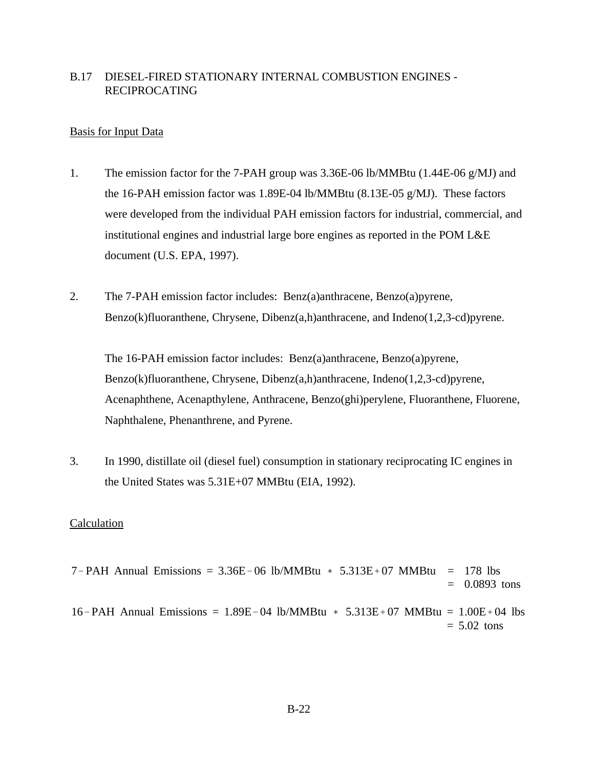## B.17 DIESEL-FIRED STATIONARY INTERNAL COMBUSTION ENGINES - RECIPROCATING

Basis for Input Data

1. The emission factor for the 7-PAH group was 3.36E-06 lb/MMBtu (1.44E-06 g/MJ) and the 16-PAH emission factor was 1.89E-04 lb/MMBtu (8.13E-05 g/MJ). These factors were developed from the individual PAH emission factors for industrial, commercial, and institutional engines and industrial large bore engines as reported in the POM L&E document (U.S. EPA, 1997).

2. The 7-PAH emission factor includes: Benz(a)anthracene, Benzo(a)pyrene, Benzo(k)fluoranthene, Chrysene, Dibenz(a,h)anthracene, and Indeno(1,2,3-cd)pyrene.

   The 16-PAH emission factor includes: Benz(a)anthracene, Benzo(a)pyrene, Benzo(k)fluoranthene, Chrysene, Dibenz(a,h)anthracene, Indeno(1,2,3-cd)pyrene, Acenaphthene, Acenapthylene, Anthracene, Benzo(ghi)perylene, Fluoranthene, Fluorene, Naphthalene, Phenanthrene, and Pyrene.

3. In 1990, distillate oil (diesel fuel) consumption in stationary reciprocating IC engines in the United States was 5.31E+07 MMBtu (EIA, 1992).

Calculation

$$\text{7-PAH Annual Emissions} = 3.36\text{E-}06 \text{ lb/MMBtu} * 5.313\text{E+}07 \text{ MMBtu} = 178 \text{ lbs} = 0.0893 \text{ tons}$$

$$\text{16-PAH Annual Emissions} = 1.89\text{E-}04 \text{ lb/MMBtu} * 5.313\text{E+}07 \text{ MMBtu} = 1.00\text{E+}04 \text{ lbs} = 5.02 \text{ tons}$$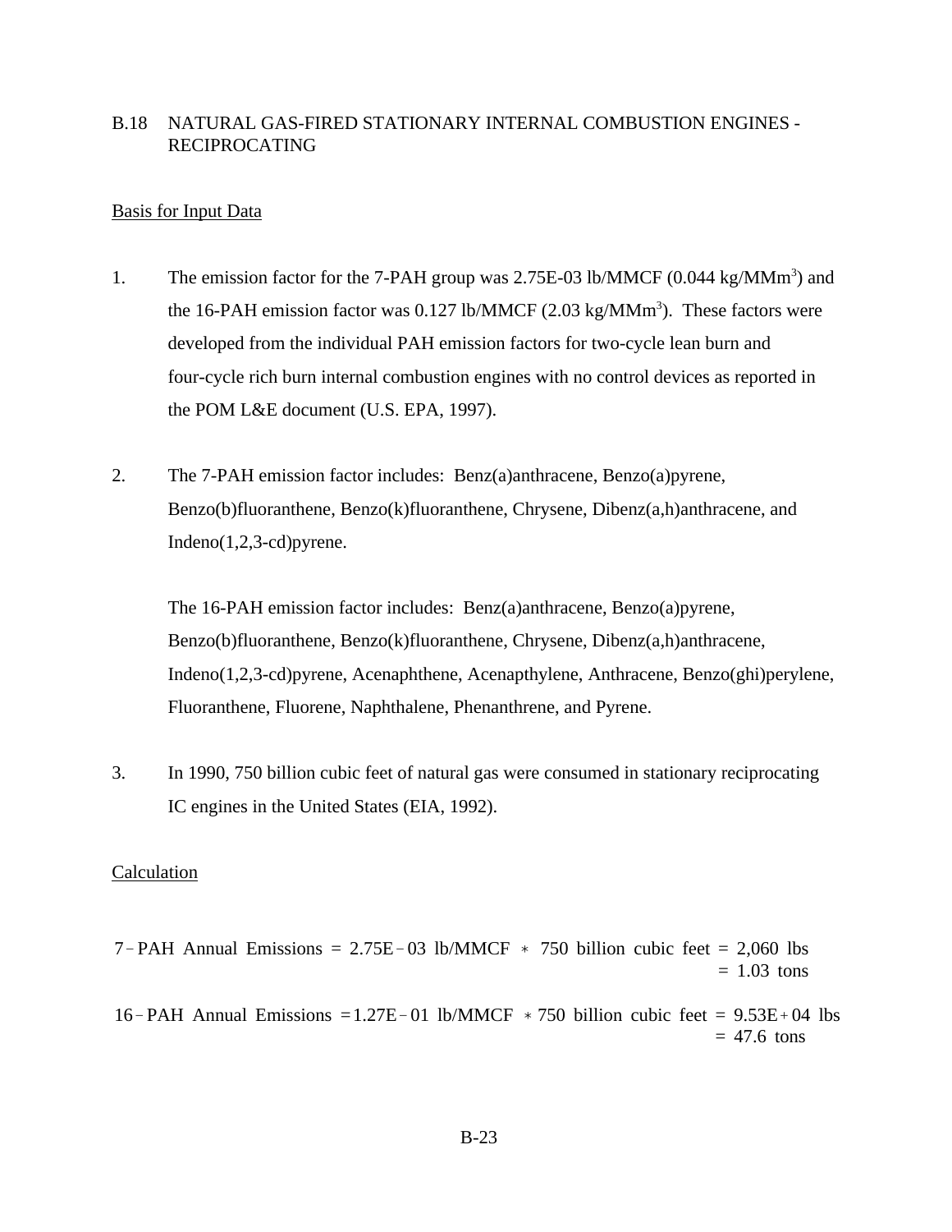## B.18 NATURAL GAS-FIRED STATIONARY INTERNAL COMBUSTION ENGINES - RECIPROCATING

Basis for Input Data

1. The emission factor for the 7-PAH group was 2.75E-03 lb/MMCF (0.044 kg/MMm$^3$) and the 16-PAH emission factor was 0.127 lb/MMCF (2.03 kg/MMm$^3$). These factors were developed from the individual PAH emission factors for two-cycle lean burn and four-cycle rich burn internal combustion engines with no control devices as reported in the POM L&E document (U.S. EPA, 1997).

2. The 7-PAH emission factor includes: Benz(a)anthracene, Benzo(a)pyrene, Benzo(b)fluoranthene, Benzo(k)fluoranthene, Chrysene, Dibenz(a,h)anthracene, and Indeno(1,2,3-cd)pyrene.

   The 16-PAH emission factor includes: Benz(a)anthracene, Benzo(a)pyrene, Benzo(b)fluoranthene, Benzo(k)fluoranthene, Chrysene, Dibenz(a,h)anthracene, Indeno(1,2,3-cd)pyrene, Acenaphthene, Acenapthylene, Anthracene, Benzo(ghi)perylene, Fluoranthene, Fluorene, Naphthalene, Phenanthrene, and Pyrene.

3. In 1990, 750 billion cubic feet of natural gas were consumed in stationary reciprocating IC engines in the United States (EIA, 1992).

Calculation

$$\text{7-PAH Annual Emissions} = 2.75\text{E}-03 \text{ lb/MMCF} * 750 \text{ billion cubic feet} = 2{,}060 \text{ lbs} = 1.03 \text{ tons}$$

$$\text{16-PAH Annual Emissions} = 1.27\text{E}-01 \text{ lb/MMCF} * 750 \text{ billion cubic feet} = 9.53\text{E}+04 \text{ lbs} = 47.6 \text{ tons}$$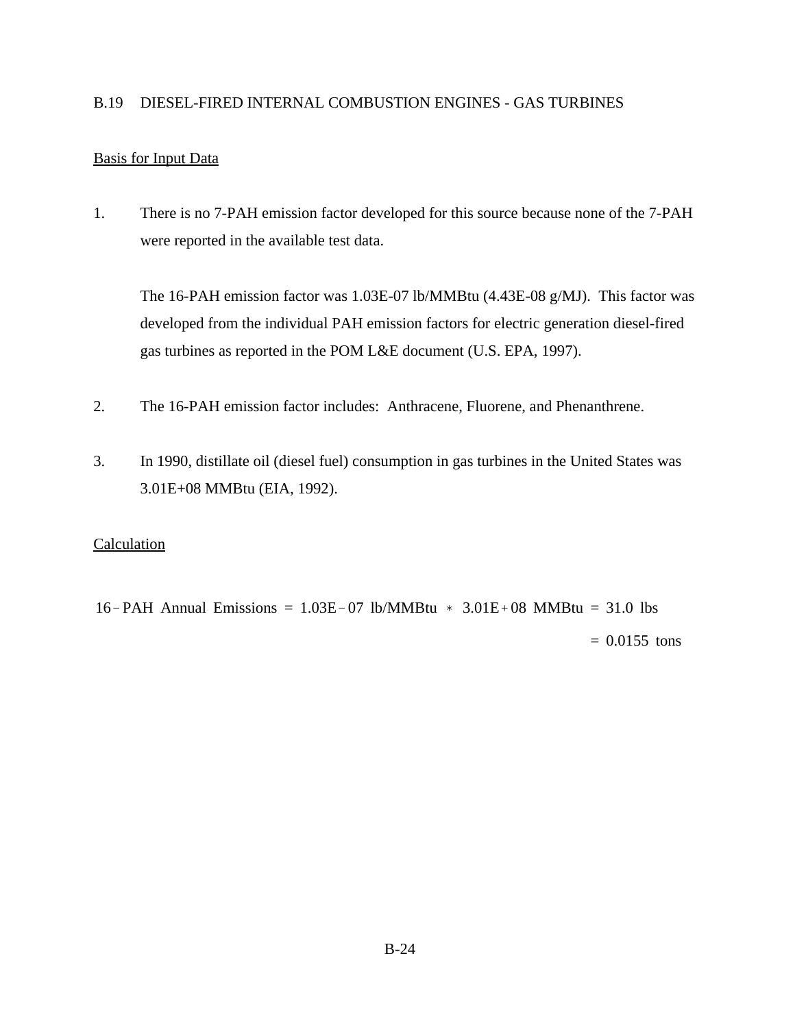## B.19 DIESEL-FIRED INTERNAL COMBUSTION ENGINES - GAS TURBINES

Basis for Input Data

1. There is no 7-PAH emission factor developed for this source because none of the 7-PAH were reported in the available test data.

   The 16-PAH emission factor was 1.03E-07 lb/MMBtu (4.43E-08 g/MJ). This factor was developed from the individual PAH emission factors for electric generation diesel-fired gas turbines as reported in the POM L&E document (U.S. EPA, 1997).

2. The 16-PAH emission factor includes: Anthracene, Fluorene, and Phenanthrene.

3. In 1990, distillate oil (diesel fuel) consumption in gas turbines in the United States was 3.01E+08 MMBtu (EIA, 1992).

Calculation

$$16\text{-PAH Annual Emissions} = 1.03\text{E-}07 \text{ lb/MMBtu} * 3.01\text{E+}08 \text{ MMBtu} = 31.0 \text{ lbs}$$

$$= 0.0155 \text{ tons}$$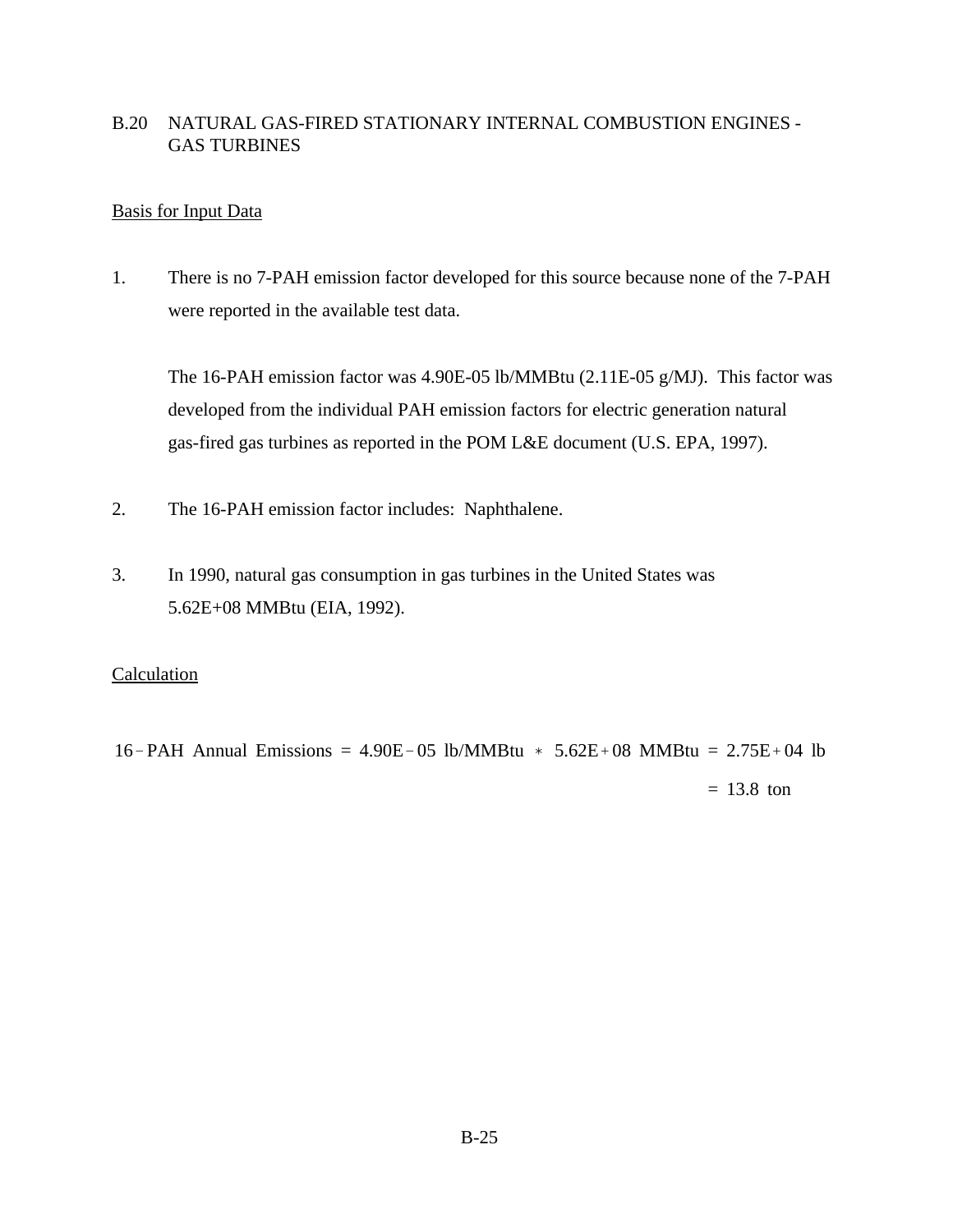## B.20 NATURAL GAS-FIRED STATIONARY INTERNAL COMBUSTION ENGINES - GAS TURBINES

Basis for Input Data

1. There is no 7-PAH emission factor developed for this source because none of the 7-PAH were reported in the available test data.

   The 16-PAH emission factor was 4.90E-05 lb/MMBtu (2.11E-05 g/MJ). This factor was developed from the individual PAH emission factors for electric generation natural gas-fired gas turbines as reported in the POM L&E document (U.S. EPA, 1997).

2. The 16-PAH emission factor includes: Naphthalene.

3. In 1990, natural gas consumption in gas turbines in the United States was 5.62E+08 MMBtu (EIA, 1992).

Calculation

$$
\begin{aligned}
\text{16-PAH Annual Emissions} &= 4.90\text{E-}05 \text{ lb/MMBtu} * 5.62\text{E+}08 \text{ MMBtu} = 2.75\text{E+}04 \text{ lb} \\
&= 13.8 \text{ ton}
\end{aligned}
$$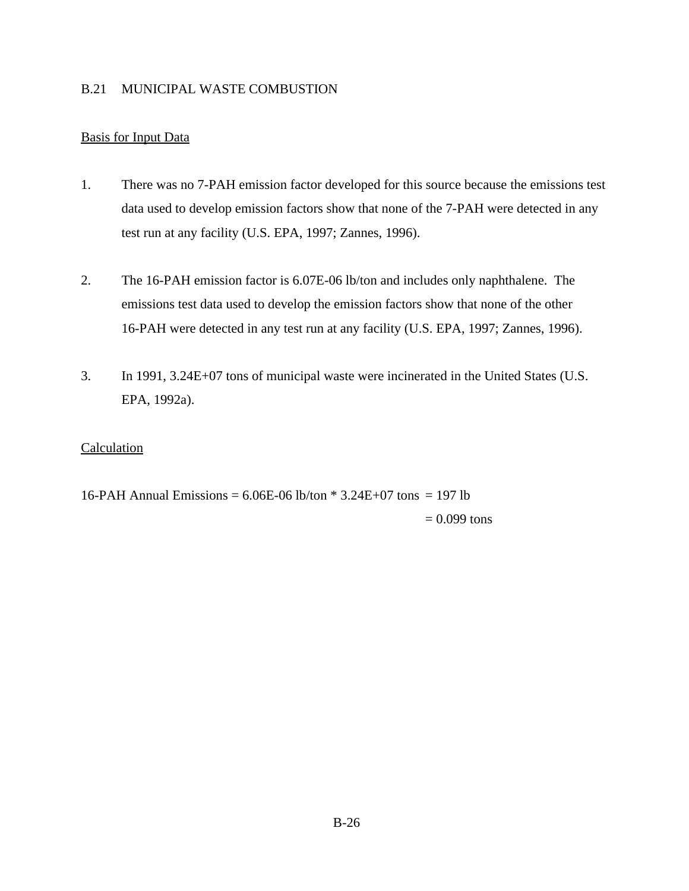## B.21 MUNICIPAL WASTE COMBUSTION

<u>Basis for Input Data</u>

1. There was no 7-PAH emission factor developed for this source because the emissions test data used to develop emission factors show that none of the 7-PAH were detected in any test run at any facility (U.S. EPA, 1997; Zannes, 1996).

2. The 16-PAH emission factor is 6.07E-06 lb/ton and includes only naphthalene. The emissions test data used to develop the emission factors show that none of the other 16-PAH were detected in any test run at any facility (U.S. EPA, 1997; Zannes, 1996).

3. In 1991, 3.24E+07 tons of municipal waste were incinerated in the United States (U.S. EPA, 1992a).

<u>Calculation</u>

16-PAH Annual Emissions = 6.06E-06 lb/ton * 3.24E+07 tons = 197 lb
= 0.099 tons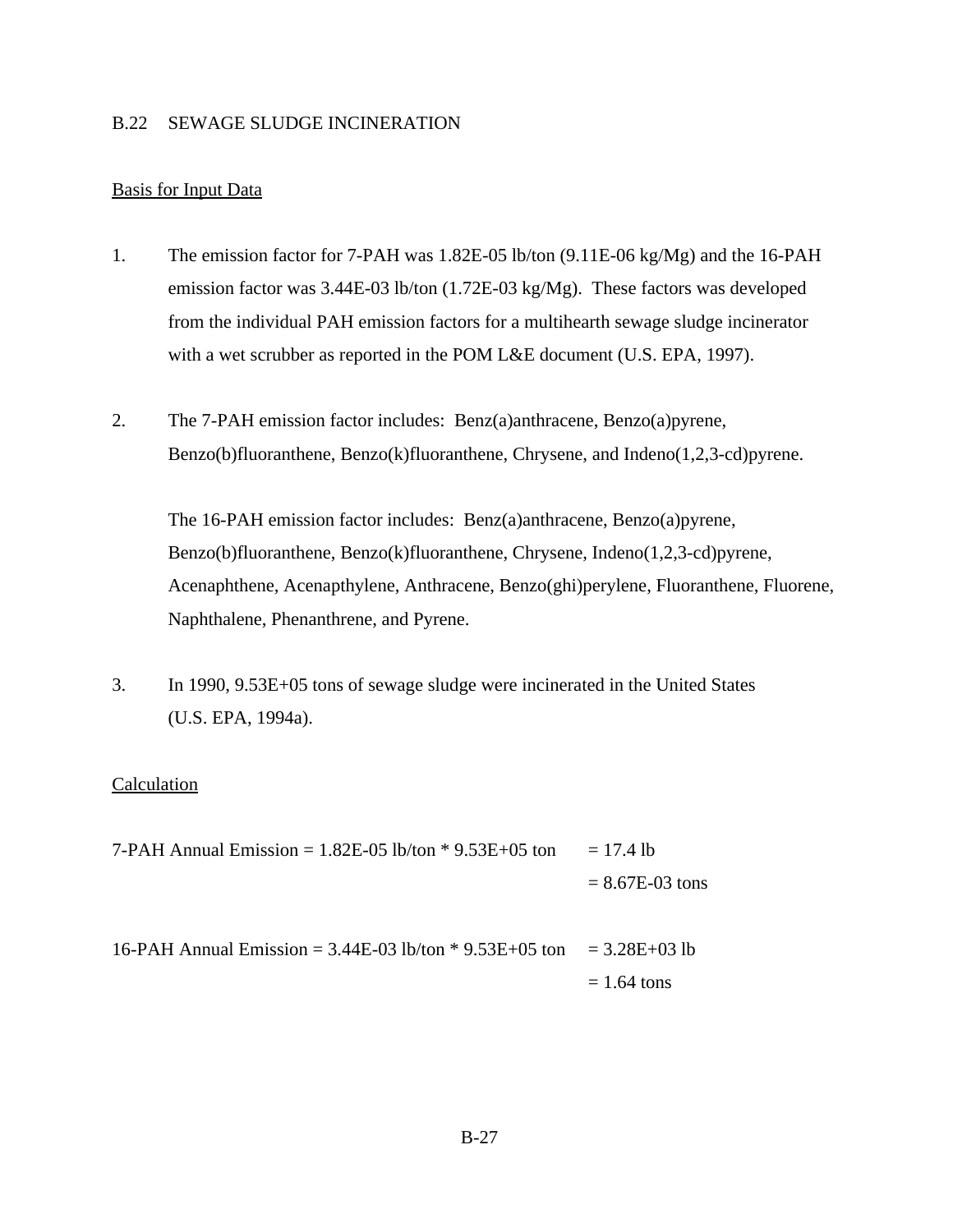## B.22 SEWAGE SLUDGE INCINERATION

Basis for Input Data

1. The emission factor for 7-PAH was 1.82E-05 lb/ton (9.11E-06 kg/Mg) and the 16-PAH emission factor was 3.44E-03 lb/ton (1.72E-03 kg/Mg). These factors was developed from the individual PAH emission factors for a multihearth sewage sludge incinerator with a wet scrubber as reported in the POM L&E document (U.S. EPA, 1997).

2. The 7-PAH emission factor includes: Benz(a)anthracene, Benzo(a)pyrene, Benzo(b)fluoranthene, Benzo(k)fluoranthene, Chrysene, and Indeno(1,2,3-cd)pyrene.

   The 16-PAH emission factor includes: Benz(a)anthracene, Benzo(a)pyrene, Benzo(b)fluoranthene, Benzo(k)fluoranthene, Chrysene, Indeno(1,2,3-cd)pyrene, Acenaphthene, Acenapthylene, Anthracene, Benzo(ghi)perylene, Fluoranthene, Fluorene, Naphthalene, Phenanthrene, and Pyrene.

3. In 1990, 9.53E+05 tons of sewage sludge were incinerated in the United States (U.S. EPA, 1994a).

Calculation

7-PAH Annual Emission = 1.82E-05 lb/ton * 9.53E+05 ton = 17.4 lb
= 8.67E-03 tons

16-PAH Annual Emission = 3.44E-03 lb/ton * 9.53E+05 ton = 3.28E+03 lb
= 1.64 tons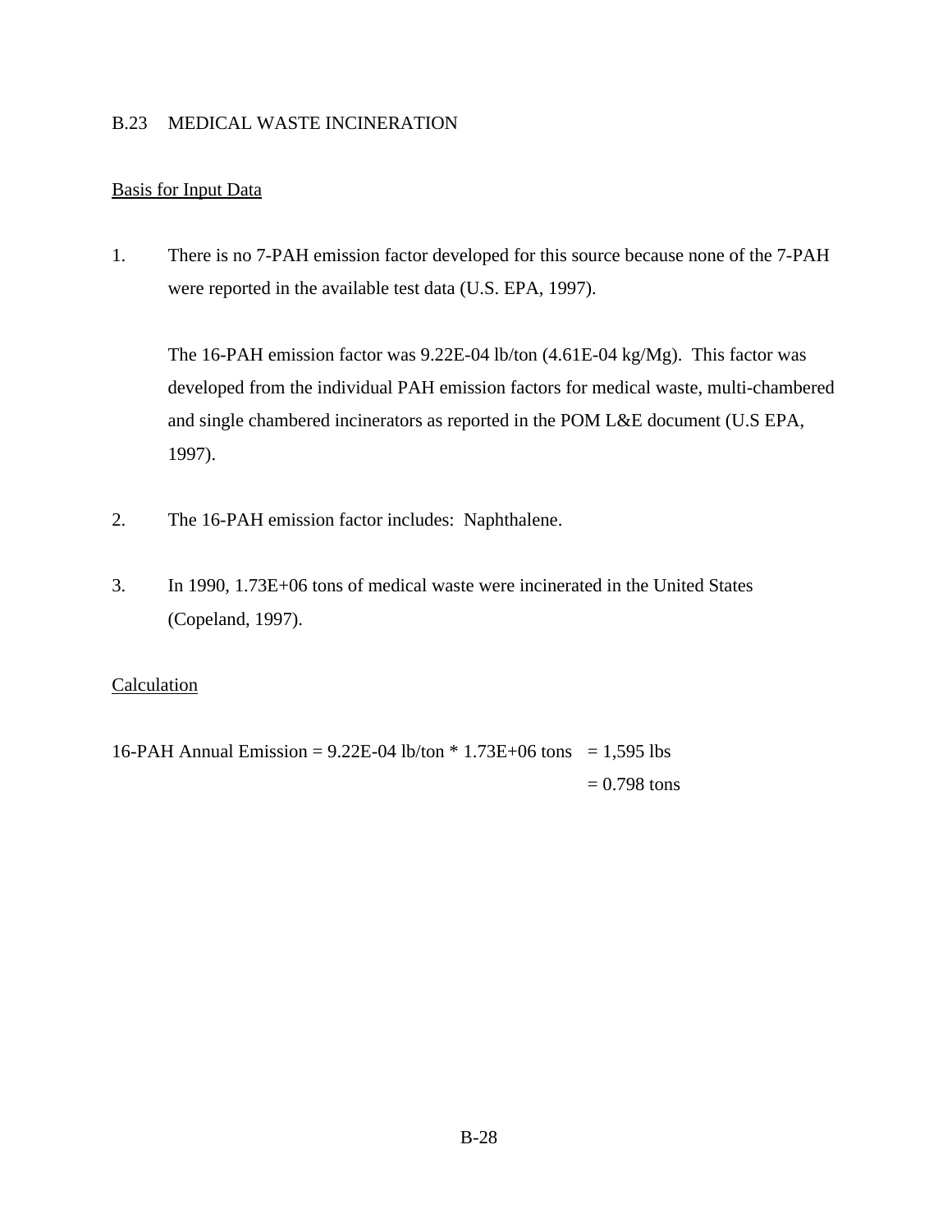## B.23 MEDICAL WASTE INCINERATION

Basis for Input Data

1. There is no 7-PAH emission factor developed for this source because none of the 7-PAH were reported in the available test data (U.S. EPA, 1997).

   The 16-PAH emission factor was 9.22E-04 lb/ton (4.61E-04 kg/Mg). This factor was developed from the individual PAH emission factors for medical waste, multi-chambered and single chambered incinerators as reported in the POM L&E document (U.S EPA, 1997).

2. The 16-PAH emission factor includes: Naphthalene.

3. In 1990, 1.73E+06 tons of medical waste were incinerated in the United States (Copeland, 1997).

Calculation

16-PAH Annual Emission = 9.22E-04 lb/ton * 1.73E+06 tons = 1,595 lbs
= 0.798 tons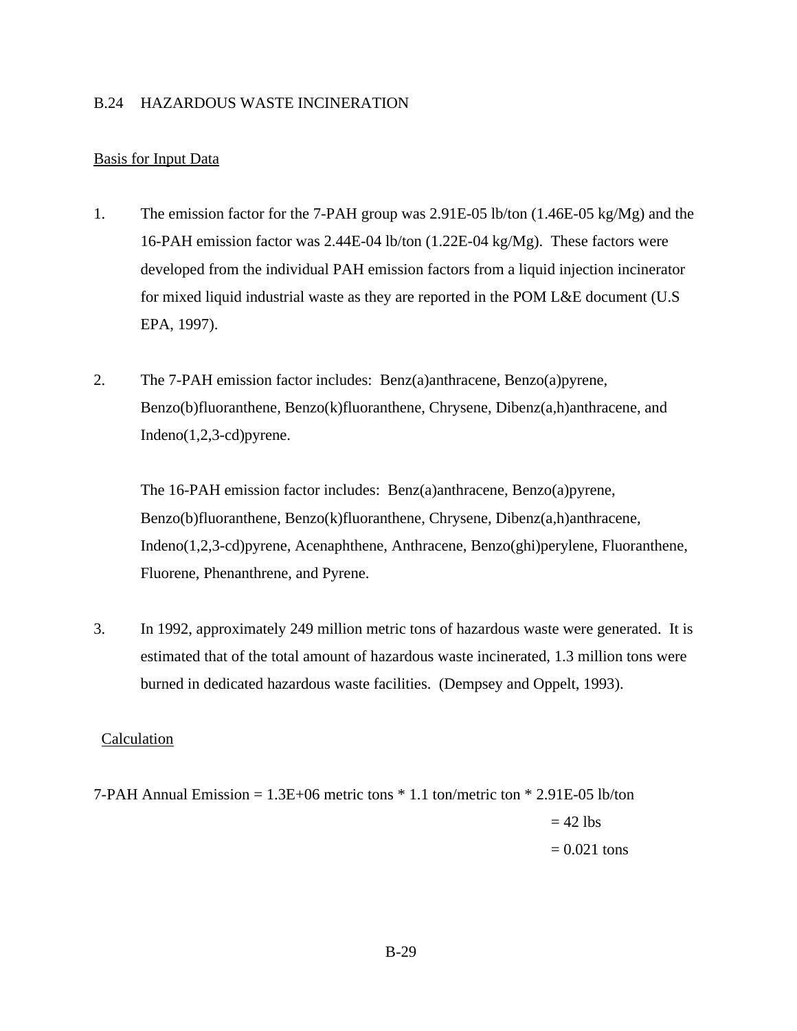## B.24 HAZARDOUS WASTE INCINERATION

### Basis for Input Data

1. The emission factor for the 7-PAH group was 2.91E-05 lb/ton (1.46E-05 kg/Mg) and the 16-PAH emission factor was 2.44E-04 lb/ton (1.22E-04 kg/Mg). These factors were developed from the individual PAH emission factors from a liquid injection incinerator for mixed liquid industrial waste as they are reported in the POM L&E document (U.S EPA, 1997).

2. The 7-PAH emission factor includes: Benz(a)anthracene, Benzo(a)pyrene, Benzo(b)fluoranthene, Benzo(k)fluoranthene, Chrysene, Dibenz(a,h)anthracene, and Indeno(1,2,3-cd)pyrene.

   The 16-PAH emission factor includes: Benz(a)anthracene, Benzo(a)pyrene, Benzo(b)fluoranthene, Benzo(k)fluoranthene, Chrysene, Dibenz(a,h)anthracene, Indeno(1,2,3-cd)pyrene, Acenaphthene, Anthracene, Benzo(ghi)perylene, Fluoranthene, Fluorene, Phenanthrene, and Pyrene.

3. In 1992, approximately 249 million metric tons of hazardous waste were generated. It is estimated that of the total amount of hazardous waste incinerated, 1.3 million tons were burned in dedicated hazardous waste facilities. (Dempsey and Oppelt, 1993).

### Calculation

7-PAH Annual Emission = 1.3E+06 metric tons * 1.1 ton/metric ton * 2.91E-05 lb/ton

= 42 lbs

= 0.021 tons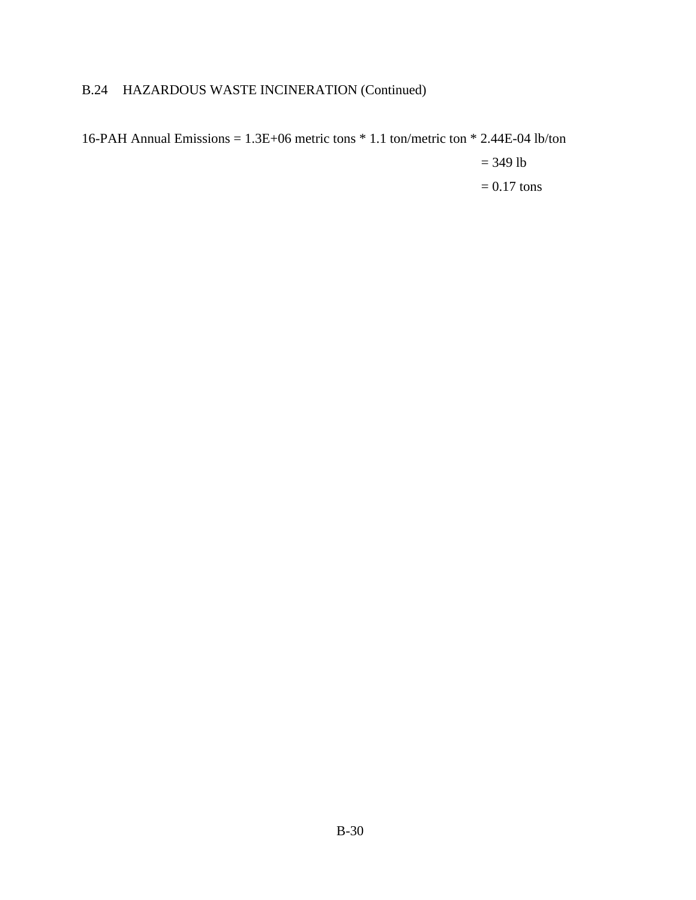## B.24 HAZARDOUS WASTE INCINERATION (Continued)

16-PAH Annual Emissions = 1.3E+06 metric tons * 1.1 ton/metric ton * 2.44E-04 lb/ton

= 349 lb

= 0.17 tons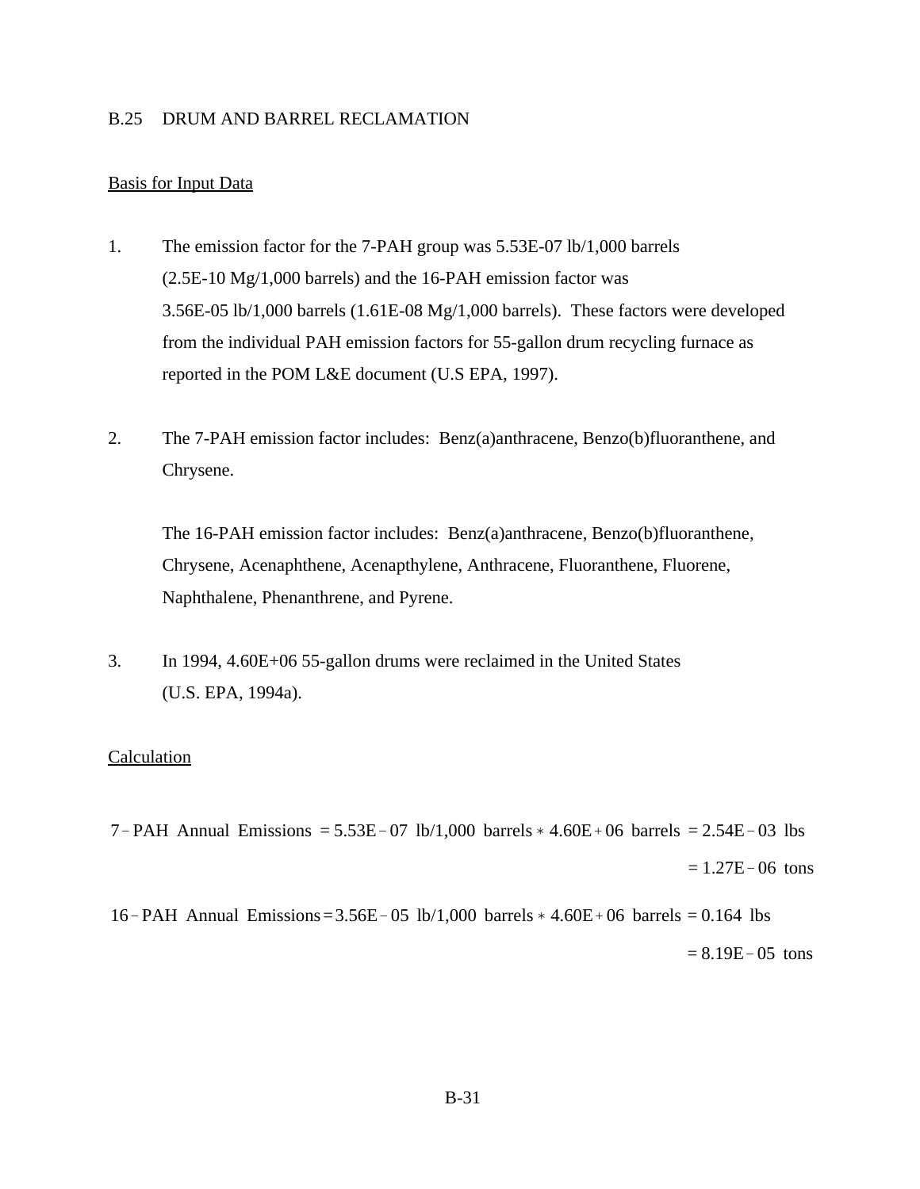## B.25 DRUM AND BARREL RECLAMATION

Basis for Input Data

1. The emission factor for the 7-PAH group was 5.53E-07 lb/1,000 barrels (2.5E-10 Mg/1,000 barrels) and the 16-PAH emission factor was 3.56E-05 lb/1,000 barrels (1.61E-08 Mg/1,000 barrels). These factors were developed from the individual PAH emission factors for 55-gallon drum recycling furnace as reported in the POM L&E document (U.S EPA, 1997).

2. The 7-PAH emission factor includes: Benz(a)anthracene, Benzo(b)fluoranthene, and Chrysene.

   The 16-PAH emission factor includes: Benz(a)anthracene, Benzo(b)fluoranthene, Chrysene, Acenaphthene, Acenapthylene, Anthracene, Fluoranthene, Fluorene, Naphthalene, Phenanthrene, and Pyrene.

3. In 1994, 4.60E+06 55-gallon drums were reclaimed in the United States (U.S. EPA, 1994a).

Calculation

$$7-\text{PAH Annual Emissions} = 5.53\text{E}-07 \text{ lb}/1{,}000 \text{ barrels} * 4.60\text{E}+06 \text{ barrels} = 2.54\text{E}-03 \text{ lbs}$$

$$= 1.27\text{E}-06 \text{ tons}$$

$$16-\text{PAH Annual Emissions} = 3.56\text{E}-05 \text{ lb}/1{,}000 \text{ barrels} * 4.60\text{E}+06 \text{ barrels} = 0.164 \text{ lbs}$$

$$= 8.19\text{E}-05 \text{ tons}$$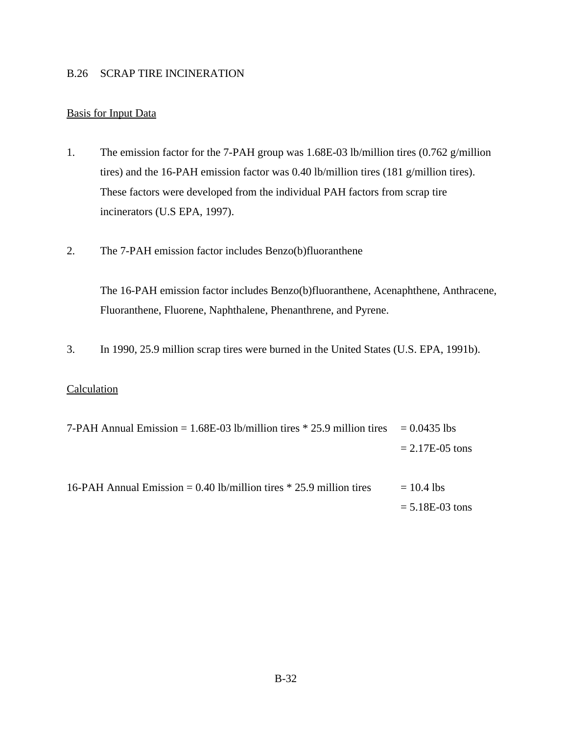## B.26 SCRAP TIRE INCINERATION

Basis for Input Data

1. The emission factor for the 7-PAH group was 1.68E-03 lb/million tires (0.762 g/million tires) and the 16-PAH emission factor was 0.40 lb/million tires (181 g/million tires). These factors were developed from the individual PAH factors from scrap tire incinerators (U.S EPA, 1997).

2. The 7-PAH emission factor includes Benzo(b)fluoranthene

   The 16-PAH emission factor includes Benzo(b)fluoranthene, Acenaphthene, Anthracene, Fluoranthene, Fluorene, Naphthalene, Phenanthrene, and Pyrene.

3. In 1990, 25.9 million scrap tires were burned in the United States (U.S. EPA, 1991b).

Calculation

7-PAH Annual Emission = 1.68E-03 lb/million tires * 25.9 million tires = 0.0435 lbs
= 2.17E-05 tons

16-PAH Annual Emission = 0.40 lb/million tires * 25.9 million tires = 10.4 lbs
= 5.18E-03 tons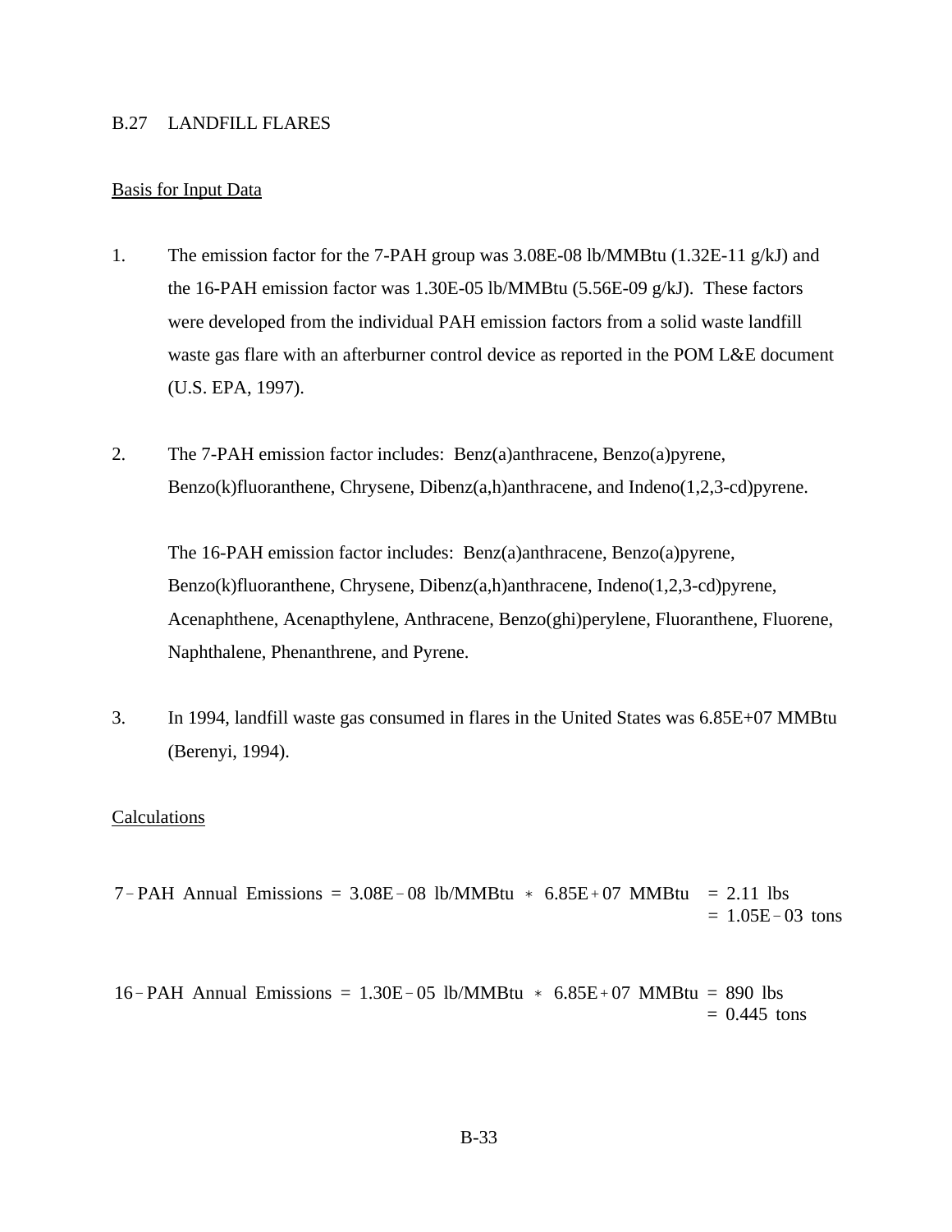## B.27 LANDFILL FLARES

Basis for Input Data

1. The emission factor for the 7-PAH group was 3.08E-08 lb/MMBtu (1.32E-11 g/kJ) and the 16-PAH emission factor was 1.30E-05 lb/MMBtu (5.56E-09 g/kJ). These factors were developed from the individual PAH emission factors from a solid waste landfill waste gas flare with an afterburner control device as reported in the POM L&E document (U.S. EPA, 1997).

2. The 7-PAH emission factor includes: Benz(a)anthracene, Benzo(a)pyrene, Benzo(k)fluoranthene, Chrysene, Dibenz(a,h)anthracene, and Indeno(1,2,3-cd)pyrene.

   The 16-PAH emission factor includes: Benz(a)anthracene, Benzo(a)pyrene, Benzo(k)fluoranthene, Chrysene, Dibenz(a,h)anthracene, Indeno(1,2,3-cd)pyrene, Acenaphthene, Acenapthylene, Anthracene, Benzo(ghi)perylene, Fluoranthene, Fluorene, Naphthalene, Phenanthrene, and Pyrene.

3. In 1994, landfill waste gas consumed in flares in the United States was 6.85E+07 MMBtu (Berenyi, 1994).

Calculations

$$\text{7-PAH Annual Emissions} = 3.08\text{E-08 lb/MMBtu} * 6.85\text{E+07 MMBtu} = 2.11 \text{ lbs} = 1.05\text{E-03 tons}$$

$$\text{16-PAH Annual Emissions} = 1.30\text{E-05 lb/MMBtu} * 6.85\text{E+07 MMBtu} = 890 \text{ lbs} = 0.445 \text{ tons}$$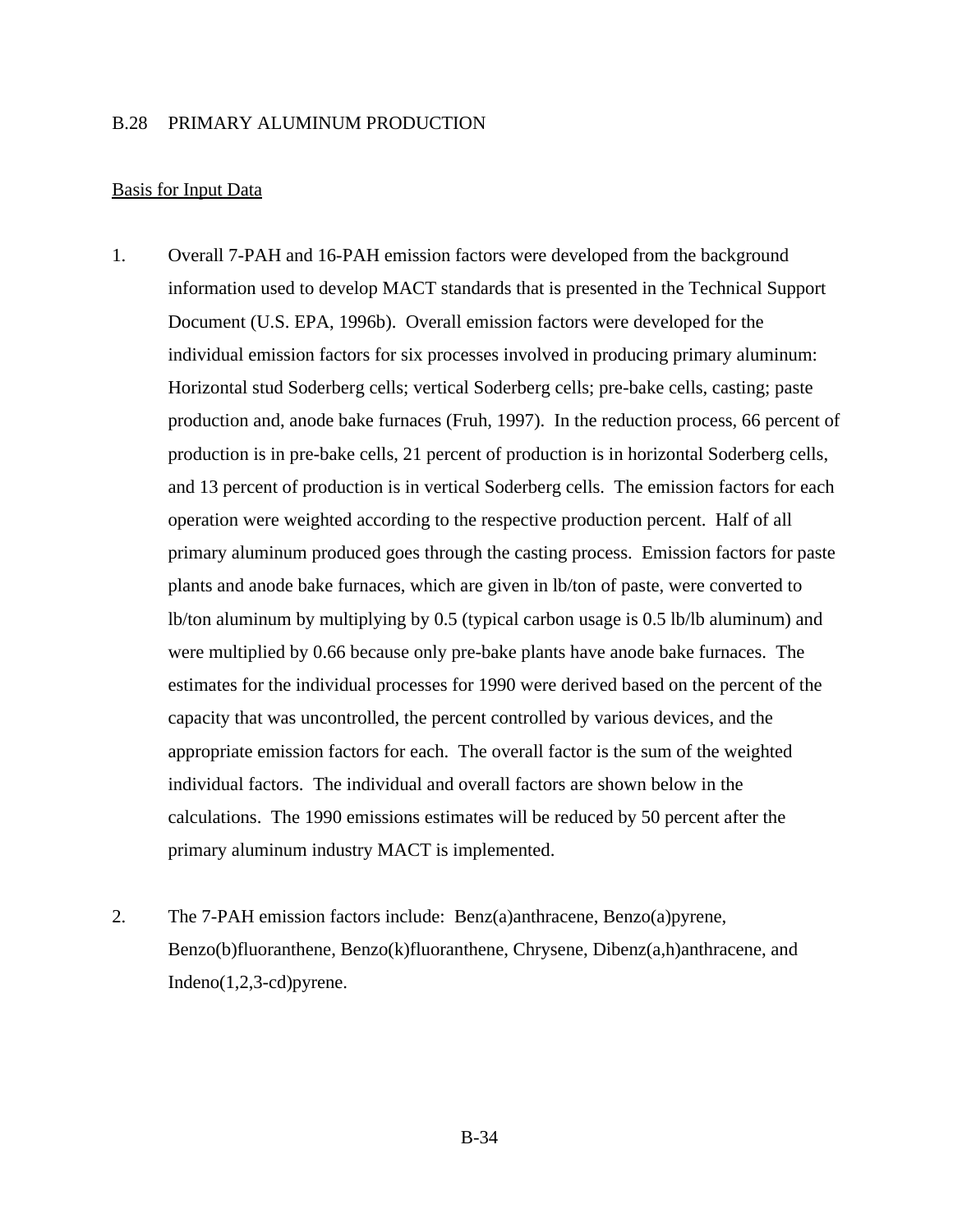## B.28 PRIMARY ALUMINUM PRODUCTION

<u>Basis for Input Data</u>

1. Overall 7-PAH and 16-PAH emission factors were developed from the background information used to develop MACT standards that is presented in the Technical Support Document (U.S. EPA, 1996b). Overall emission factors were developed for the individual emission factors for six processes involved in producing primary aluminum: Horizontal stud Soderberg cells; vertical Soderberg cells; pre-bake cells, casting; paste production and, anode bake furnaces (Fruh, 1997). In the reduction process, 66 percent of production is in pre-bake cells, 21 percent of production is in horizontal Soderberg cells, and 13 percent of production is in vertical Soderberg cells. The emission factors for each operation were weighted according to the respective production percent. Half of all primary aluminum produced goes through the casting process. Emission factors for paste plants and anode bake furnaces, which are given in lb/ton of paste, were converted to lb/ton aluminum by multiplying by 0.5 (typical carbon usage is 0.5 lb/lb aluminum) and were multiplied by 0.66 because only pre-bake plants have anode bake furnaces. The estimates for the individual processes for 1990 were derived based on the percent of the capacity that was uncontrolled, the percent controlled by various devices, and the appropriate emission factors for each. The overall factor is the sum of the weighted individual factors. The individual and overall factors are shown below in the calculations. The 1990 emissions estimates will be reduced by 50 percent after the primary aluminum industry MACT is implemented.

2. The 7-PAH emission factors include: Benz(a)anthracene, Benzo(a)pyrene, Benzo(b)fluoranthene, Benzo(k)fluoranthene, Chrysene, Dibenz(a,h)anthracene, and Indeno(1,2,3-cd)pyrene.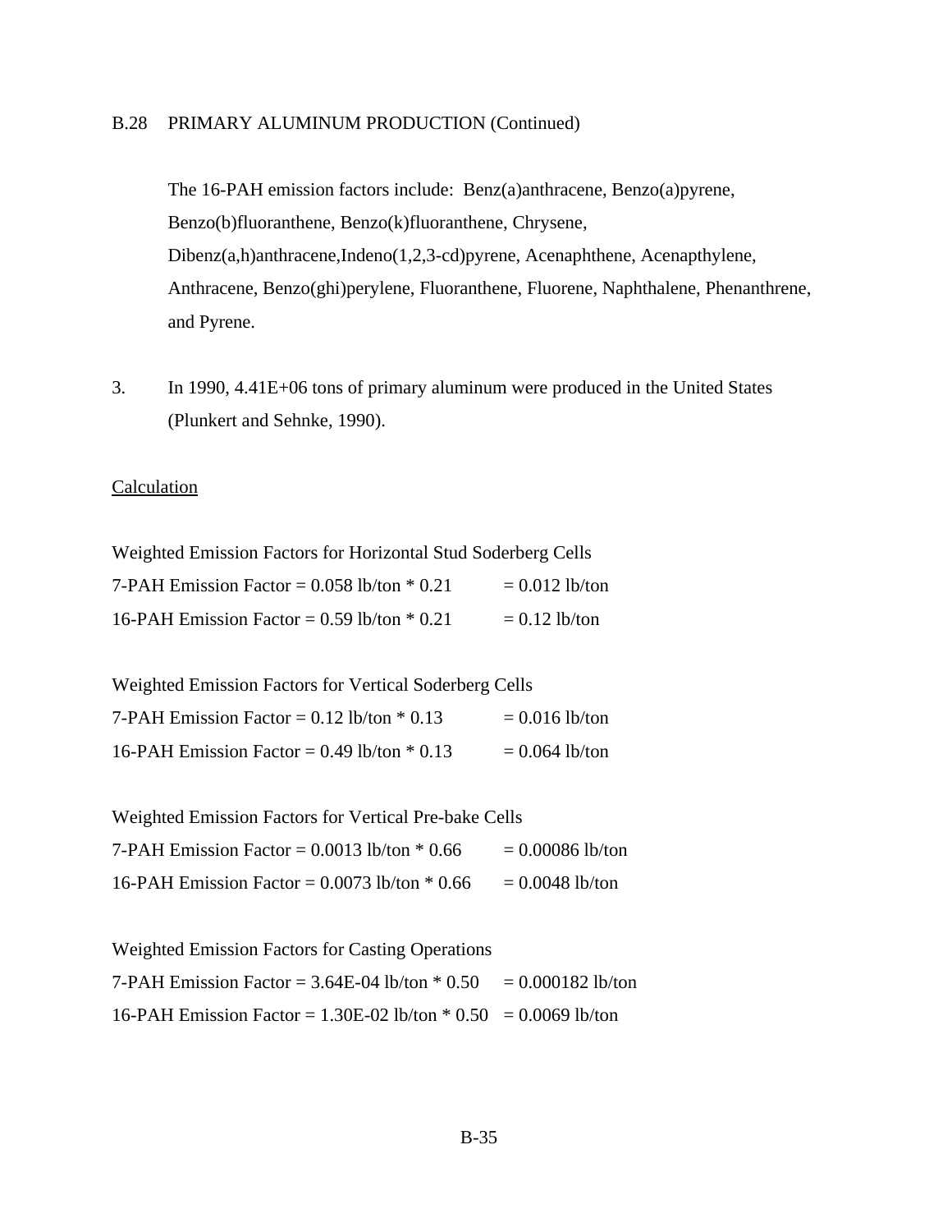B.28 PRIMARY ALUMINUM PRODUCTION (Continued)

The 16-PAH emission factors include: Benz(a)anthracene, Benzo(a)pyrene, Benzo(b)fluoranthene, Benzo(k)fluoranthene, Chrysene, Dibenz(a,h)anthracene,Indeno(1,2,3-cd)pyrene, Acenaphthene, Acenapthylene, Anthracene, Benzo(ghi)perylene, Fluoranthene, Fluorene, Naphthalene, Phenanthrene, and Pyrene.

3. In 1990, 4.41E+06 tons of primary aluminum were produced in the United States (Plunkert and Sehnke, 1990).

Calculation

Weighted Emission Factors for Horizontal Stud Soderberg Cells

7-PAH Emission Factor = 0.058 lb/ton * 0.21 = 0.012 lb/ton

16-PAH Emission Factor = 0.59 lb/ton * 0.21 = 0.12 lb/ton

Weighted Emission Factors for Vertical Soderberg Cells

7-PAH Emission Factor = 0.12 lb/ton * 0.13 = 0.016 lb/ton

16-PAH Emission Factor = 0.49 lb/ton * 0.13 = 0.064 lb/ton

Weighted Emission Factors for Vertical Pre-bake Cells

7-PAH Emission Factor = 0.0013 lb/ton * 0.66 = 0.00086 lb/ton

16-PAH Emission Factor = 0.0073 lb/ton * 0.66 = 0.0048 lb/ton

Weighted Emission Factors for Casting Operations

7-PAH Emission Factor = 3.64E-04 lb/ton * 0.50 = 0.000182 lb/ton

16-PAH Emission Factor = 1.30E-02 lb/ton * 0.50 = 0.0069 lb/ton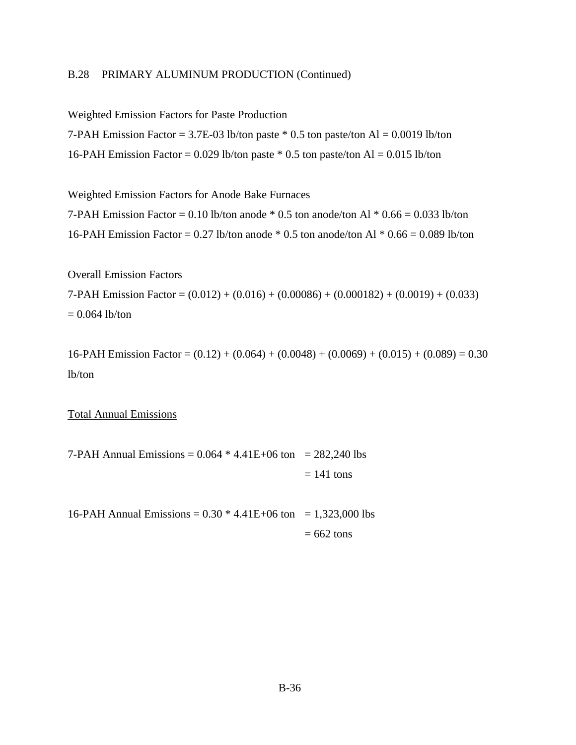B.28 PRIMARY ALUMINUM PRODUCTION (Continued)

Weighted Emission Factors for Paste Production

7-PAH Emission Factor = 3.7E-03 lb/ton paste * 0.5 ton paste/ton Al = 0.0019 lb/ton

16-PAH Emission Factor = 0.029 lb/ton paste * 0.5 ton paste/ton Al = 0.015 lb/ton

Weighted Emission Factors for Anode Bake Furnaces

7-PAH Emission Factor = 0.10 lb/ton anode * 0.5 ton anode/ton Al * 0.66 = 0.033 lb/ton

16-PAH Emission Factor = 0.27 lb/ton anode * 0.5 ton anode/ton Al * 0.66 = 0.089 lb/ton

Overall Emission Factors

7-PAH Emission Factor = (0.012) + (0.016) + (0.00086) + (0.000182) + (0.0019) + (0.033) = 0.064 lb/ton

16-PAH Emission Factor = (0.12) + (0.064) + (0.0048) + (0.0069) + (0.015) + (0.089) = 0.30 lb/ton

<u>Total Annual Emissions</u>

7-PAH Annual Emissions = 0.064 * 4.41E+06 ton = 282,240 lbs
= 141 tons

16-PAH Annual Emissions = 0.30 * 4.41E+06 ton = 1,323,000 lbs
= 662 tons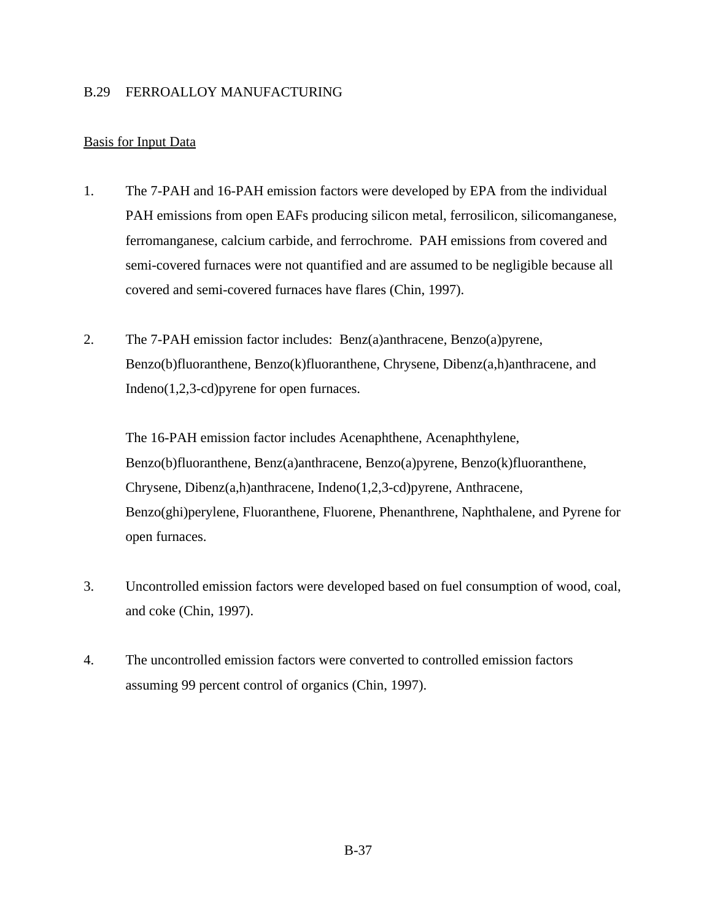## B.29 FERROALLOY MANUFACTURING

Basis for Input Data

1. The 7-PAH and 16-PAH emission factors were developed by EPA from the individual PAH emissions from open EAFs producing silicon metal, ferrosilicon, silicomanganese, ferromanganese, calcium carbide, and ferrochrome. PAH emissions from covered and semi-covered furnaces were not quantified and are assumed to be negligible because all covered and semi-covered furnaces have flares (Chin, 1997).

2. The 7-PAH emission factor includes: Benz(a)anthracene, Benzo(a)pyrene, Benzo(b)fluoranthene, Benzo(k)fluoranthene, Chrysene, Dibenz(a,h)anthracene, and Indeno(1,2,3-cd)pyrene for open furnaces.

   The 16-PAH emission factor includes Acenaphthene, Acenaphthylene, Benzo(b)fluoranthene, Benz(a)anthracene, Benzo(a)pyrene, Benzo(k)fluoranthene, Chrysene, Dibenz(a,h)anthracene, Indeno(1,2,3-cd)pyrene, Anthracene, Benzo(ghi)perylene, Fluoranthene, Fluorene, Phenanthrene, Naphthalene, and Pyrene for open furnaces.

3. Uncontrolled emission factors were developed based on fuel consumption of wood, coal, and coke (Chin, 1997).

4. The uncontrolled emission factors were converted to controlled emission factors assuming 99 percent control of organics (Chin, 1997).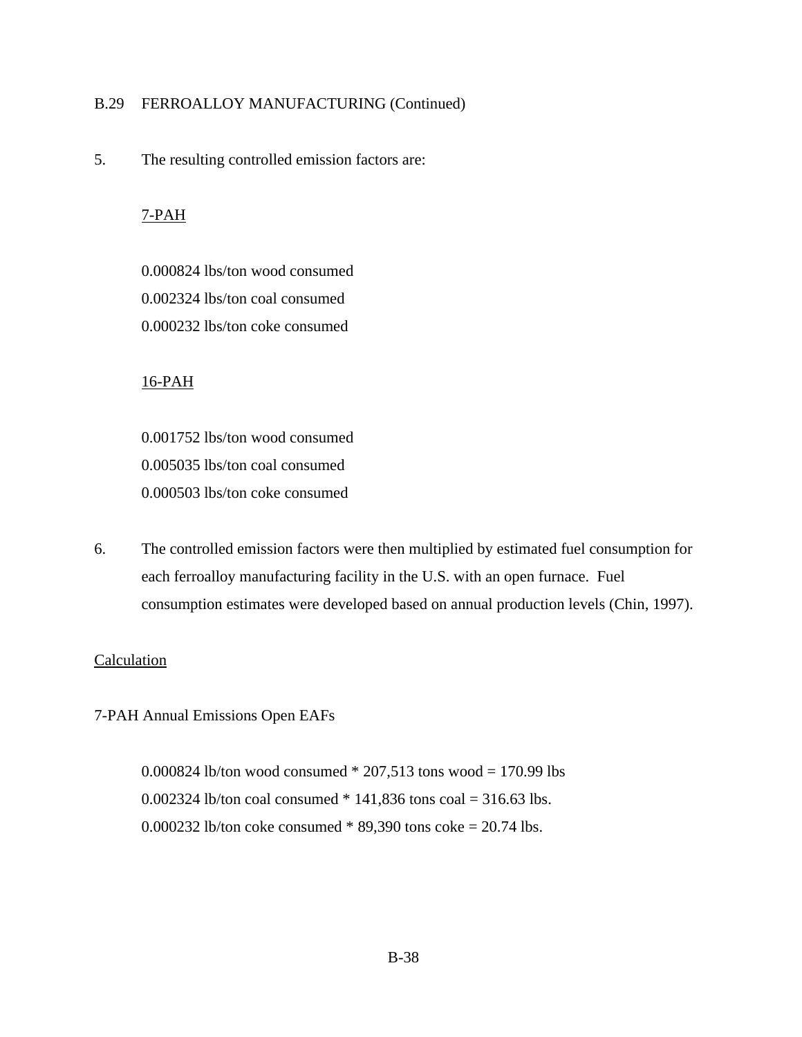## B.29 FERROALLOY MANUFACTURING (Continued)

5. The resulting controlled emission factors are:

   7-PAH

   0.000824 lbs/ton wood consumed
   0.002324 lbs/ton coal consumed
   0.000232 lbs/ton coke consumed

   16-PAH

   0.001752 lbs/ton wood consumed
   0.005035 lbs/ton coal consumed
   0.000503 lbs/ton coke consumed

6. The controlled emission factors were then multiplied by estimated fuel consumption for each ferroalloy manufacturing facility in the U.S. with an open furnace. Fuel consumption estimates were developed based on annual production levels (Chin, 1997).

Calculation

7-PAH Annual Emissions Open EAFs

0.000824 lb/ton wood consumed * 207,513 tons wood = 170.99 lbs
0.002324 lb/ton coal consumed * 141,836 tons coal = 316.63 lbs.
0.000232 lb/ton coke consumed * 89,390 tons coke = 20.74 lbs.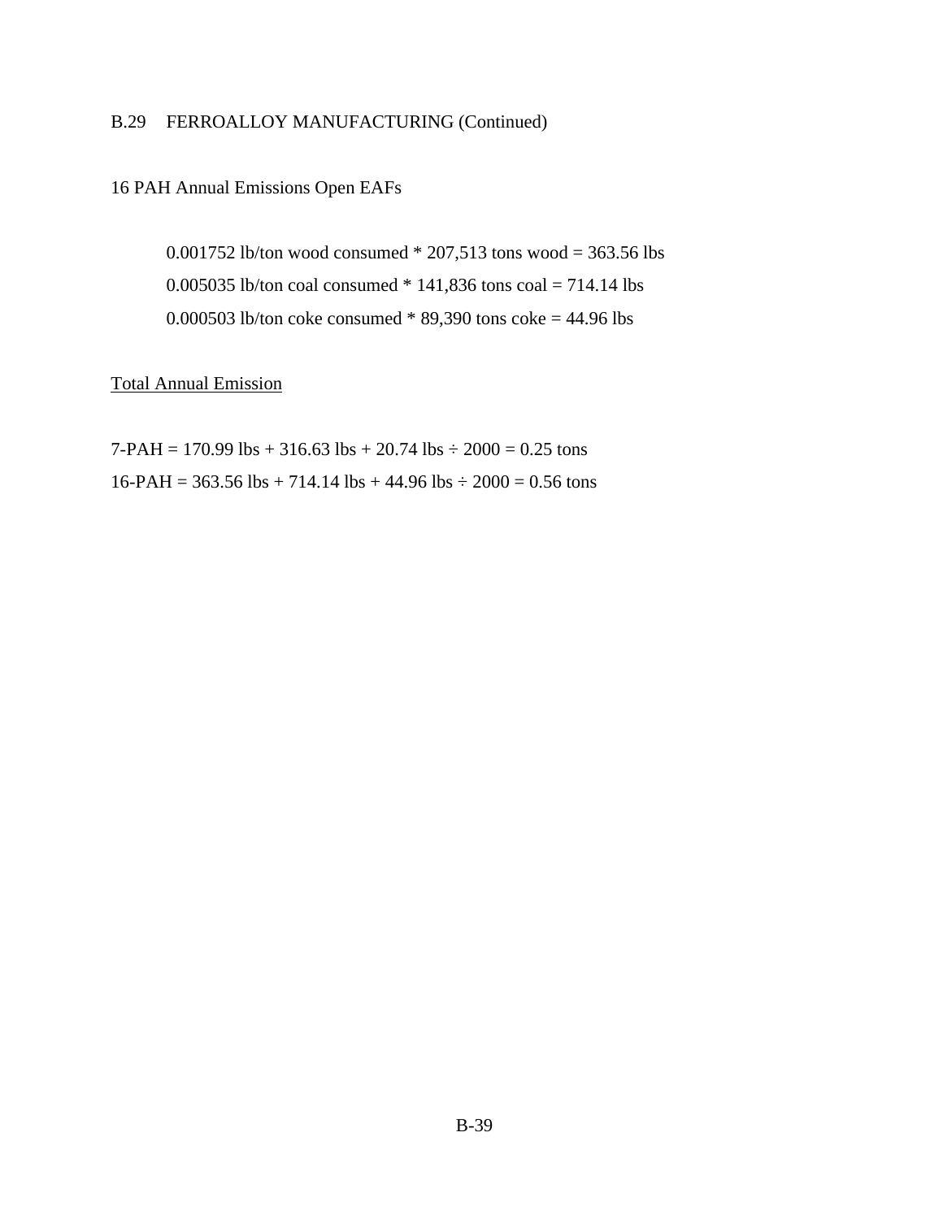B.29 FERROALLOY MANUFACTURING (Continued)

16 PAH Annual Emissions Open EAFs

0.001752 lb/ton wood consumed * 207,513 tons wood = 363.56 lbs
0.005035 lb/ton coal consumed * 141,836 tons coal = 714.14 lbs
0.000503 lb/ton coke consumed * 89,390 tons coke = 44.96 lbs

<u>Total Annual Emission</u>

7-PAH = 170.99 lbs + 316.63 lbs + 20.74 lbs ÷ 2000 = 0.25 tons
16-PAH = 363.56 lbs + 714.14 lbs + 44.96 lbs ÷ 2000 = 0.56 tons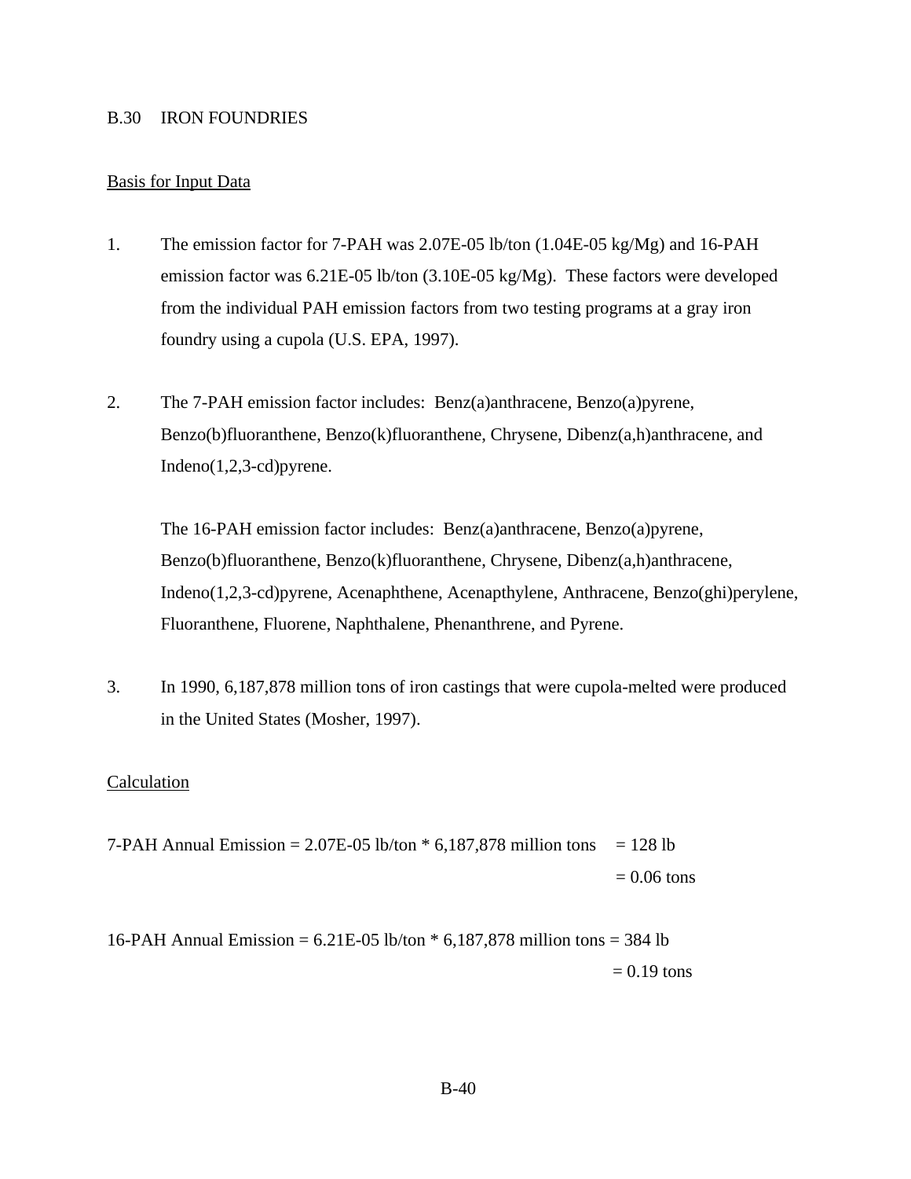## B.30 IRON FOUNDRIES

<u>Basis for Input Data</u>

1. The emission factor for 7-PAH was 2.07E-05 lb/ton (1.04E-05 kg/Mg) and 16-PAH emission factor was 6.21E-05 lb/ton (3.10E-05 kg/Mg). These factors were developed from the individual PAH emission factors from two testing programs at a gray iron foundry using a cupola (U.S. EPA, 1997).

2. The 7-PAH emission factor includes: Benz(a)anthracene, Benzo(a)pyrene, Benzo(b)fluoranthene, Benzo(k)fluoranthene, Chrysene, Dibenz(a,h)anthracene, and Indeno(1,2,3-cd)pyrene.

   The 16-PAH emission factor includes: Benz(a)anthracene, Benzo(a)pyrene, Benzo(b)fluoranthene, Benzo(k)fluoranthene, Chrysene, Dibenz(a,h)anthracene, Indeno(1,2,3-cd)pyrene, Acenaphthene, Acenapthylene, Anthracene, Benzo(ghi)perylene, Fluoranthene, Fluorene, Naphthalene, Phenanthrene, and Pyrene.

3. In 1990, 6,187,878 million tons of iron castings that were cupola-melted were produced in the United States (Mosher, 1997).

<u>Calculation</u>

7-PAH Annual Emission = 2.07E-05 lb/ton * 6,187,878 million tons = 128 lb
= 0.06 tons

16-PAH Annual Emission = 6.21E-05 lb/ton * 6,187,878 million tons = 384 lb
= 0.19 tons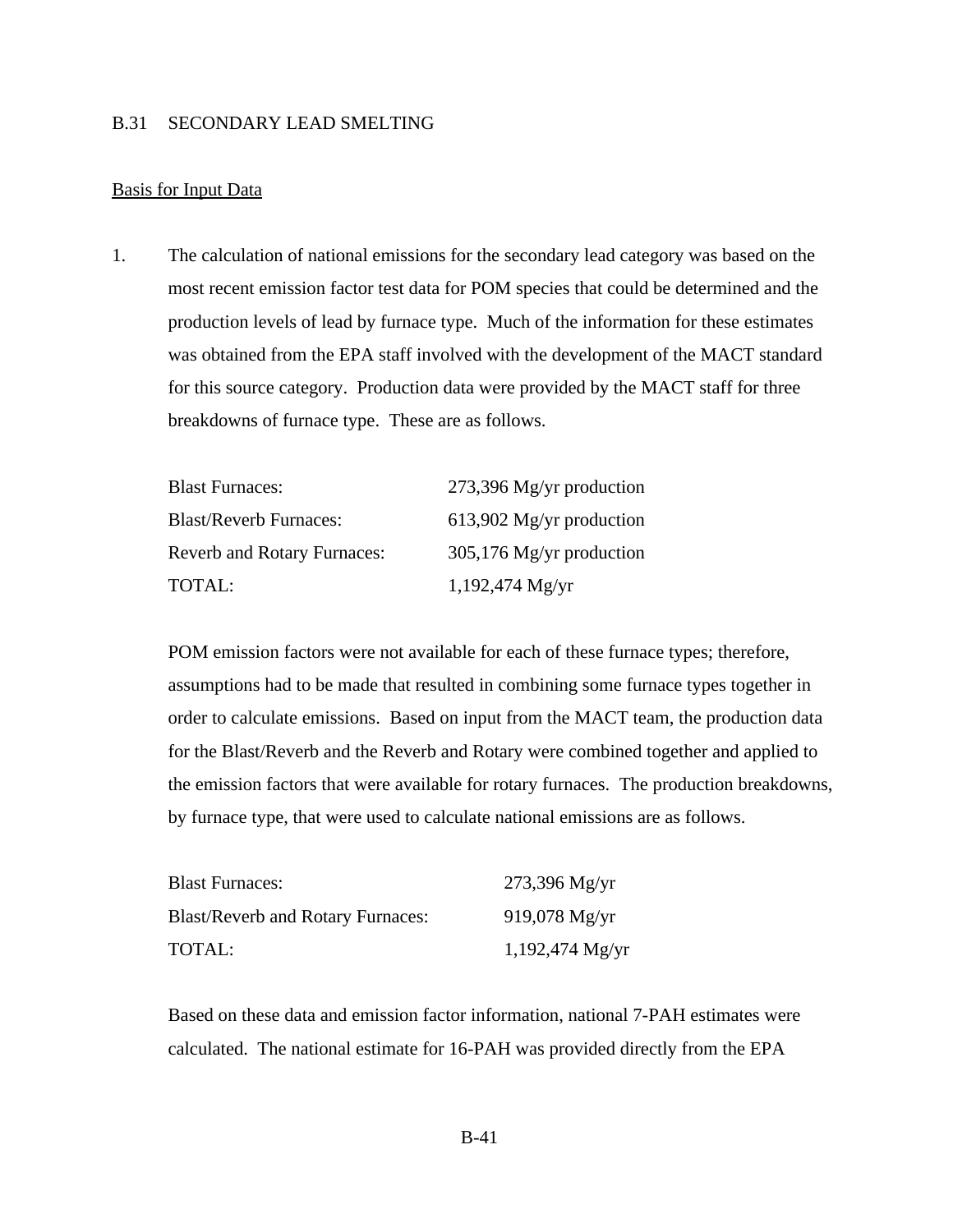## B.31 SECONDARY LEAD SMELTING

Basis for Input Data

1. The calculation of national emissions for the secondary lead category was based on the most recent emission factor test data for POM species that could be determined and the production levels of lead by furnace type. Much of the information for these estimates was obtained from the EPA staff involved with the development of the MACT standard for this source category. Production data were provided by the MACT staff for three breakdowns of furnace type. These are as follows.

| | |
|---|---|
| Blast Furnaces: | 273,396 Mg/yr production |
| Blast/Reverb Furnaces: | 613,902 Mg/yr production |
| Reverb and Rotary Furnaces: | 305,176 Mg/yr production |
| TOTAL: | 1,192,474 Mg/yr |

POM emission factors were not available for each of these furnace types; therefore, assumptions had to be made that resulted in combining some furnace types together in order to calculate emissions. Based on input from the MACT team, the production data for the Blast/Reverb and the Reverb and Rotary were combined together and applied to the emission factors that were available for rotary furnaces. The production breakdowns, by furnace type, that were used to calculate national emissions are as follows.

| | |
|---|---|
| Blast Furnaces: | 273,396 Mg/yr |
| Blast/Reverb and Rotary Furnaces: | 919,078 Mg/yr |
| TOTAL: | 1,192,474 Mg/yr |

Based on these data and emission factor information, national 7-PAH estimates were calculated. The national estimate for 16-PAH was provided directly from the EPA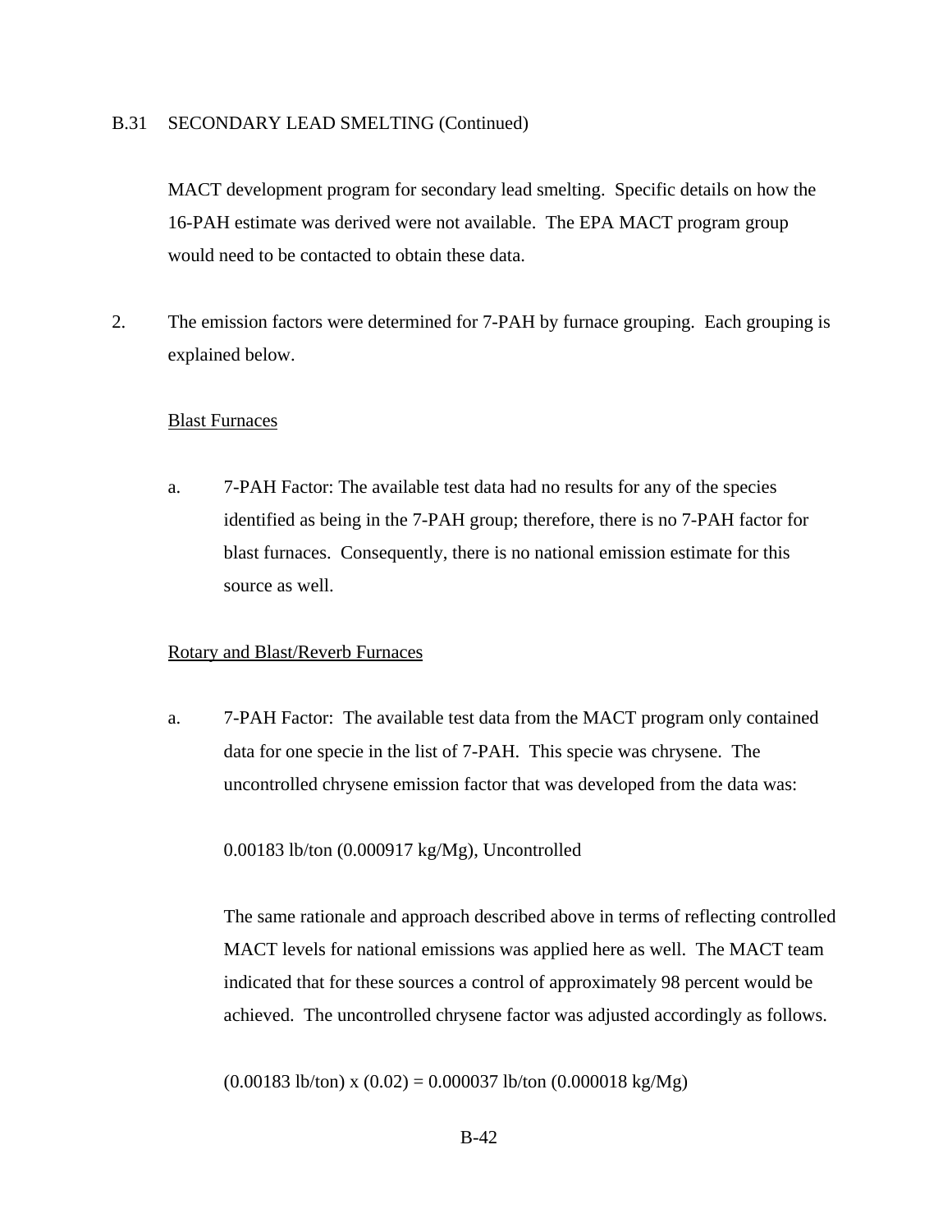## B.31 SECONDARY LEAD SMELTING (Continued)

MACT development program for secondary lead smelting. Specific details on how the 16-PAH estimate was derived were not available. The EPA MACT program group would need to be contacted to obtain these data.

2. The emission factors were determined for 7-PAH by furnace grouping. Each grouping is explained below.

<u>Blast Furnaces</u>

a. 7-PAH Factor: The available test data had no results for any of the species identified as being in the 7-PAH group; therefore, there is no 7-PAH factor for blast furnaces. Consequently, there is no national emission estimate for this source as well.

<u>Rotary and Blast/Reverb Furnaces</u>

a. 7-PAH Factor: The available test data from the MACT program only contained data for one specie in the list of 7-PAH. This specie was chrysene. The uncontrolled chrysene emission factor that was developed from the data was:

   0.00183 lb/ton (0.000917 kg/Mg), Uncontrolled

   The same rationale and approach described above in terms of reflecting controlled MACT levels for national emissions was applied here as well. The MACT team indicated that for these sources a control of approximately 98 percent would be achieved. The uncontrolled chrysene factor was adjusted accordingly as follows.

   (0.00183 lb/ton) x (0.02) = 0.000037 lb/ton (0.000018 kg/Mg)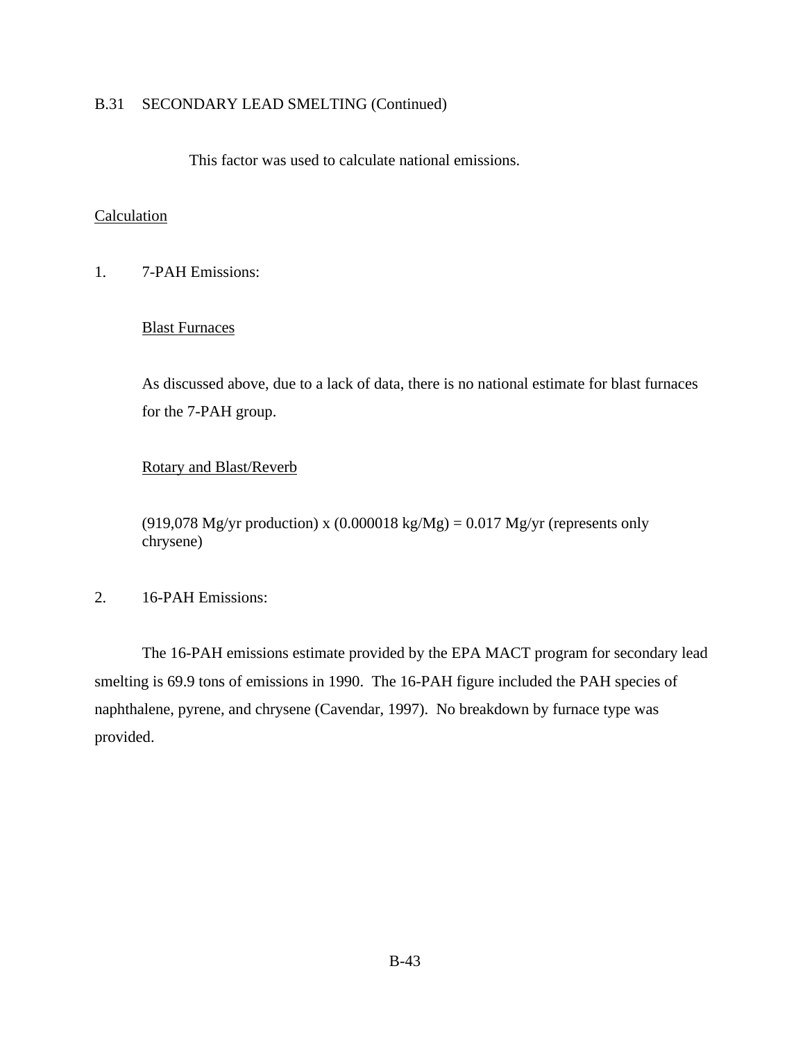## B.31 SECONDARY LEAD SMELTING (Continued)

This factor was used to calculate national emissions.

Calculation

1. 7-PAH Emissions:

   Blast Furnaces

   As discussed above, due to a lack of data, there is no national estimate for blast furnaces for the 7-PAH group.

   Rotary and Blast/Reverb

   (919,078 Mg/yr production) x (0.000018 kg/Mg) = 0.017 Mg/yr (represents only chrysene)

2. 16-PAH Emissions:

The 16-PAH emissions estimate provided by the EPA MACT program for secondary lead smelting is 69.9 tons of emissions in 1990. The 16-PAH figure included the PAH species of naphthalene, pyrene, and chrysene (Cavendar, 1997). No breakdown by furnace type was provided.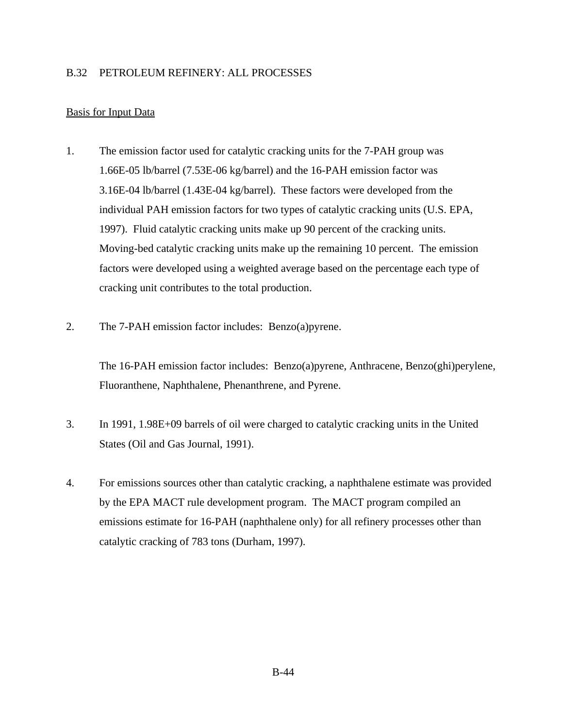## B.32 PETROLEUM REFINERY: ALL PROCESSES

Basis for Input Data

1. The emission factor used for catalytic cracking units for the 7-PAH group was 1.66E-05 lb/barrel (7.53E-06 kg/barrel) and the 16-PAH emission factor was 3.16E-04 lb/barrel (1.43E-04 kg/barrel). These factors were developed from the individual PAH emission factors for two types of catalytic cracking units (U.S. EPA, 1997). Fluid catalytic cracking units make up 90 percent of the cracking units. Moving-bed catalytic cracking units make up the remaining 10 percent. The emission factors were developed using a weighted average based on the percentage each type of cracking unit contributes to the total production.

2. The 7-PAH emission factor includes: Benzo(a)pyrene.

   The 16-PAH emission factor includes: Benzo(a)pyrene, Anthracene, Benzo(ghi)perylene, Fluoranthene, Naphthalene, Phenanthrene, and Pyrene.

3. In 1991, 1.98E+09 barrels of oil were charged to catalytic cracking units in the United States (Oil and Gas Journal, 1991).

4. For emissions sources other than catalytic cracking, a naphthalene estimate was provided by the EPA MACT rule development program. The MACT program compiled an emissions estimate for 16-PAH (naphthalene only) for all refinery processes other than catalytic cracking of 783 tons (Durham, 1997).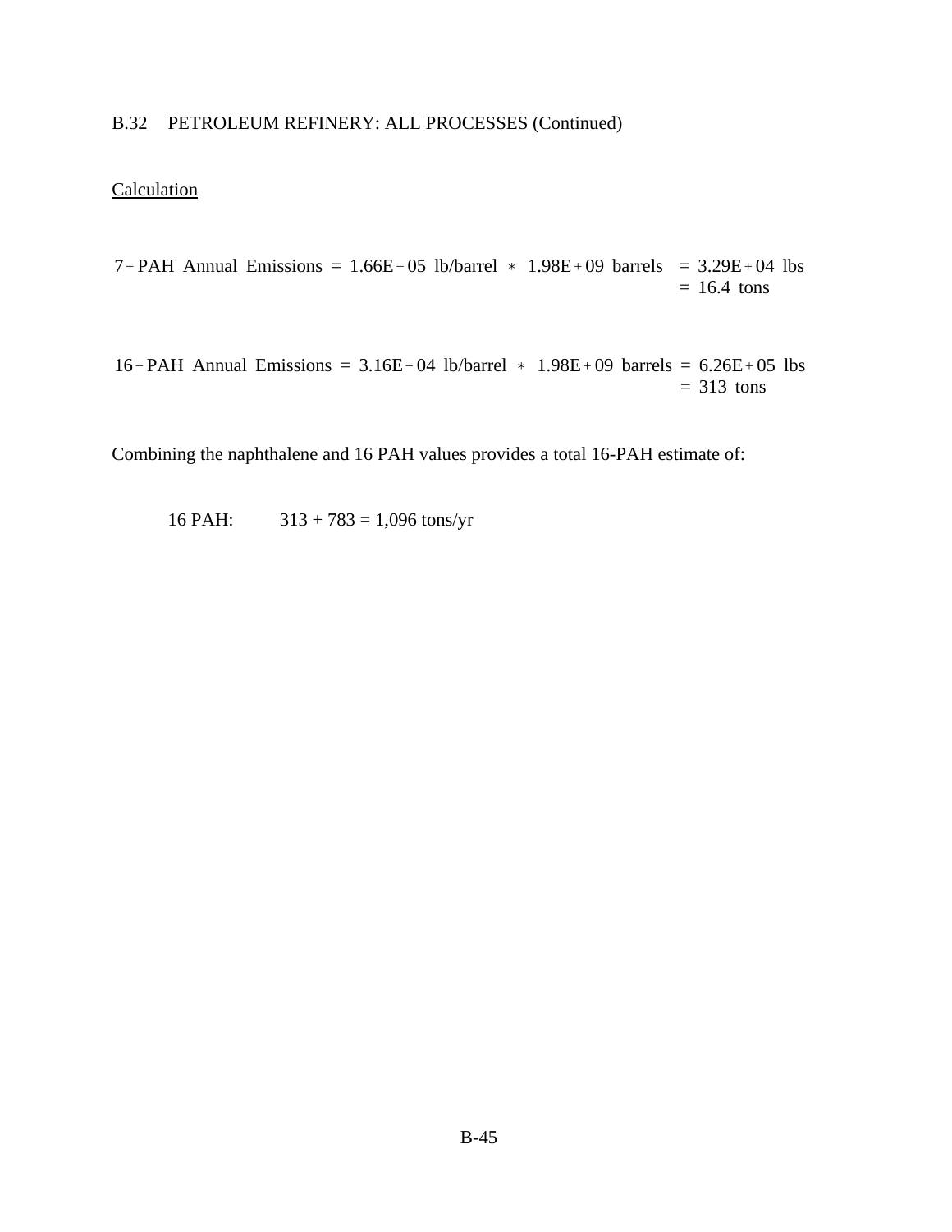B.32 PETROLEUM REFINERY: ALL PROCESSES (Continued)

Calculation

$$7\text{-PAH Annual Emissions} = 1.66\text{E-}05 \text{ lb/barrel} * 1.98\text{E+}09 \text{ barrels} = 3.29\text{E+}04 \text{ lbs} = 16.4 \text{ tons}$$

$$16\text{-PAH Annual Emissions} = 3.16\text{E-}04 \text{ lb/barrel} * 1.98\text{E+}09 \text{ barrels} = 6.26\text{E+}05 \text{ lbs} = 313 \text{ tons}$$

Combining the naphthalene and 16 PAH values provides a total 16-PAH estimate of:

16 PAH: 313 + 783 = 1,096 tons/yr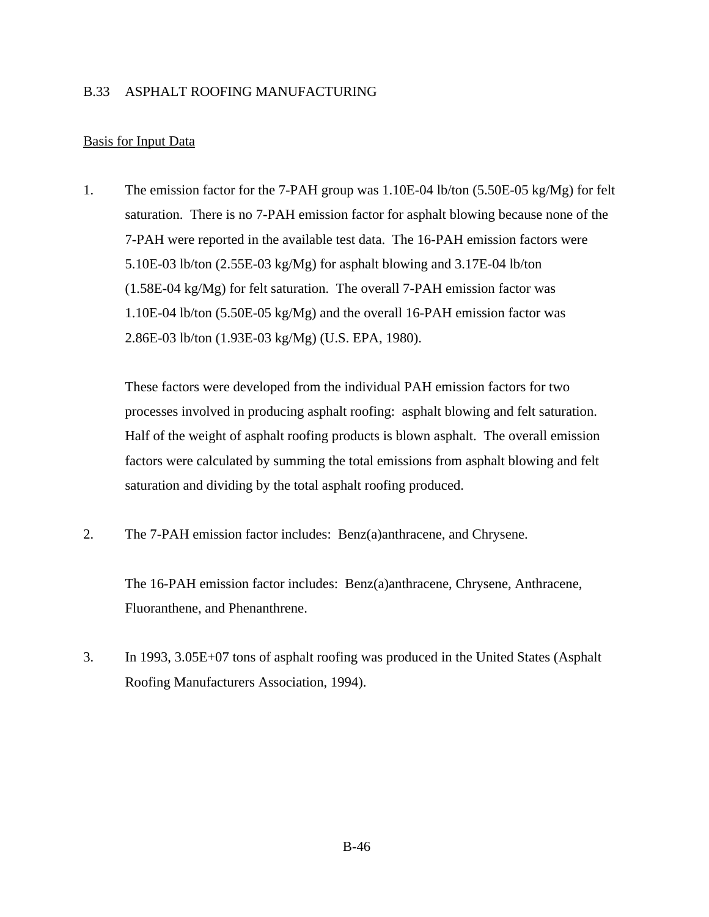## B.33 ASPHALT ROOFING MANUFACTURING

Basis for Input Data

1. The emission factor for the 7-PAH group was 1.10E-04 lb/ton (5.50E-05 kg/Mg) for felt saturation. There is no 7-PAH emission factor for asphalt blowing because none of the 7-PAH were reported in the available test data. The 16-PAH emission factors were 5.10E-03 lb/ton (2.55E-03 kg/Mg) for asphalt blowing and 3.17E-04 lb/ton (1.58E-04 kg/Mg) for felt saturation. The overall 7-PAH emission factor was 1.10E-04 lb/ton (5.50E-05 kg/Mg) and the overall 16-PAH emission factor was 2.86E-03 lb/ton (1.93E-03 kg/Mg) (U.S. EPA, 1980).

   These factors were developed from the individual PAH emission factors for two processes involved in producing asphalt roofing: asphalt blowing and felt saturation. Half of the weight of asphalt roofing products is blown asphalt. The overall emission factors were calculated by summing the total emissions from asphalt blowing and felt saturation and dividing by the total asphalt roofing produced.

2. The 7-PAH emission factor includes: Benz(a)anthracene, and Chrysene.

   The 16-PAH emission factor includes: Benz(a)anthracene, Chrysene, Anthracene, Fluoranthene, and Phenanthrene.

3. In 1993, 3.05E+07 tons of asphalt roofing was produced in the United States (Asphalt Roofing Manufacturers Association, 1994).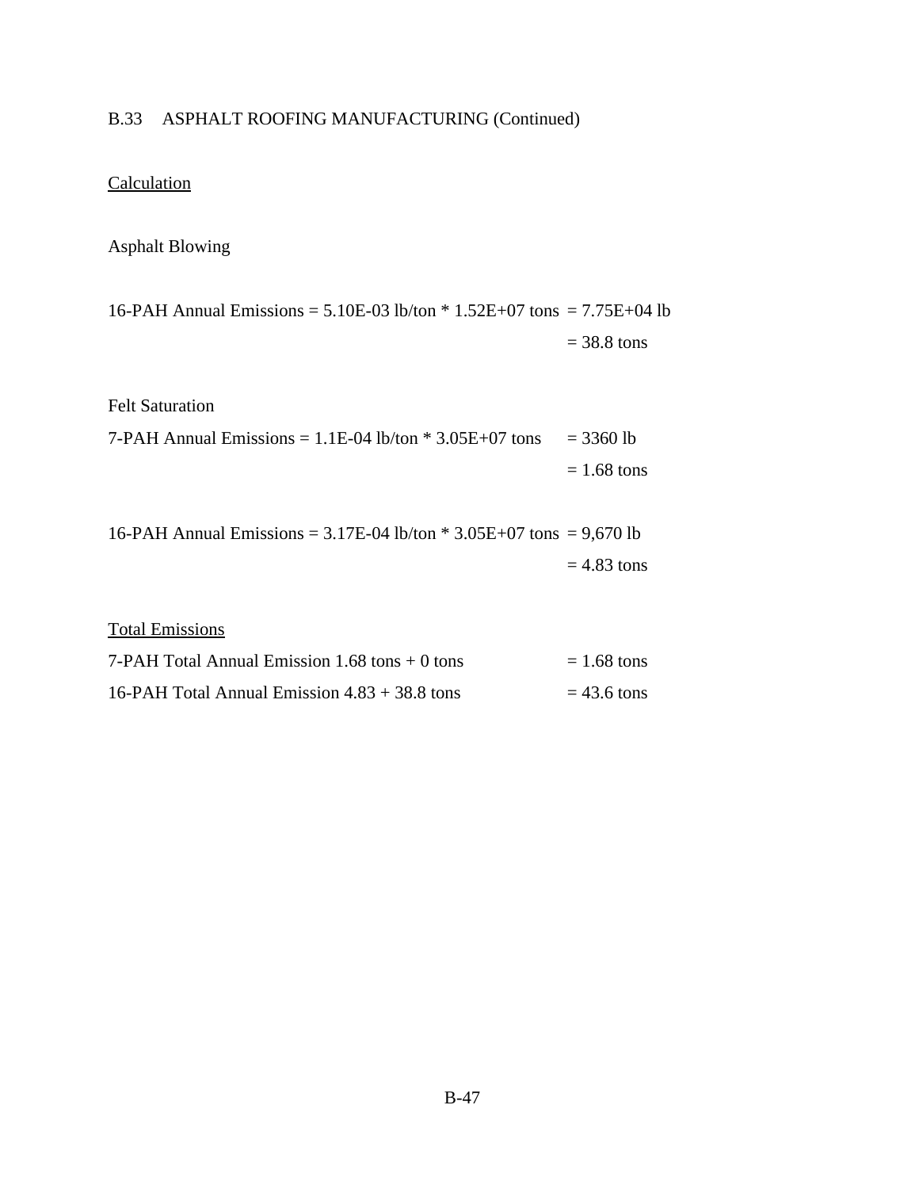B.33 ASPHALT ROOFING MANUFACTURING (Continued)

Calculation

Asphalt Blowing

16-PAH Annual Emissions = 5.10E-03 lb/ton * 1.52E+07 tons = 7.75E+04 lb
= 38.8 tons

Felt Saturation

7-PAH Annual Emissions = 1.1E-04 lb/ton * 3.05E+07 tons = 3360 lb
= 1.68 tons

16-PAH Annual Emissions = 3.17E-04 lb/ton * 3.05E+07 tons = 9,670 lb
= 4.83 tons

Total Emissions

7-PAH Total Annual Emission 1.68 tons + 0 tons = 1.68 tons

16-PAH Total Annual Emission 4.83 + 38.8 tons = 43.6 tons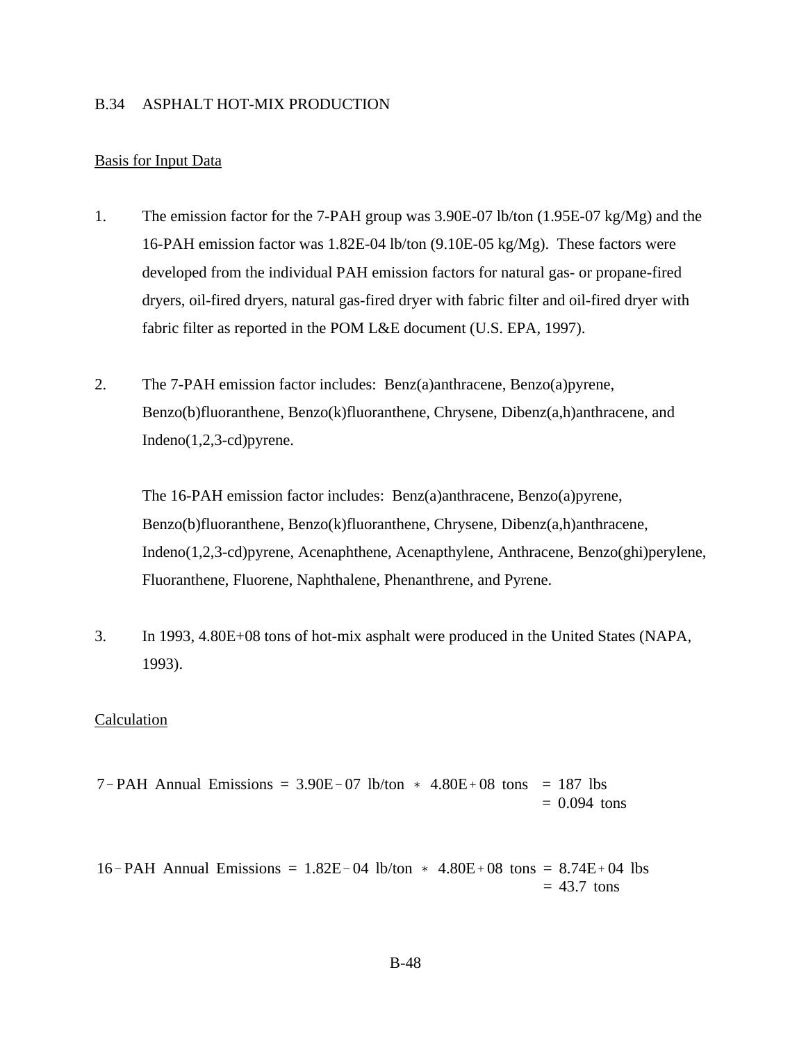## B.34 ASPHALT HOT-MIX PRODUCTION

Basis for Input Data

1. The emission factor for the 7-PAH group was 3.90E-07 lb/ton (1.95E-07 kg/Mg) and the 16-PAH emission factor was 1.82E-04 lb/ton (9.10E-05 kg/Mg). These factors were developed from the individual PAH emission factors for natural gas- or propane-fired dryers, oil-fired dryers, natural gas-fired dryer with fabric filter and oil-fired dryer with fabric filter as reported in the POM L&E document (U.S. EPA, 1997).

2. The 7-PAH emission factor includes: Benz(a)anthracene, Benzo(a)pyrene, Benzo(b)fluoranthene, Benzo(k)fluoranthene, Chrysene, Dibenz(a,h)anthracene, and Indeno(1,2,3-cd)pyrene.

   The 16-PAH emission factor includes: Benz(a)anthracene, Benzo(a)pyrene, Benzo(b)fluoranthene, Benzo(k)fluoranthene, Chrysene, Dibenz(a,h)anthracene, Indeno(1,2,3-cd)pyrene, Acenaphthene, Acenapthylene, Anthracene, Benzo(ghi)perylene, Fluoranthene, Fluorene, Naphthalene, Phenanthrene, and Pyrene.

3. In 1993, 4.80E+08 tons of hot-mix asphalt were produced in the United States (NAPA, 1993).

Calculation

$$\text{7-PAH Annual Emissions} = 3.90\text{E-}07 \text{ lb/ton} * 4.80\text{E+}08 \text{ tons} = 187 \text{ lbs} = 0.094 \text{ tons}$$

$$\text{16-PAH Annual Emissions} = 1.82\text{E-}04 \text{ lb/ton} * 4.80\text{E+}08 \text{ tons} = 8.74\text{E+}04 \text{ lbs} = 43.7 \text{ tons}$$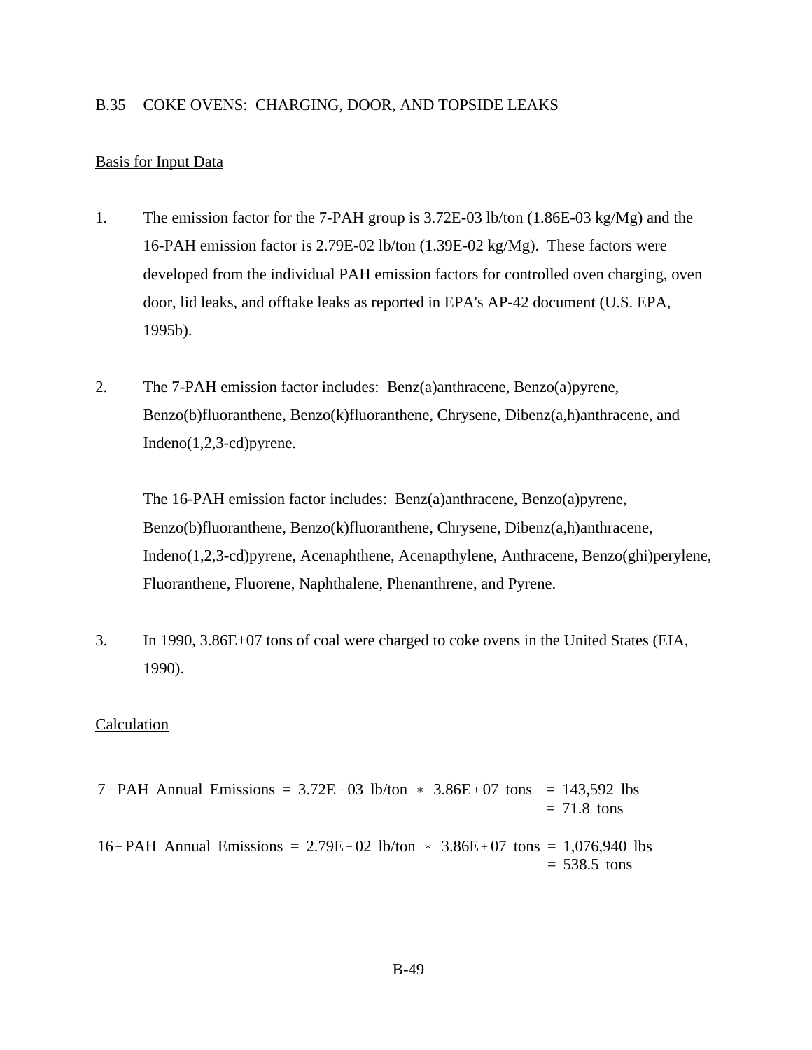## B.35 COKE OVENS: CHARGING, DOOR, AND TOPSIDE LEAKS

Basis for Input Data

1. The emission factor for the 7-PAH group is 3.72E-03 lb/ton (1.86E-03 kg/Mg) and the 16-PAH emission factor is 2.79E-02 lb/ton (1.39E-02 kg/Mg). These factors were developed from the individual PAH emission factors for controlled oven charging, oven door, lid leaks, and offtake leaks as reported in EPA's AP-42 document (U.S. EPA, 1995b).

2. The 7-PAH emission factor includes: Benz(a)anthracene, Benzo(a)pyrene, Benzo(b)fluoranthene, Benzo(k)fluoranthene, Chrysene, Dibenz(a,h)anthracene, and Indeno(1,2,3-cd)pyrene.

   The 16-PAH emission factor includes: Benz(a)anthracene, Benzo(a)pyrene, Benzo(b)fluoranthene, Benzo(k)fluoranthene, Chrysene, Dibenz(a,h)anthracene, Indeno(1,2,3-cd)pyrene, Acenaphthene, Acenapthylene, Anthracene, Benzo(ghi)perylene, Fluoranthene, Fluorene, Naphthalene, Phenanthrene, and Pyrene.

3. In 1990, 3.86E+07 tons of coal were charged to coke ovens in the United States (EIA, 1990).

Calculation

$$\text{7-PAH Annual Emissions} = 3.72\text{E-}03 \text{ lb/ton} * 3.86\text{E+}07 \text{ tons} = 143{,}592 \text{ lbs} = 71.8 \text{ tons}$$

$$\text{16-PAH Annual Emissions} = 2.79\text{E-}02 \text{ lb/ton} * 3.86\text{E+}07 \text{ tons} = 1{,}076{,}940 \text{ lbs} = 538.5 \text{ tons}$$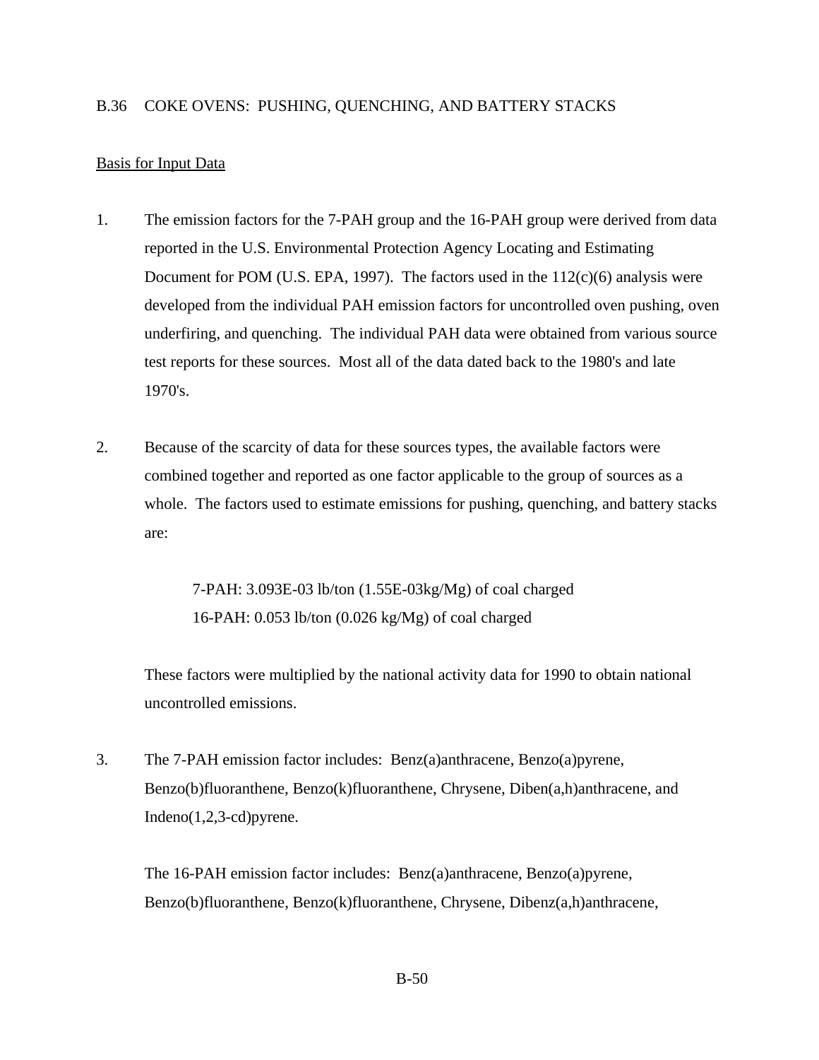## B.36 COKE OVENS: PUSHING, QUENCHING, AND BATTERY STACKS

<u>Basis for Input Data</u>

1. The emission factors for the 7-PAH group and the 16-PAH group were derived from data reported in the U.S. Environmental Protection Agency Locating and Estimating Document for POM (U.S. EPA, 1997). The factors used in the 112(c)(6) analysis were developed from the individual PAH emission factors for uncontrolled oven pushing, oven underfiring, and quenching. The individual PAH data were obtained from various source test reports for these sources. Most all of the data dated back to the 1980's and late 1970's.

2. Because of the scarcity of data for these sources types, the available factors were combined together and reported as one factor applicable to the group of sources as a whole. The factors used to estimate emissions for pushing, quenching, and battery stacks are:

   7-PAH: 3.093E-03 lb/ton (1.55E-03kg/Mg) of coal charged
   16-PAH: 0.053 lb/ton (0.026 kg/Mg) of coal charged

   These factors were multiplied by the national activity data for 1990 to obtain national uncontrolled emissions.

3. The 7-PAH emission factor includes: Benz(a)anthracene, Benzo(a)pyrene, Benzo(b)fluoranthene, Benzo(k)fluoranthene, Chrysene, Diben(a,h)anthracene, and Indeno(1,2,3-cd)pyrene.

   The 16-PAH emission factor includes: Benz(a)anthracene, Benzo(a)pyrene, Benzo(b)fluoranthene, Benzo(k)fluoranthene, Chrysene, Dibenz(a,h)anthracene,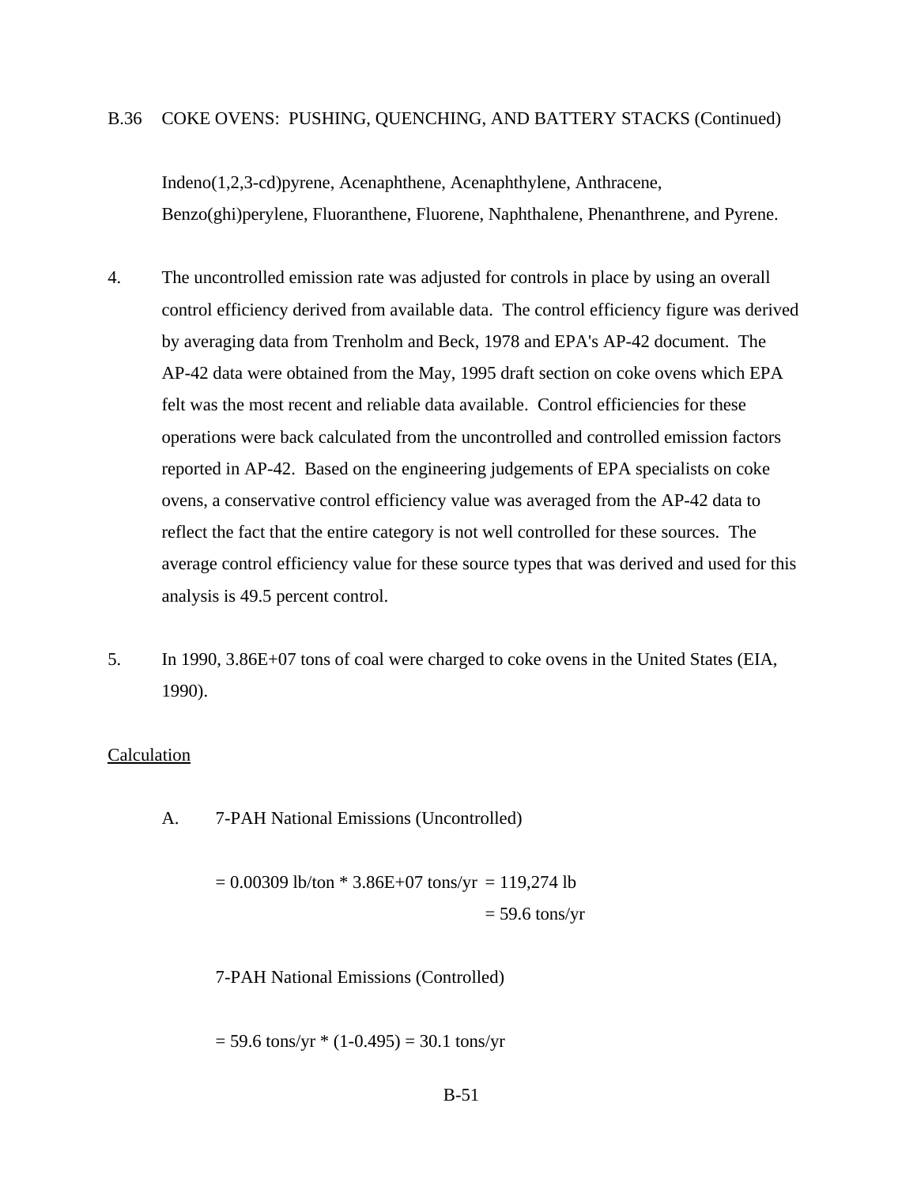B.36 COKE OVENS: PUSHING, QUENCHING, AND BATTERY STACKS (Continued)

Indeno(1,2,3-cd)pyrene, Acenaphthene, Acenaphthylene, Anthracene, Benzo(ghi)perylene, Fluoranthene, Fluorene, Naphthalene, Phenanthrene, and Pyrene.

4. The uncontrolled emission rate was adjusted for controls in place by using an overall control efficiency derived from available data. The control efficiency figure was derived by averaging data from Trenholm and Beck, 1978 and EPA's AP-42 document. The AP-42 data were obtained from the May, 1995 draft section on coke ovens which EPA felt was the most recent and reliable data available. Control efficiencies for these operations were back calculated from the uncontrolled and controlled emission factors reported in AP-42. Based on the engineering judgements of EPA specialists on coke ovens, a conservative control efficiency value was averaged from the AP-42 data to reflect the fact that the entire category is not well controlled for these sources. The average control efficiency value for these source types that was derived and used for this analysis is 49.5 percent control.

5. In 1990, 3.86E+07 tons of coal were charged to coke ovens in the United States (EIA, 1990).

Calculation

A. 7-PAH National Emissions (Uncontrolled)

$$= 0.00309 \text{ lb/ton} * 3.86E{+}07 \text{ tons/yr} = 119{,}274 \text{ lb}$$

$$= 59.6 \text{ tons/yr}$$

7-PAH National Emissions (Controlled)

$$= 59.6 \text{ tons/yr} * (1-0.495) = 30.1 \text{ tons/yr}$$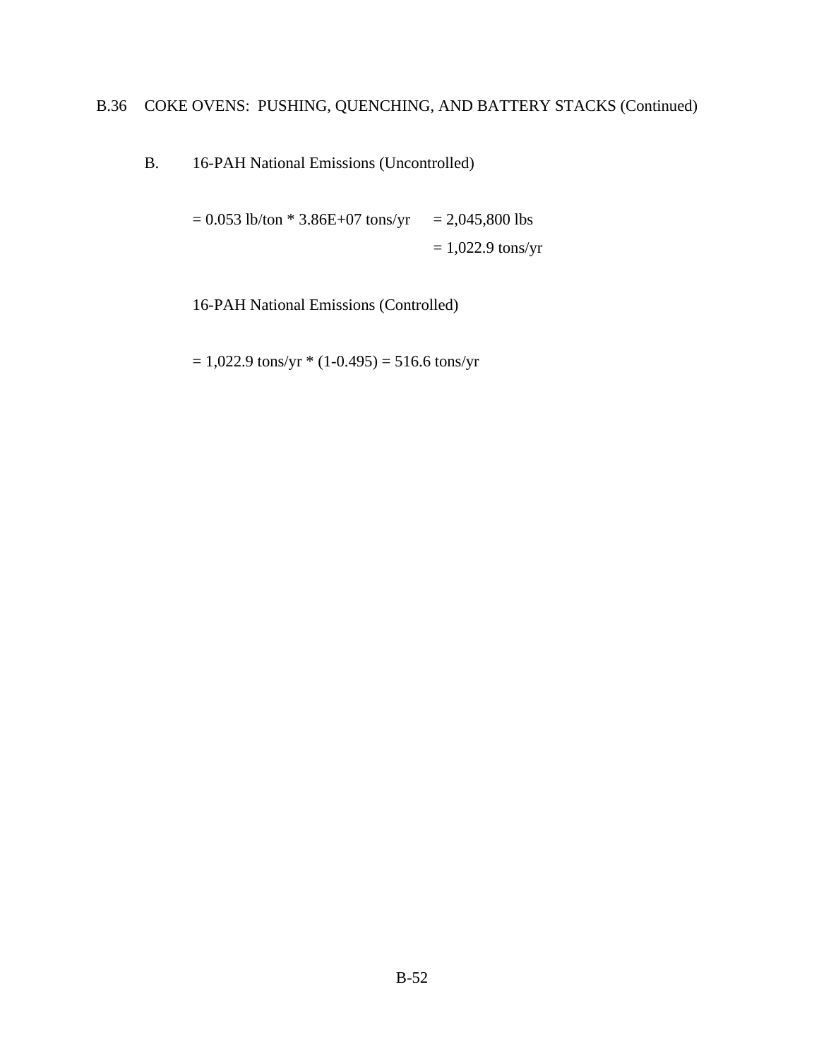## B.36 COKE OVENS: PUSHING, QUENCHING, AND BATTERY STACKS (Continued)

B. 16-PAH National Emissions (Uncontrolled)

= 0.053 lb/ton * 3.86E+07 tons/yr = 2,045,800 lbs
= 1,022.9 tons/yr

16-PAH National Emissions (Controlled)

= 1,022.9 tons/yr * (1-0.495) = 516.6 tons/yr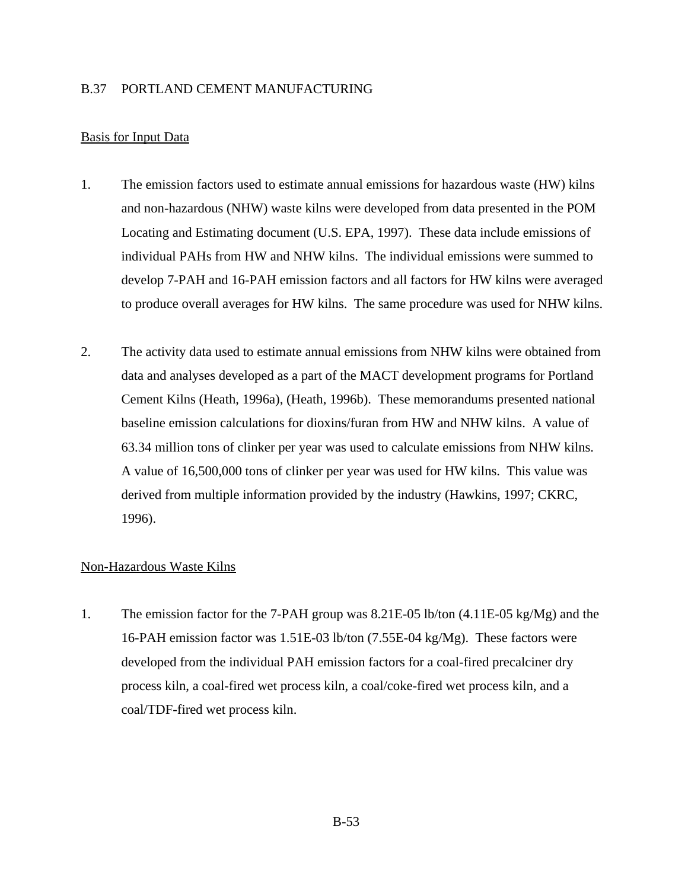## B.37 PORTLAND CEMENT MANUFACTURING

Basis for Input Data

1. The emission factors used to estimate annual emissions for hazardous waste (HW) kilns and non-hazardous (NHW) waste kilns were developed from data presented in the POM Locating and Estimating document (U.S. EPA, 1997). These data include emissions of individual PAHs from HW and NHW kilns. The individual emissions were summed to develop 7-PAH and 16-PAH emission factors and all factors for HW kilns were averaged to produce overall averages for HW kilns. The same procedure was used for NHW kilns.

2. The activity data used to estimate annual emissions from NHW kilns were obtained from data and analyses developed as a part of the MACT development programs for Portland Cement Kilns (Heath, 1996a), (Heath, 1996b). These memorandums presented national baseline emission calculations for dioxins/furan from HW and NHW kilns. A value of 63.34 million tons of clinker per year was used to calculate emissions from NHW kilns. A value of 16,500,000 tons of clinker per year was used for HW kilns. This value was derived from multiple information provided by the industry (Hawkins, 1997; CKRC, 1996).

Non-Hazardous Waste Kilns

1. The emission factor for the 7-PAH group was 8.21E-05 lb/ton (4.11E-05 kg/Mg) and the 16-PAH emission factor was 1.51E-03 lb/ton (7.55E-04 kg/Mg). These factors were developed from the individual PAH emission factors for a coal-fired precalciner dry process kiln, a coal-fired wet process kiln, a coal/coke-fired wet process kiln, and a coal/TDF-fired wet process kiln.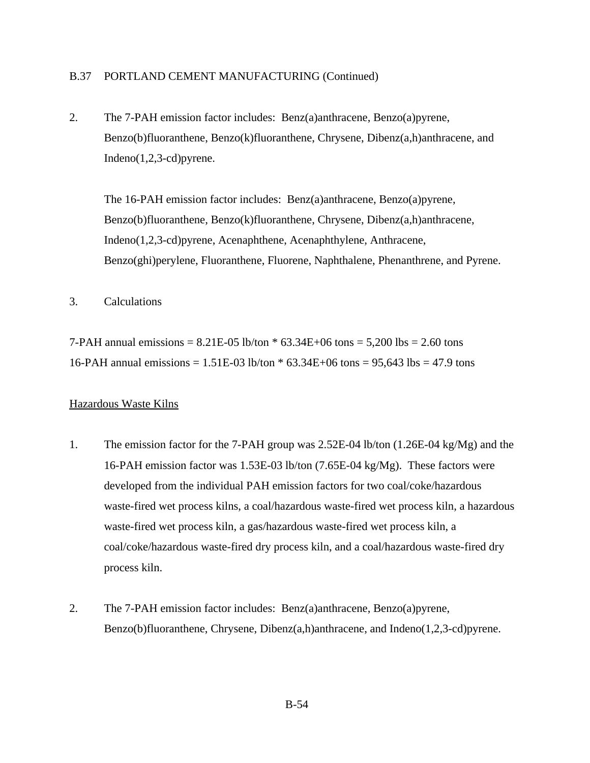B.37 PORTLAND CEMENT MANUFACTURING (Continued)

2. The 7-PAH emission factor includes: Benz(a)anthracene, Benzo(a)pyrene, Benzo(b)fluoranthene, Benzo(k)fluoranthene, Chrysene, Dibenz(a,h)anthracene, and Indeno(1,2,3-cd)pyrene.

   The 16-PAH emission factor includes: Benz(a)anthracene, Benzo(a)pyrene, Benzo(b)fluoranthene, Benzo(k)fluoranthene, Chrysene, Dibenz(a,h)anthracene, Indeno(1,2,3-cd)pyrene, Acenaphthene, Acenaphthylene, Anthracene, Benzo(ghi)perylene, Fluoranthene, Fluorene, Naphthalene, Phenanthrene, and Pyrene.

3. Calculations

7-PAH annual emissions = 8.21E-05 lb/ton * 63.34E+06 tons = 5,200 lbs = 2.60 tons
16-PAH annual emissions = 1.51E-03 lb/ton * 63.34E+06 tons = 95,643 lbs = 47.9 tons

<u>Hazardous Waste Kilns</u>

1. The emission factor for the 7-PAH group was 2.52E-04 lb/ton (1.26E-04 kg/Mg) and the 16-PAH emission factor was 1.53E-03 lb/ton (7.65E-04 kg/Mg). These factors were developed from the individual PAH emission factors for two coal/coke/hazardous waste-fired wet process kilns, a coal/hazardous waste-fired wet process kiln, a hazardous waste-fired wet process kiln, a gas/hazardous waste-fired wet process kiln, a coal/coke/hazardous waste-fired dry process kiln, and a coal/hazardous waste-fired dry process kiln.

2. The 7-PAH emission factor includes: Benz(a)anthracene, Benzo(a)pyrene, Benzo(b)fluoranthene, Chrysene, Dibenz(a,h)anthracene, and Indeno(1,2,3-cd)pyrene.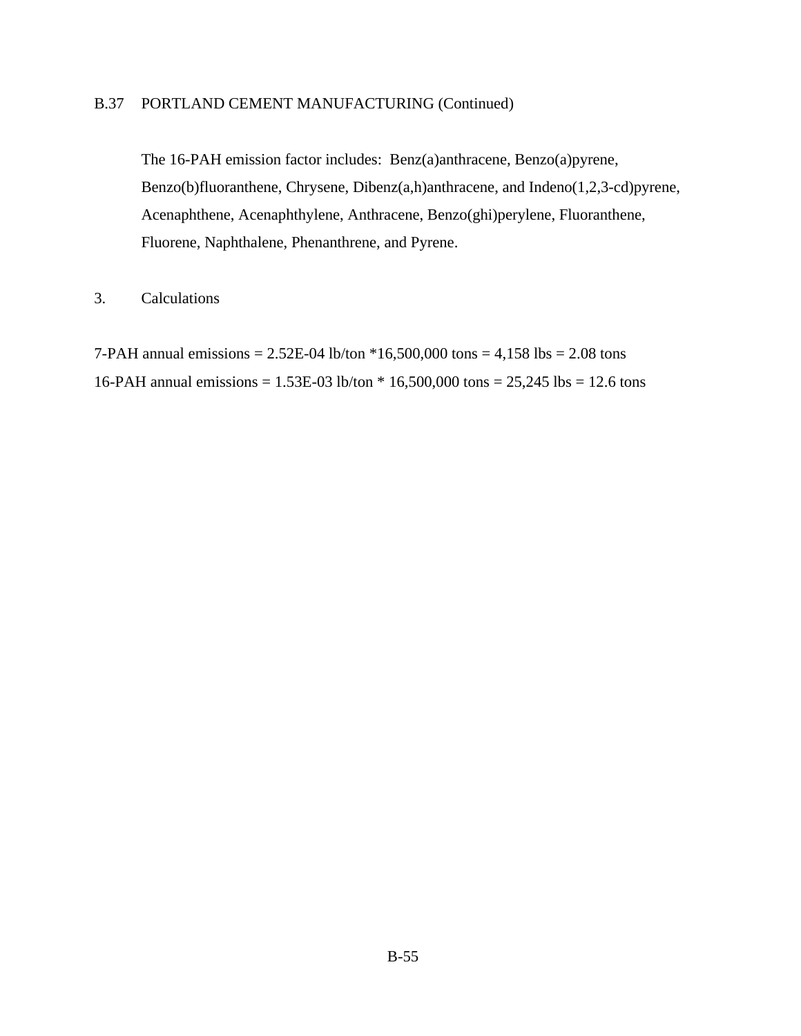## B.37 PORTLAND CEMENT MANUFACTURING (Continued)

The 16-PAH emission factor includes: Benz(a)anthracene, Benzo(a)pyrene, Benzo(b)fluoranthene, Chrysene, Dibenz(a,h)anthracene, and Indeno(1,2,3-cd)pyrene, Acenaphthene, Acenaphthylene, Anthracene, Benzo(ghi)perylene, Fluoranthene, Fluorene, Naphthalene, Phenanthrene, and Pyrene.

### 3. Calculations

7-PAH annual emissions = 2.52E-04 lb/ton *16,500,000 tons = 4,158 lbs = 2.08 tons

16-PAH annual emissions = 1.53E-03 lb/ton * 16,500,000 tons = 25,245 lbs = 12.6 tons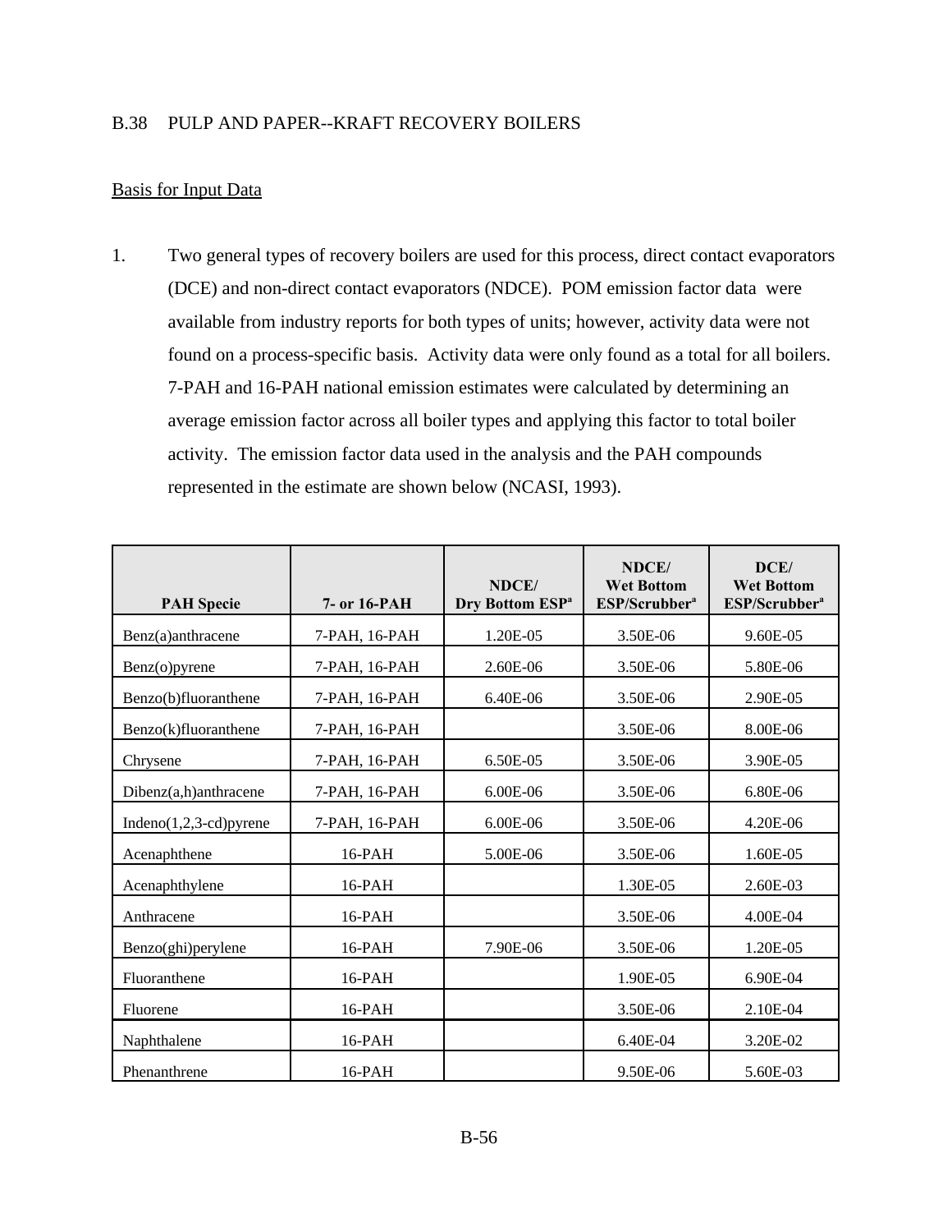## B.38 PULP AND PAPER--KRAFT RECOVERY BOILERS

Basis for Input Data

1. Two general types of recovery boilers are used for this process, direct contact evaporators (DCE) and non-direct contact evaporators (NDCE). POM emission factor data were available from industry reports for both types of units; however, activity data were not found on a process-specific basis. Activity data were only found as a total for all boilers. 7-PAH and 16-PAH national emission estimates were calculated by determining an average emission factor across all boiler types and applying this factor to total boiler activity. The emission factor data used in the analysis and the PAH compounds represented in the estimate are shown below (NCASI, 1993).

| PAH Specie | 7- or 16-PAH | NDCE/ Dry Bottom ESP[a] | NDCE/ Wet Bottom ESP/Scrubber[a] | DCE/ Wet Bottom ESP/Scrubber[a] |
|---|---|---|---|---|
| Benz(a)anthracene | 7-PAH, 16-PAH | 1.20E-05 | 3.50E-06 | 9.60E-05 |
| Benz(o)pyrene | 7-PAH, 16-PAH | 2.60E-06 | 3.50E-06 | 5.80E-06 |
| Benzo(b)fluoranthene | 7-PAH, 16-PAH | 6.40E-06 | 3.50E-06 | 2.90E-05 |
| Benzo(k)fluoranthene | 7-PAH, 16-PAH | | 3.50E-06 | 8.00E-06 |
| Chrysene | 7-PAH, 16-PAH | 6.50E-05 | 3.50E-06 | 3.90E-05 |
| Dibenz(a,h)anthracene | 7-PAH, 16-PAH | 6.00E-06 | 3.50E-06 | 6.80E-06 |
| Indeno(1,2,3-cd)pyrene | 7-PAH, 16-PAH | 6.00E-06 | 3.50E-06 | 4.20E-06 |
| Acenaphthene | 16-PAH | 5.00E-06 | 3.50E-06 | 1.60E-05 |
| Acenaphthylene | 16-PAH | | 1.30E-05 | 2.60E-03 |
| Anthracene | 16-PAH | | 3.50E-06 | 4.00E-04 |
| Benzo(ghi)perylene | 16-PAH | 7.90E-06 | 3.50E-06 | 1.20E-05 |
| Fluoranthene | 16-PAH | | 1.90E-05 | 6.90E-04 |
| Fluorene | 16-PAH | | 3.50E-06 | 2.10E-04 |
| Naphthalene | 16-PAH | | 6.40E-04 | 3.20E-02 |
| Phenanthrene | 16-PAH | | 9.50E-06 | 5.60E-03 |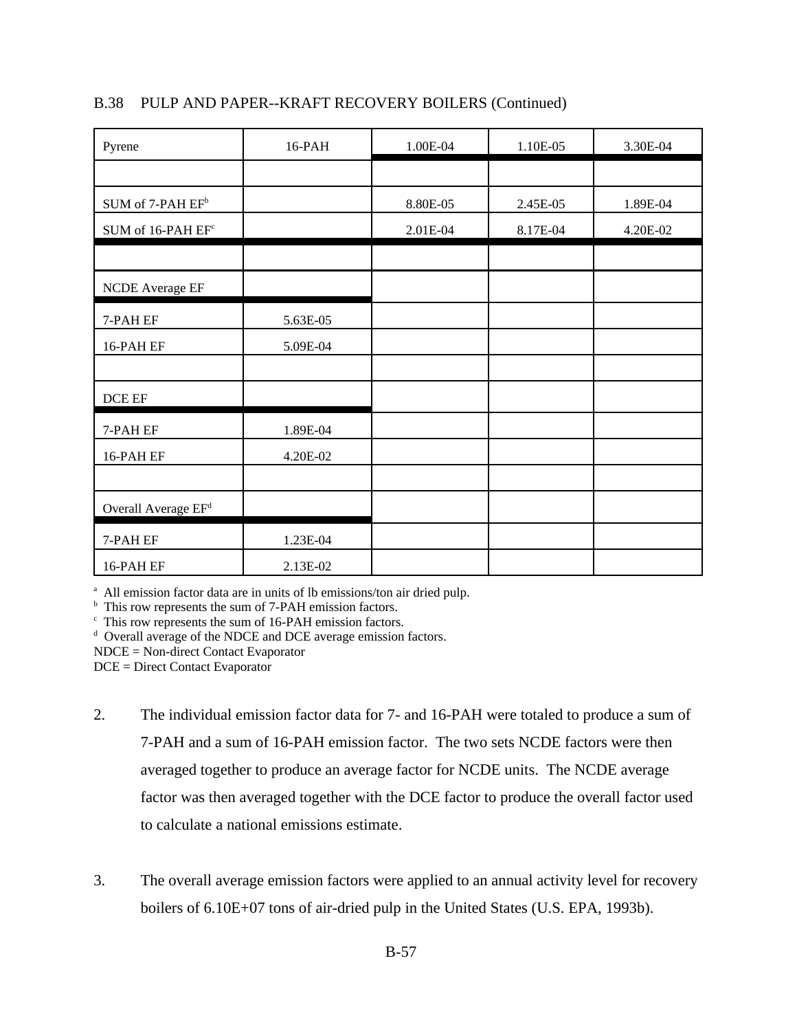B.38 PULP AND PAPER--KRAFT RECOVERY BOILERS (Continued)

| | | | | |
|---|---|---|---|---|
| Pyrene | 16-PAH | 1.00E-04 | 1.10E-05 | 3.30E-04 |
| | | | | |
| SUM of 7-PAH EF[b] | | 8.80E-05 | 2.45E-05 | 1.89E-04 |
| SUM of 16-PAH EF[c] | | 2.01E-04 | 8.17E-04 | 4.20E-02 |
| | | | | |
| NCDE Average EF | | | | |
| 7-PAH EF | 5.63E-05 | | | |
| 16-PAH EF | 5.09E-04 | | | |
| | | | | |
| DCE EF | | | | |
| 7-PAH EF | 1.89E-04 | | | |
| 16-PAH EF | 4.20E-02 | | | |
| | | | | |
| Overall Average EF[d] | | | | |
| 7-PAH EF | 1.23E-04 | | | |
| 16-PAH EF | 2.13E-02 | | | |

[a] All emission factor data are in units of lb emissions/ton air dried pulp.
[b] This row represents the sum of 7-PAH emission factors.
[c] This row represents the sum of 16-PAH emission factors.
[d] Overall average of the NDCE and DCE average emission factors.
NDCE = Non-direct Contact Evaporator
DCE = Direct Contact Evaporator

2. The individual emission factor data for 7- and 16-PAH were totaled to produce a sum of 7-PAH and a sum of 16-PAH emission factor. The two sets NCDE factors were then averaged together to produce an average factor for NCDE units. The NCDE average factor was then averaged together with the DCE factor to produce the overall factor used to calculate a national emissions estimate.

3. The overall average emission factors were applied to an annual activity level for recovery boilers of 6.10E+07 tons of air-dried pulp in the United States (U.S. EPA, 1993b).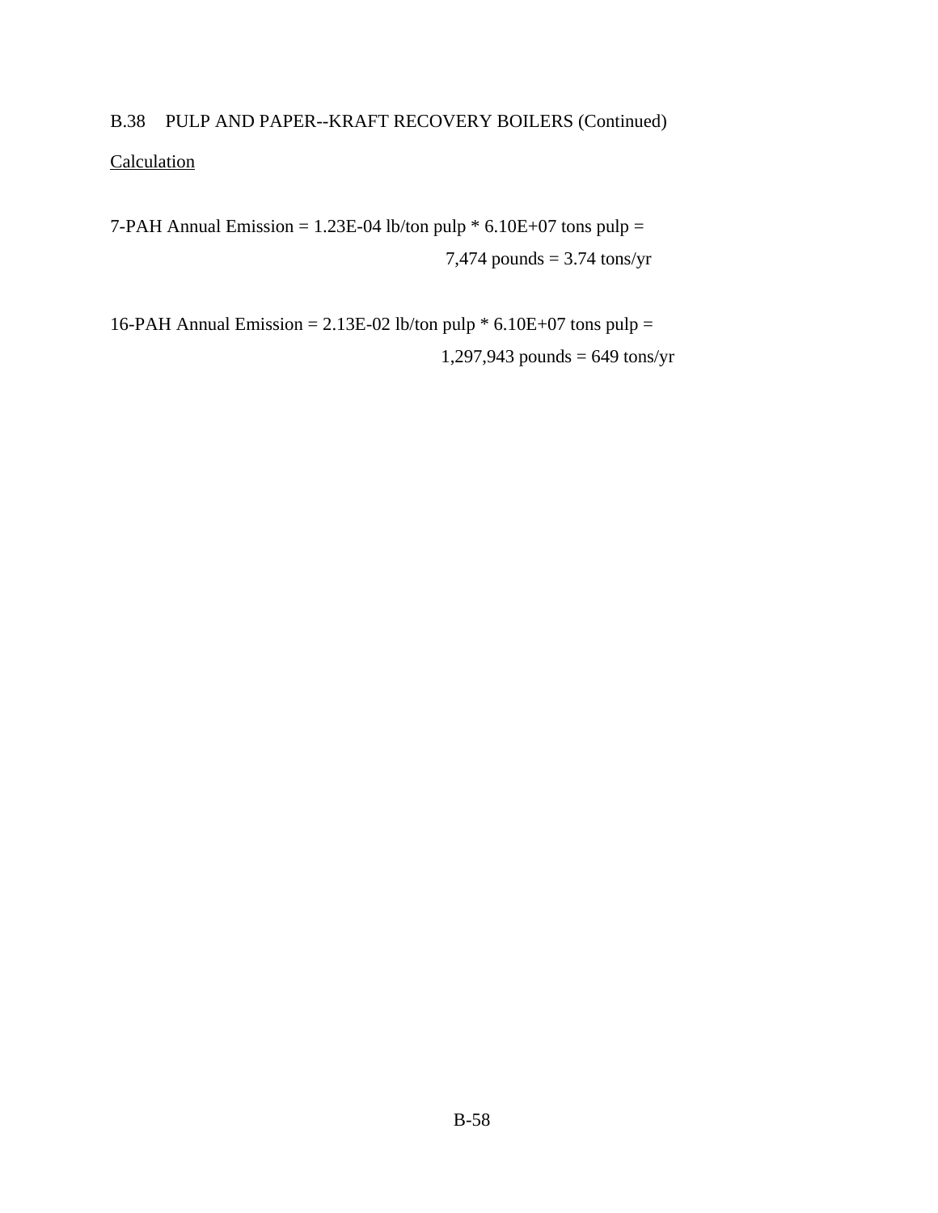B.38 PULP AND PAPER--KRAFT RECOVERY BOILERS (Continued)

Calculation

7-PAH Annual Emission = 1.23E-04 lb/ton pulp * 6.10E+07 tons pulp =
7,474 pounds = 3.74 tons/yr

16-PAH Annual Emission = 2.13E-02 lb/ton pulp * 6.10E+07 tons pulp =
1,297,943 pounds = 649 tons/yr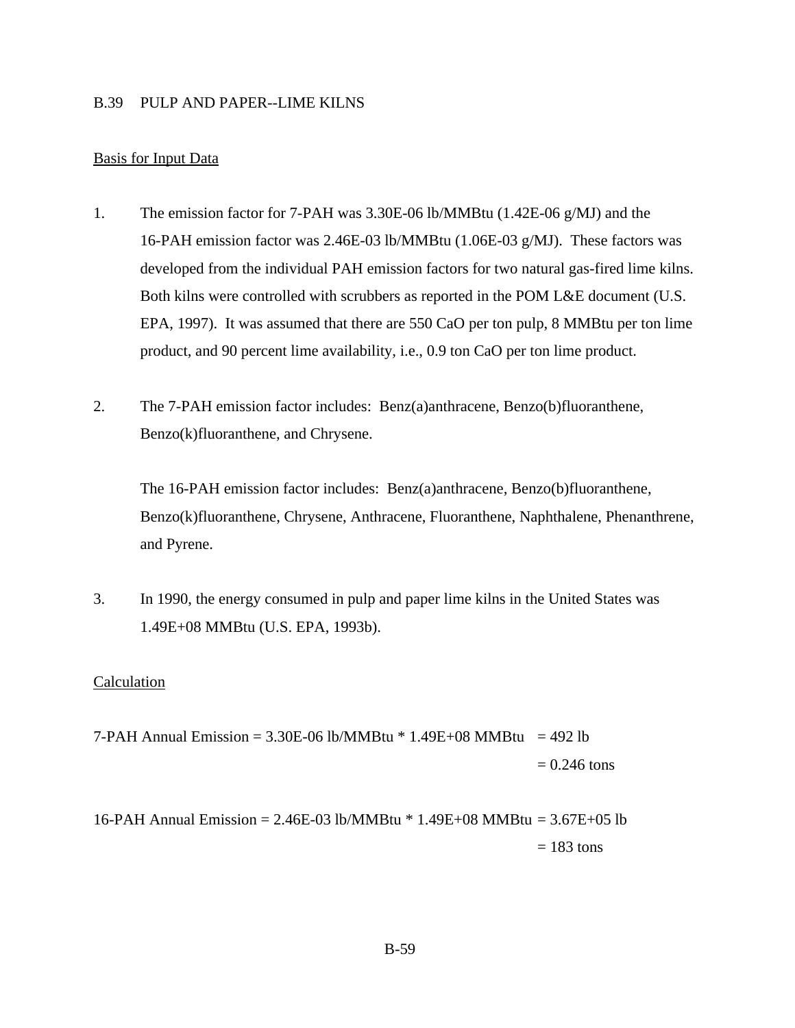## B.39 PULP AND PAPER--LIME KILNS

Basis for Input Data

1. The emission factor for 7-PAH was 3.30E-06 lb/MMBtu (1.42E-06 g/MJ) and the 16-PAH emission factor was 2.46E-03 lb/MMBtu (1.06E-03 g/MJ). These factors was developed from the individual PAH emission factors for two natural gas-fired lime kilns. Both kilns were controlled with scrubbers as reported in the POM L&E document (U.S. EPA, 1997). It was assumed that there are 550 CaO per ton pulp, 8 MMBtu per ton lime product, and 90 percent lime availability, i.e., 0.9 ton CaO per ton lime product.

2. The 7-PAH emission factor includes: Benz(a)anthracene, Benzo(b)fluoranthene, Benzo(k)fluoranthene, and Chrysene.

   The 16-PAH emission factor includes: Benz(a)anthracene, Benzo(b)fluoranthene, Benzo(k)fluoranthene, Chrysene, Anthracene, Fluoranthene, Naphthalene, Phenanthrene, and Pyrene.

3. In 1990, the energy consumed in pulp and paper lime kilns in the United States was 1.49E+08 MMBtu (U.S. EPA, 1993b).

Calculation

7-PAH Annual Emission = 3.30E-06 lb/MMBtu * 1.49E+08 MMBtu = 492 lb
= 0.246 tons

16-PAH Annual Emission = 2.46E-03 lb/MMBtu * 1.49E+08 MMBtu = 3.67E+05 lb
= 183 tons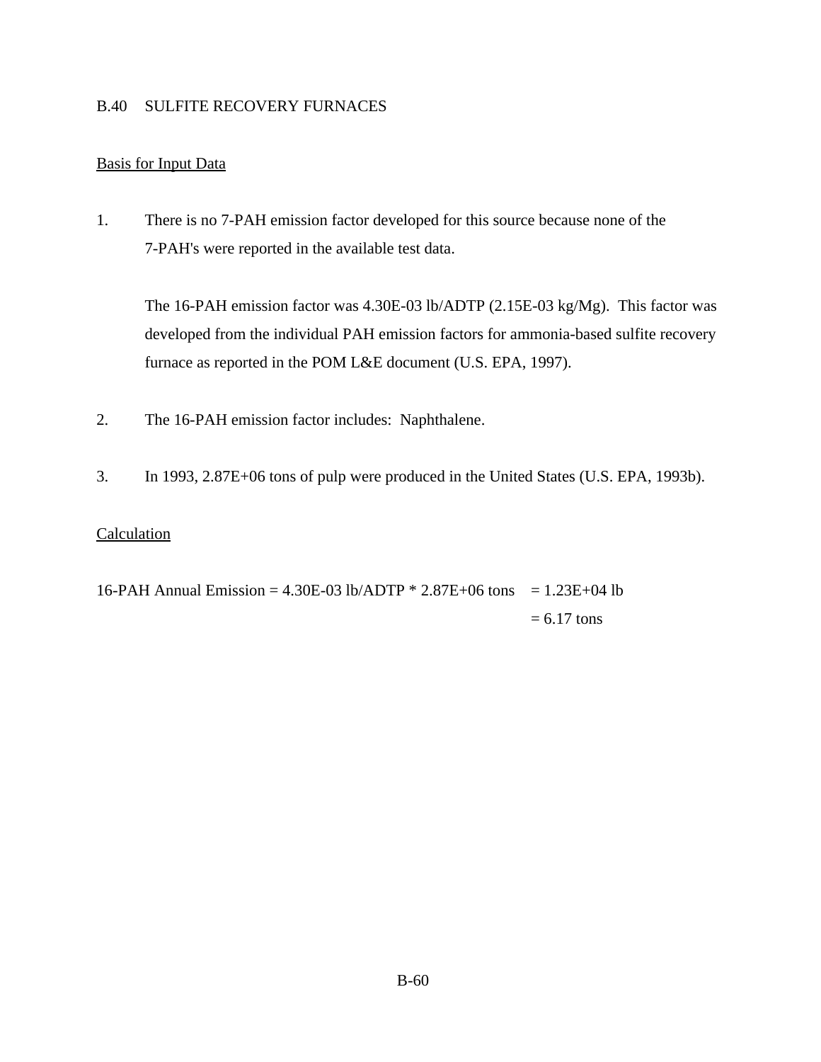## B.40 SULFITE RECOVERY FURNACES

Basis for Input Data

1. There is no 7-PAH emission factor developed for this source because none of the 7-PAH's were reported in the available test data.

   The 16-PAH emission factor was 4.30E-03 lb/ADTP (2.15E-03 kg/Mg). This factor was developed from the individual PAH emission factors for ammonia-based sulfite recovery furnace as reported in the POM L&E document (U.S. EPA, 1997).

2. The 16-PAH emission factor includes: Naphthalene.

3. In 1993, 2.87E+06 tons of pulp were produced in the United States (U.S. EPA, 1993b).

Calculation

16-PAH Annual Emission = 4.30E-03 lb/ADTP * 2.87E+06 tons = 1.23E+04 lb
= 6.17 tons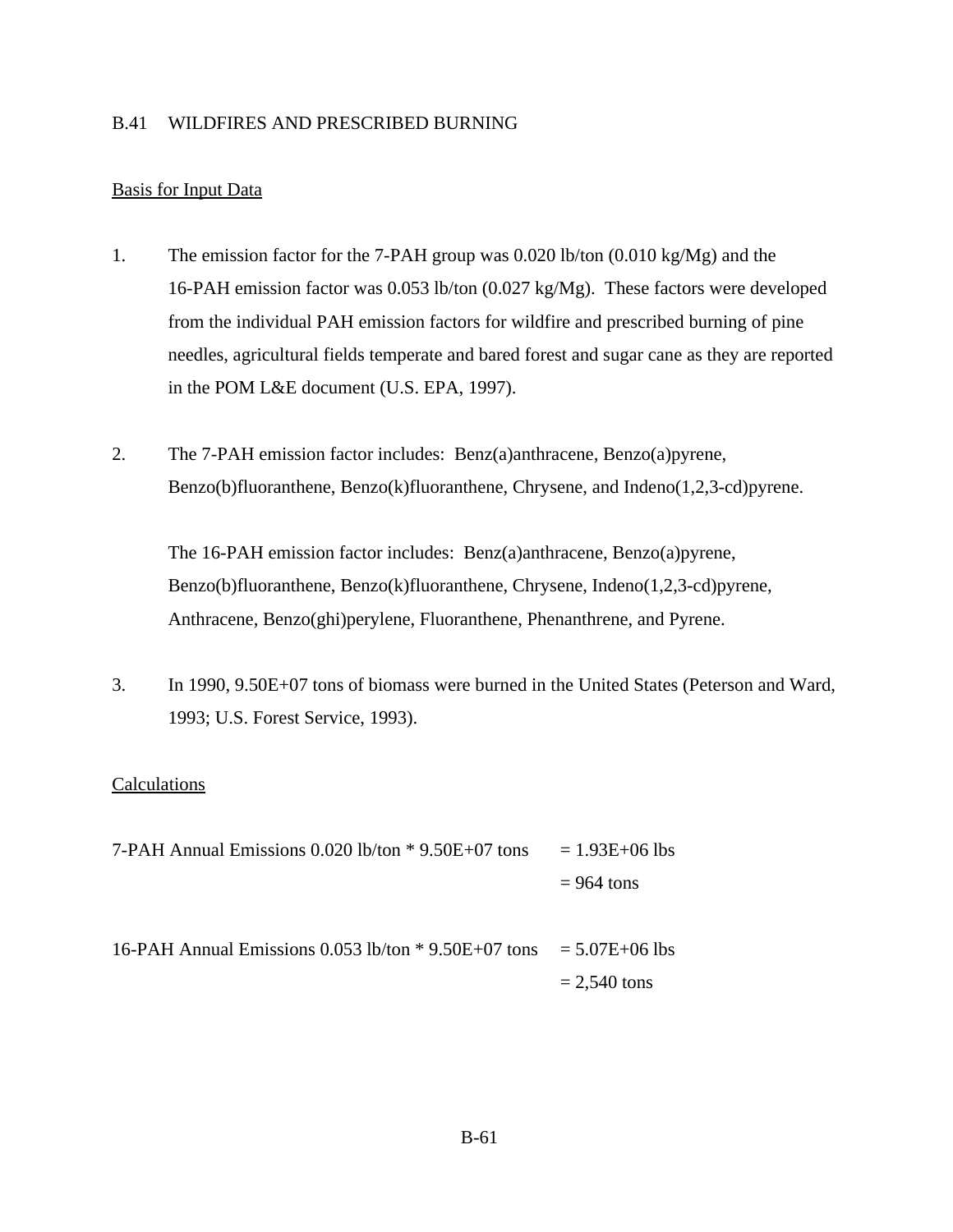## B.41 WILDFIRES AND PRESCRIBED BURNING

Basis for Input Data

1. The emission factor for the 7-PAH group was 0.020 lb/ton (0.010 kg/Mg) and the 16-PAH emission factor was 0.053 lb/ton (0.027 kg/Mg). These factors were developed from the individual PAH emission factors for wildfire and prescribed burning of pine needles, agricultural fields temperate and bared forest and sugar cane as they are reported in the POM L&E document (U.S. EPA, 1997).

2. The 7-PAH emission factor includes: Benz(a)anthracene, Benzo(a)pyrene, Benzo(b)fluoranthene, Benzo(k)fluoranthene, Chrysene, and Indeno(1,2,3-cd)pyrene.

   The 16-PAH emission factor includes: Benz(a)anthracene, Benzo(a)pyrene, Benzo(b)fluoranthene, Benzo(k)fluoranthene, Chrysene, Indeno(1,2,3-cd)pyrene, Anthracene, Benzo(ghi)perylene, Fluoranthene, Phenanthrene, and Pyrene.

3. In 1990, 9.50E+07 tons of biomass were burned in the United States (Peterson and Ward, 1993; U.S. Forest Service, 1993).

Calculations

| | |
|---|---|
| 7-PAH Annual Emissions 0.020 lb/ton * 9.50E+07 tons | = 1.93E+06 lbs |
| | = 964 tons |
| 16-PAH Annual Emissions 0.053 lb/ton * 9.50E+07 tons | = 5.07E+06 lbs |
| | = 2,540 tons |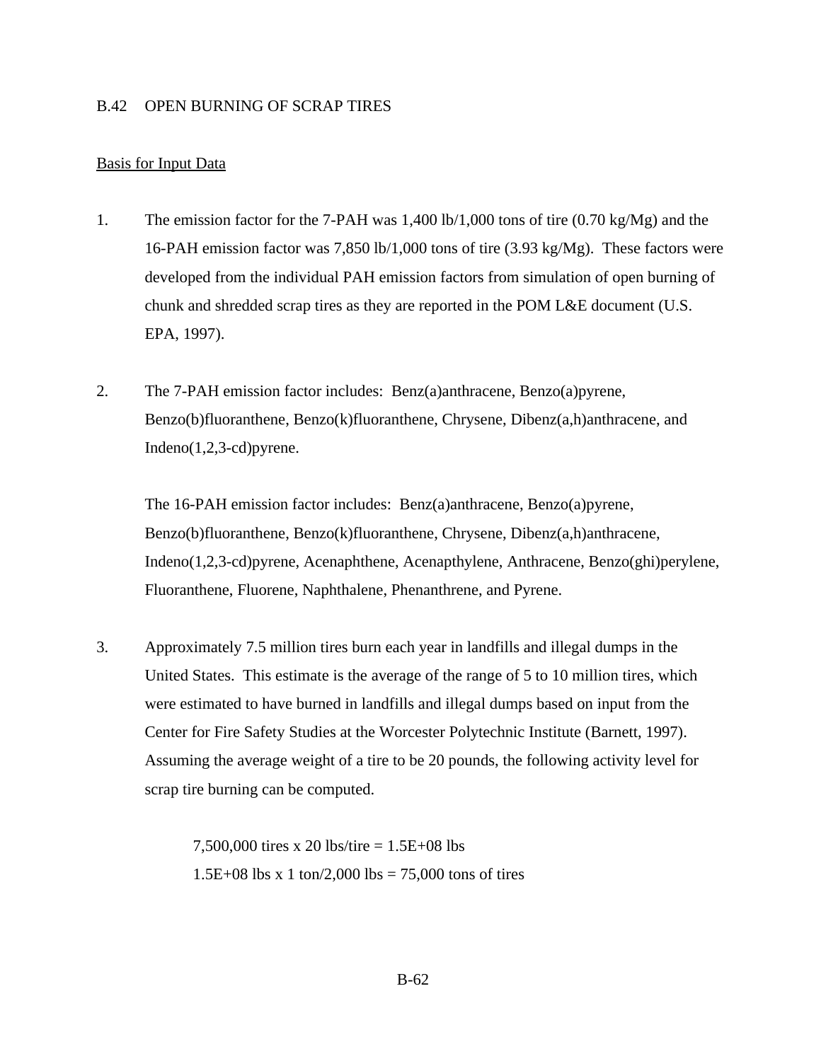## B.42 OPEN BURNING OF SCRAP TIRES

Basis for Input Data

1. The emission factor for the 7-PAH was 1,400 lb/1,000 tons of tire (0.70 kg/Mg) and the 16-PAH emission factor was 7,850 lb/1,000 tons of tire (3.93 kg/Mg). These factors were developed from the individual PAH emission factors from simulation of open burning of chunk and shredded scrap tires as they are reported in the POM L&E document (U.S. EPA, 1997).

2. The 7-PAH emission factor includes: Benz(a)anthracene, Benzo(a)pyrene, Benzo(b)fluoranthene, Benzo(k)fluoranthene, Chrysene, Dibenz(a,h)anthracene, and Indeno(1,2,3-cd)pyrene.

   The 16-PAH emission factor includes: Benz(a)anthracene, Benzo(a)pyrene, Benzo(b)fluoranthene, Benzo(k)fluoranthene, Chrysene, Dibenz(a,h)anthracene, Indeno(1,2,3-cd)pyrene, Acenaphthene, Acenapthylene, Anthracene, Benzo(ghi)perylene, Fluoranthene, Fluorene, Naphthalene, Phenanthrene, and Pyrene.

3. Approximately 7.5 million tires burn each year in landfills and illegal dumps in the United States. This estimate is the average of the range of 5 to 10 million tires, which were estimated to have burned in landfills and illegal dumps based on input from the Center for Fire Safety Studies at the Worcester Polytechnic Institute (Barnett, 1997). Assuming the average weight of a tire to be 20 pounds, the following activity level for scrap tire burning can be computed.

   7,500,000 tires x 20 lbs/tire = 1.5E+08 lbs
   1.5E+08 lbs x 1 ton/2,000 lbs = 75,000 tons of tires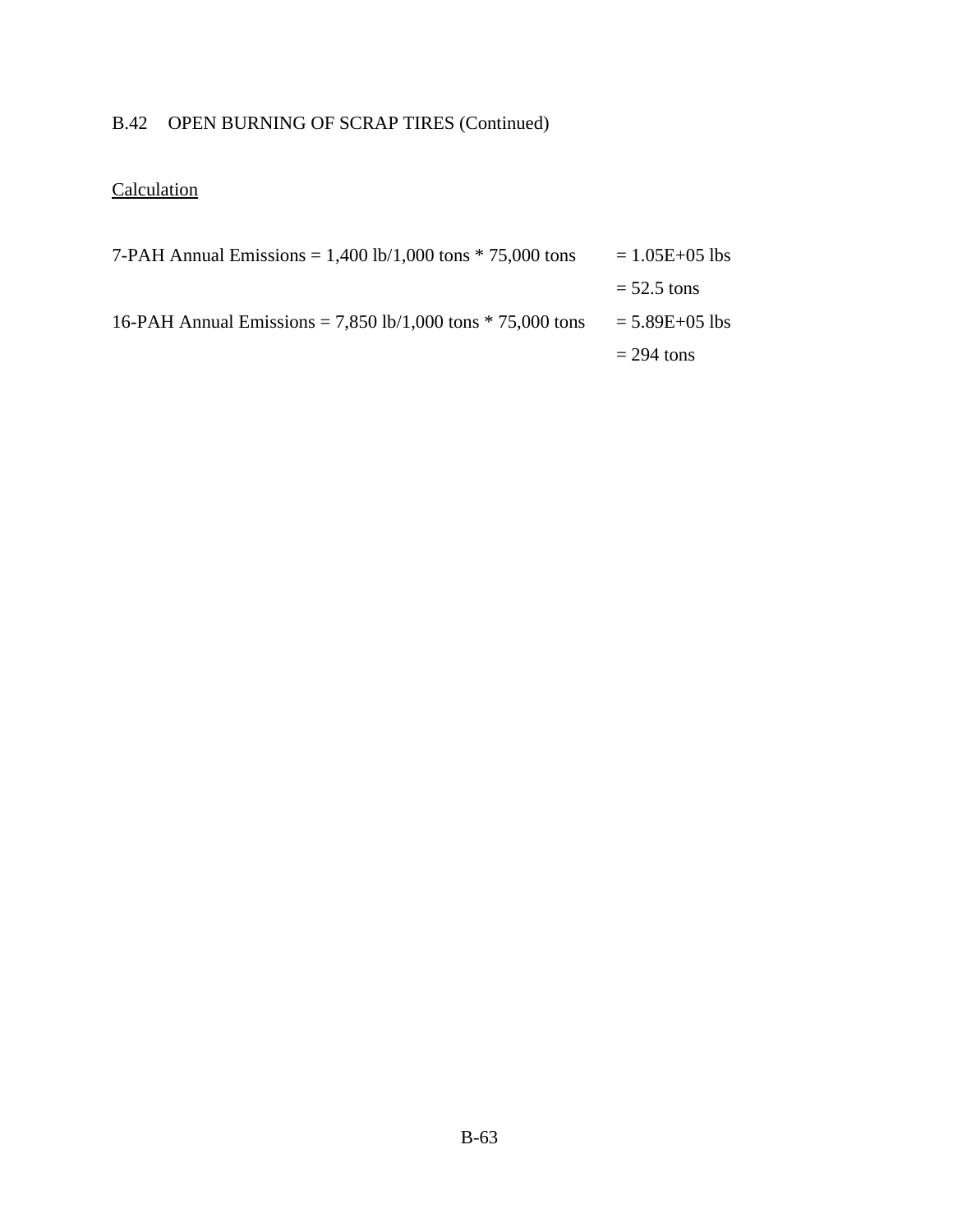B.42 OPEN BURNING OF SCRAP TIRES (Continued)

<u>Calculation</u>

7-PAH Annual Emissions = 1,400 lb/1,000 tons * 75,000 tons = 1.05E+05 lbs

= 52.5 tons

16-PAH Annual Emissions = 7,850 lb/1,000 tons * 75,000 tons = 5.89E+05 lbs

= 294 tons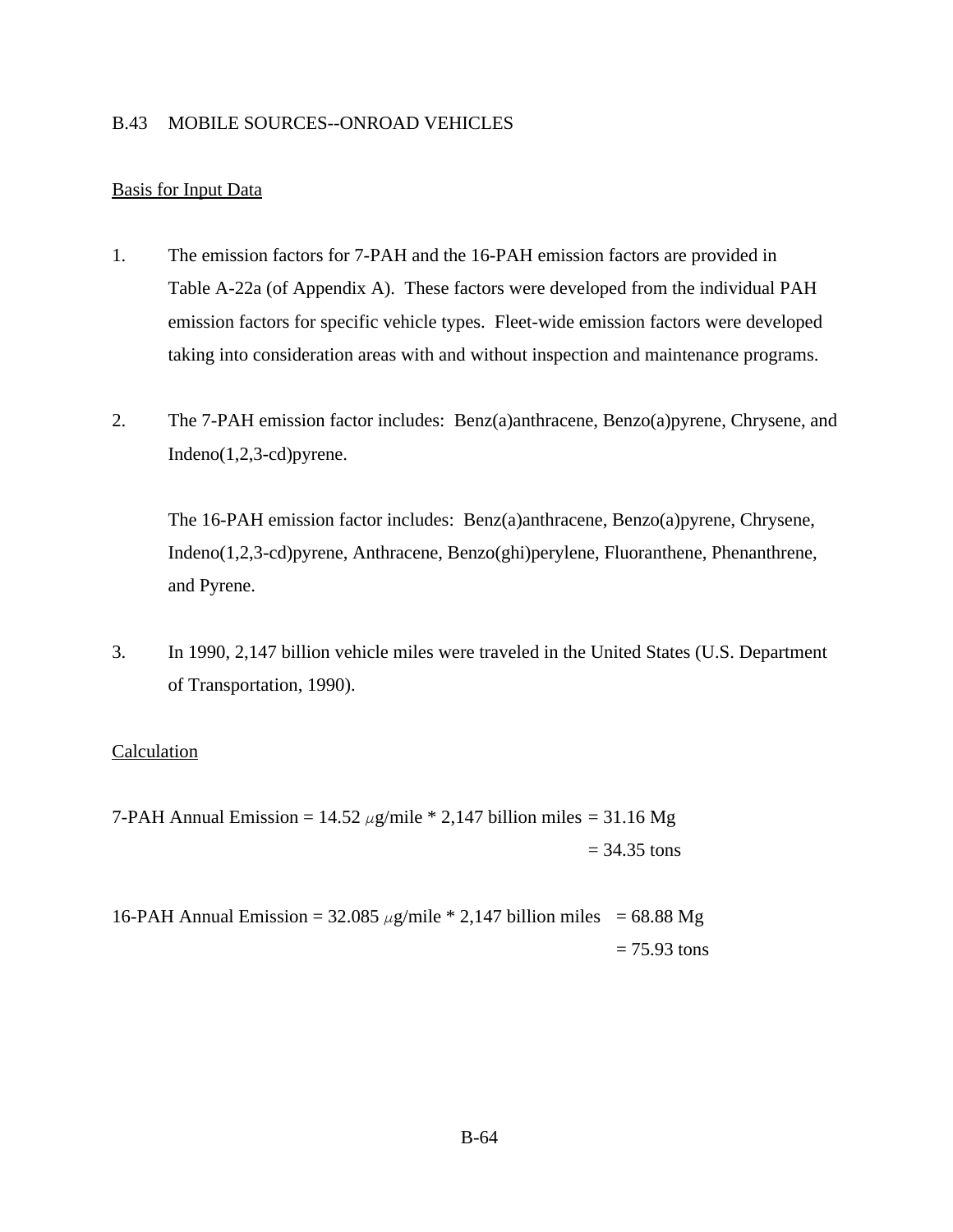## B.43 MOBILE SOURCES--ONROAD VEHICLES

Basis for Input Data

1. The emission factors for 7-PAH and the 16-PAH emission factors are provided in Table A-22a (of Appendix A). These factors were developed from the individual PAH emission factors for specific vehicle types. Fleet-wide emission factors were developed taking into consideration areas with and without inspection and maintenance programs.

2. The 7-PAH emission factor includes: Benz(a)anthracene, Benzo(a)pyrene, Chrysene, and Indeno(1,2,3-cd)pyrene.

   The 16-PAH emission factor includes: Benz(a)anthracene, Benzo(a)pyrene, Chrysene, Indeno(1,2,3-cd)pyrene, Anthracene, Benzo(ghi)perylene, Fluoranthene, Phenanthrene, and Pyrene.

3. In 1990, 2,147 billion vehicle miles were traveled in the United States (U.S. Department of Transportation, 1990).

Calculation

7-PAH Annual Emission = 14.52 $\mu$g/mile * 2,147 billion miles = 31.16 Mg
= 34.35 tons

16-PAH Annual Emission = 32.085 $\mu$g/mile * 2,147 billion miles = 68.88 Mg
= 75.93 tons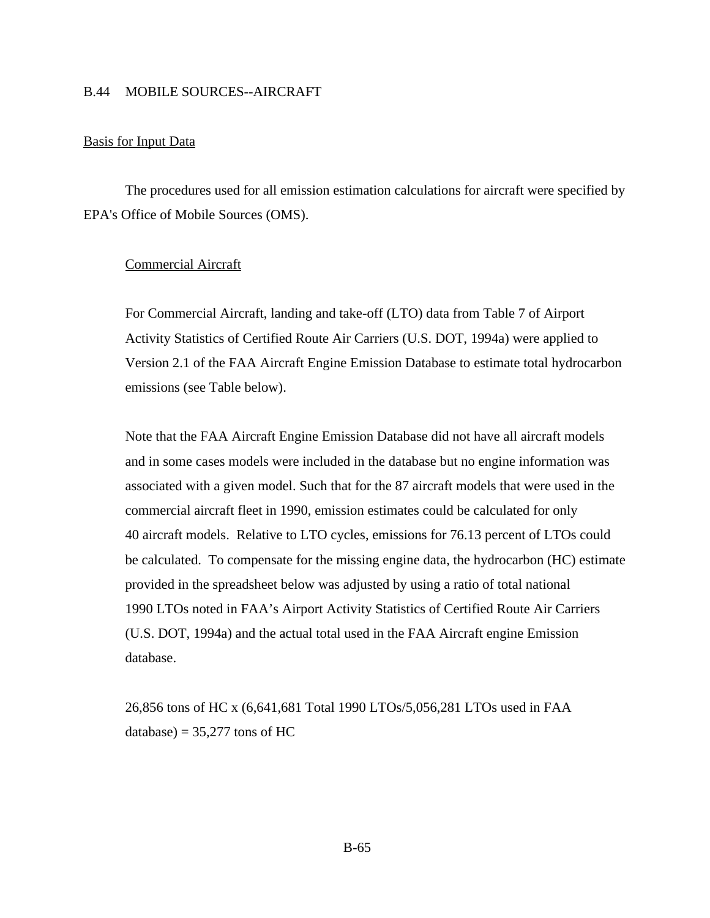## B.44 MOBILE SOURCES--AIRCRAFT

Basis for Input Data

The procedures used for all emission estimation calculations for aircraft were specified by EPA's Office of Mobile Sources (OMS).

### Commercial Aircraft

For Commercial Aircraft, landing and take-off (LTO) data from Table 7 of Airport Activity Statistics of Certified Route Air Carriers (U.S. DOT, 1994a) were applied to Version 2.1 of the FAA Aircraft Engine Emission Database to estimate total hydrocarbon emissions (see Table below).

Note that the FAA Aircraft Engine Emission Database did not have all aircraft models and in some cases models were included in the database but no engine information was associated with a given model. Such that for the 87 aircraft models that were used in the commercial aircraft fleet in 1990, emission estimates could be calculated for only 40 aircraft models. Relative to LTO cycles, emissions for 76.13 percent of LTOs could be calculated. To compensate for the missing engine data, the hydrocarbon (HC) estimate provided in the spreadsheet below was adjusted by using a ratio of total national 1990 LTOs noted in FAA's Airport Activity Statistics of Certified Route Air Carriers (U.S. DOT, 1994a) and the actual total used in the FAA Aircraft engine Emission database.

26,856 tons of HC x (6,641,681 Total 1990 LTOs/5,056,281 LTOs used in FAA database) = 35,277 tons of HC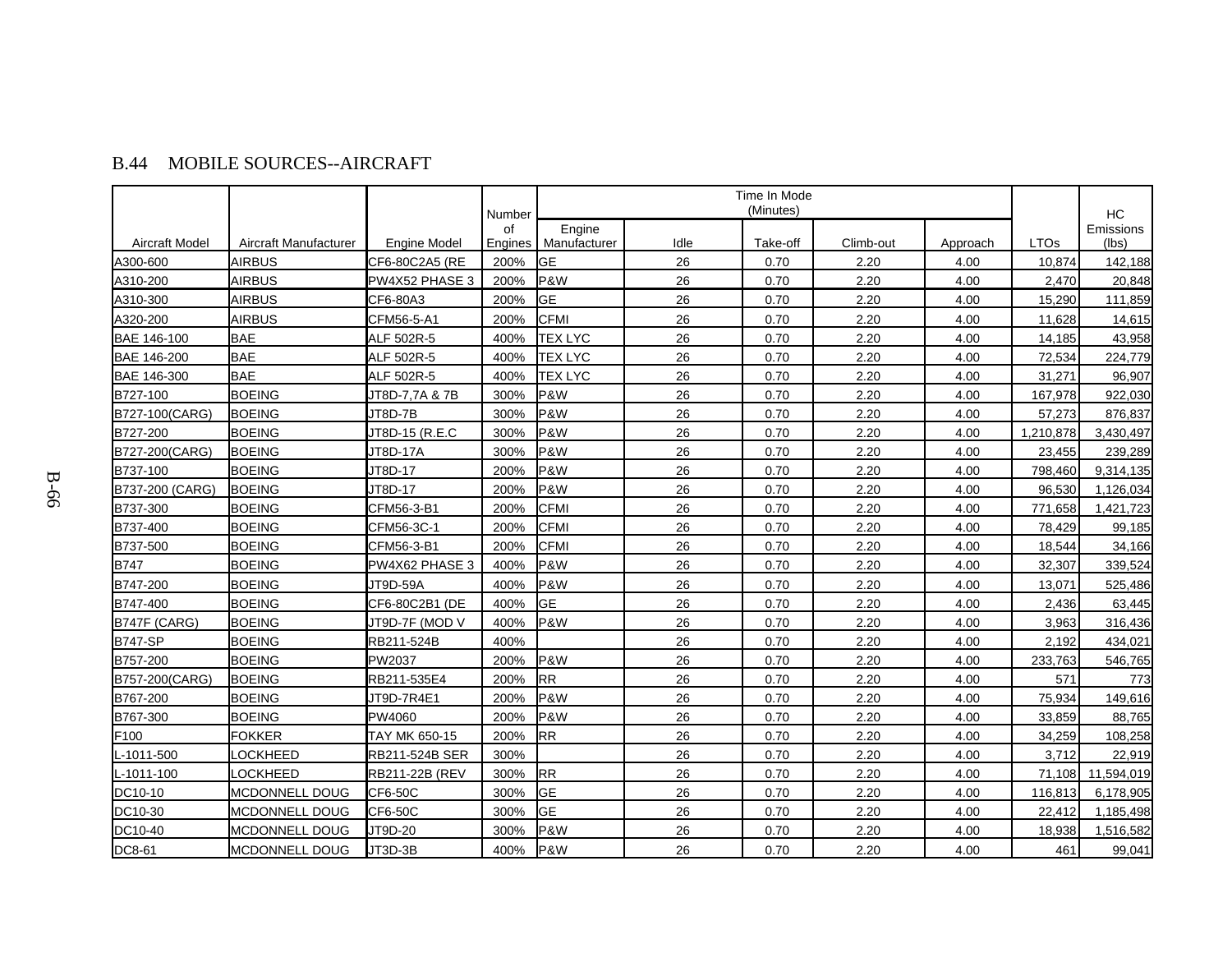## B.44 MOBILE SOURCES--AIRCRAFT

| Aircraft Model | Aircraft Manufacturer | Engine Model | Number of Engines | Engine Manufacturer | Time In Mode (Minutes) Idle | Take-off | Climb-out | Approach | LTOs | HC Emissions (lbs) |
|---|---|---|---|---|---|---|---|---|---|---|
| A300-600 | AIRBUS | CF6-80C2A5 (RE | 200% | GE | 26 | 0.70 | 2.20 | 4.00 | 10,874 | 142,188 |
| A310-200 | AIRBUS | PW4X52 PHASE 3 | 200% | P&W | 26 | 0.70 | 2.20 | 4.00 | 2,470 | 20,848 |
| A310-300 | AIRBUS | CF6-80A3 | 200% | GE | 26 | 0.70 | 2.20 | 4.00 | 15,290 | 111,859 |
| A320-200 | AIRBUS | CFM56-5-A1 | 200% | CFMI | 26 | 0.70 | 2.20 | 4.00 | 11,628 | 14,615 |
| BAE 146-100 | BAE | ALF 502R-5 | 400% | TEX LYC | 26 | 0.70 | 2.20 | 4.00 | 14,185 | 43,958 |
| BAE 146-200 | BAE | ALF 502R-5 | 400% | TEX LYC | 26 | 0.70 | 2.20 | 4.00 | 72,534 | 224,779 |
| BAE 146-300 | BAE | ALF 502R-5 | 400% | TEX LYC | 26 | 0.70 | 2.20 | 4.00 | 31,271 | 96,907 |
| B727-100 | BOEING | JT8D-7,7A & 7B | 300% | P&W | 26 | 0.70 | 2.20 | 4.00 | 167,978 | 922,030 |
| B727-100(CARG) | BOEING | JT8D-7B | 300% | P&W | 26 | 0.70 | 2.20 | 4.00 | 57,273 | 876,837 |
| B727-200 | BOEING | JT8D-15 (R.E.C | 300% | P&W | 26 | 0.70 | 2.20 | 4.00 | 1,210,878 | 3,430,497 |
| B727-200(CARG) | BOEING | JT8D-17A | 300% | P&W | 26 | 0.70 | 2.20 | 4.00 | 23,455 | 239,289 |
| B737-100 | BOEING | JT8D-17 | 200% | P&W | 26 | 0.70 | 2.20 | 4.00 | 798,460 | 9,314,135 |
| B737-200 (CARG) | BOEING | JT8D-17 | 200% | P&W | 26 | 0.70 | 2.20 | 4.00 | 96,530 | 1,126,034 |
| B737-300 | BOEING | CFM56-3-B1 | 200% | CFMI | 26 | 0.70 | 2.20 | 4.00 | 771,658 | 1,421,723 |
| B737-400 | BOEING | CFM56-3C-1 | 200% | CFMI | 26 | 0.70 | 2.20 | 4.00 | 78,429 | 99,185 |
| B737-500 | BOEING | CFM56-3-B1 | 200% | CFMI | 26 | 0.70 | 2.20 | 4.00 | 18,544 | 34,166 |
| B747 | BOEING | PW4X62 PHASE 3 | 400% | P&W | 26 | 0.70 | 2.20 | 4.00 | 32,307 | 339,524 |
| B747-200 | BOEING | JT9D-59A | 400% | P&W | 26 | 0.70 | 2.20 | 4.00 | 13,071 | 525,486 |
| B747-400 | BOEING | CF6-80C2B1 (DE | 400% | GE | 26 | 0.70 | 2.20 | 4.00 | 2,436 | 63,445 |
| B747F (CARG) | BOEING | JT9D-7F (MOD V | 400% | P&W | 26 | 0.70 | 2.20 | 4.00 | 3,963 | 316,436 |
| B747-SP | BOEING | RB211-524B | 400% | | 26 | 0.70 | 2.20 | 4.00 | 2,192 | 434,021 |
| B757-200 | BOEING | PW2037 | 200% | P&W | 26 | 0.70 | 2.20 | 4.00 | 233,763 | 546,765 |
| B757-200(CARG) | BOEING | RB211-535E4 | 200% | RR | 26 | 0.70 | 2.20 | 4.00 | 571 | 773 |
| B767-200 | BOEING | JT9D-7R4E1 | 200% | P&W | 26 | 0.70 | 2.20 | 4.00 | 75,934 | 149,616 |
| B767-300 | BOEING | PW4060 | 200% | P&W | 26 | 0.70 | 2.20 | 4.00 | 33,859 | 88,765 |
| F100 | FOKKER | TAY MK 650-15 | 200% | RR | 26 | 0.70 | 2.20 | 4.00 | 34,259 | 108,258 |
| L-1011-500 | LOCKHEED | RB211-524B SER | 300% | | 26 | 0.70 | 2.20 | 4.00 | 3,712 | 22,919 |
| L-1011-100 | LOCKHEED | RB211-22B (REV | 300% | RR | 26 | 0.70 | 2.20 | 4.00 | 71,108 | 11,594,019 |
| DC10-10 | MCDONNELL DOUG | CF6-50C | 300% | GE | 26 | 0.70 | 2.20 | 4.00 | 116,813 | 6,178,905 |
| DC10-30 | MCDONNELL DOUG | CF6-50C | 300% | GE | 26 | 0.70 | 2.20 | 4.00 | 22,412 | 1,185,498 |
| DC10-40 | MCDONNELL DOUG | JT9D-20 | 300% | P&W | 26 | 0.70 | 2.20 | 4.00 | 18,938 | 1,516,582 |
| DC8-61 | MCDONNELL DOUG | JT3D-3B | 400% | P&W | 26 | 0.70 | 2.20 | 4.00 | 461 | 99,041 |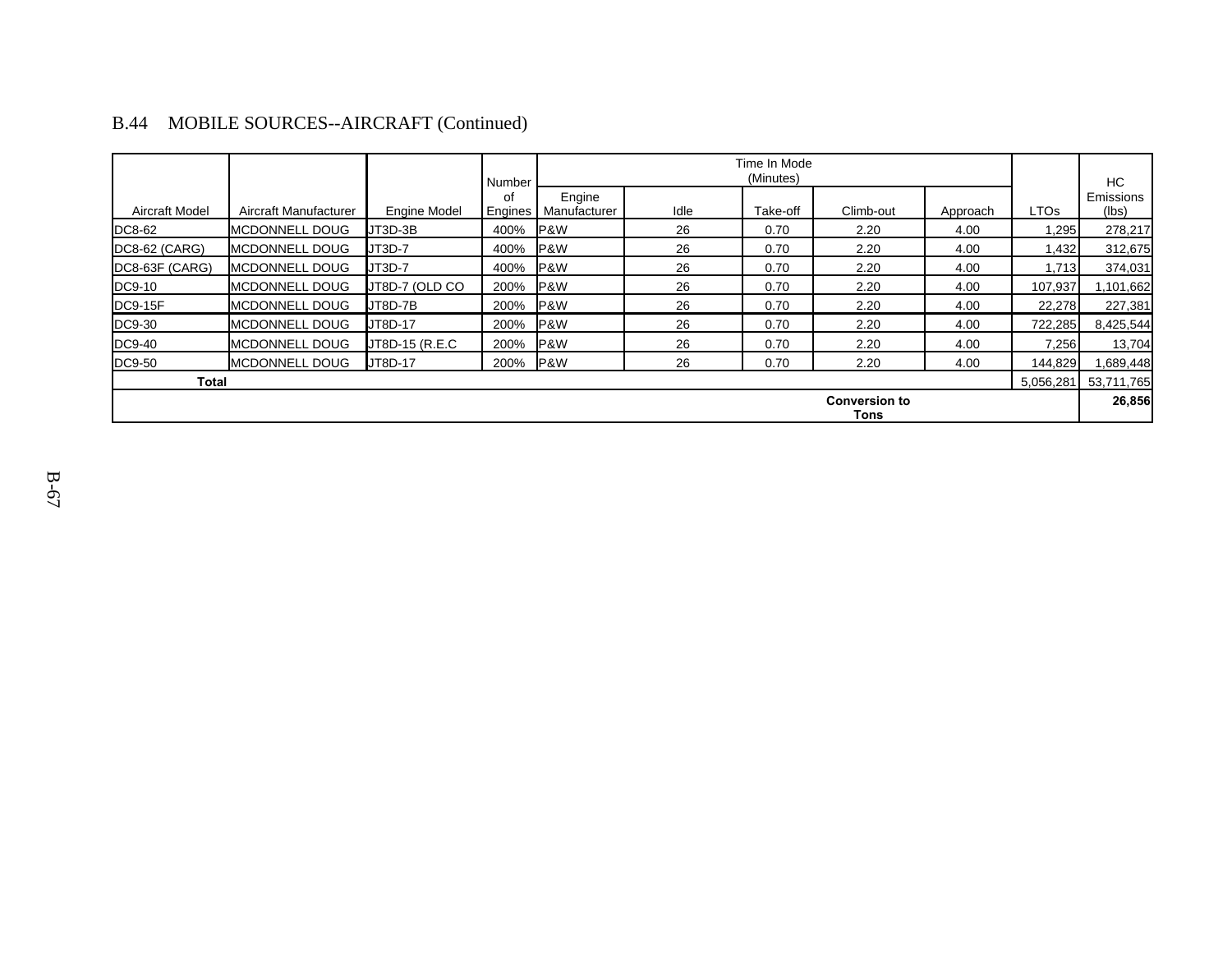## B.44 MOBILE SOURCES--AIRCRAFT (Continued)

| Aircraft Model | Aircraft Manufacturer | Engine Model | Number of Engines | Engine Manufacturer | Time In Mode (Minutes) Idle | Take-off | Climb-out | Approach | LTOs | HC Emissions (lbs) |
|---|---|---|---|---|---|---|---|---|---|---|
| DC8-62 | MCDONNELL DOUG | JT3D-3B | 400% | P&W | 26 | 0.70 | 2.20 | 4.00 | 1,295 | 278,217 |
| DC8-62 (CARG) | MCDONNELL DOUG | JT3D-7 | 400% | P&W | 26 | 0.70 | 2.20 | 4.00 | 1,432 | 312,675 |
| DC8-63F (CARG) | MCDONNELL DOUG | JT3D-7 | 400% | P&W | 26 | 0.70 | 2.20 | 4.00 | 1,713 | 374,031 |
| DC9-10 | MCDONNELL DOUG | JT8D-7 (OLD CO | 200% | P&W | 26 | 0.70 | 2.20 | 4.00 | 107,937 | 1,101,662 |
| DC9-15F | MCDONNELL DOUG | JT8D-7B | 200% | P&W | 26 | 0.70 | 2.20 | 4.00 | 22,278 | 227,381 |
| DC9-30 | MCDONNELL DOUG | JT8D-17 | 200% | P&W | 26 | 0.70 | 2.20 | 4.00 | 722,285 | 8,425,544 |
| DC9-40 | MCDONNELL DOUG | JT8D-15 (R.E.C | 200% | P&W | 26 | 0.70 | 2.20 | 4.00 | 7,256 | 13,704 |
| DC9-50 | MCDONNELL DOUG | JT8D-17 | 200% | P&W | 26 | 0.70 | 2.20 | 4.00 | 144,829 | 1,689,448 |
| **Total** | | | | | | | | | 5,056,281 | 53,711,765 |
| | | | | | | | **Conversion to Tons** | | | **26,856** |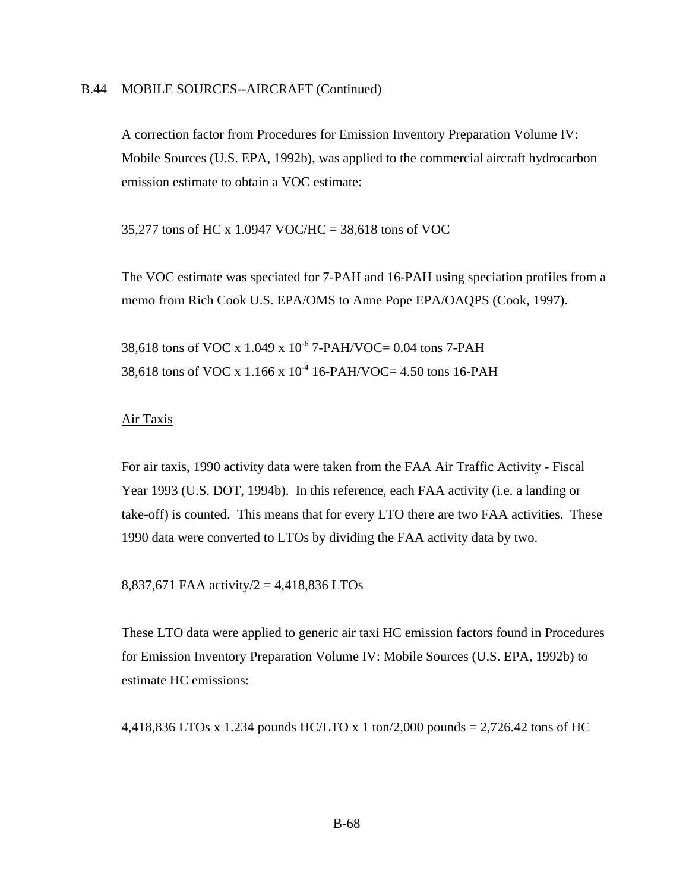## B.44 MOBILE SOURCES--AIRCRAFT (Continued)

A correction factor from Procedures for Emission Inventory Preparation Volume IV: Mobile Sources (U.S. EPA, 1992b), was applied to the commercial aircraft hydrocarbon emission estimate to obtain a VOC estimate:

35,277 tons of HC x 1.0947 VOC/HC = 38,618 tons of VOC

The VOC estimate was speciated for 7-PAH and 16-PAH using speciation profiles from a memo from Rich Cook U.S. EPA/OMS to Anne Pope EPA/OAQPS (Cook, 1997).

38,618 tons of VOC x 1.049 x $10^{-6}$ 7-PAH/VOC= 0.04 tons 7-PAH
38,618 tons of VOC x 1.166 x $10^{-4}$ 16-PAH/VOC= 4.50 tons 16-PAH

<u>Air Taxis</u>

For air taxis, 1990 activity data were taken from the FAA Air Traffic Activity - Fiscal Year 1993 (U.S. DOT, 1994b). In this reference, each FAA activity (i.e. a landing or take-off) is counted. This means that for every LTO there are two FAA activities. These 1990 data were converted to LTOs by dividing the FAA activity data by two.

8,837,671 FAA activity/2 = 4,418,836 LTOs

These LTO data were applied to generic air taxi HC emission factors found in Procedures for Emission Inventory Preparation Volume IV: Mobile Sources (U.S. EPA, 1992b) to estimate HC emissions:

4,418,836 LTOs x 1.234 pounds HC/LTO x 1 ton/2,000 pounds = 2,726.42 tons of HC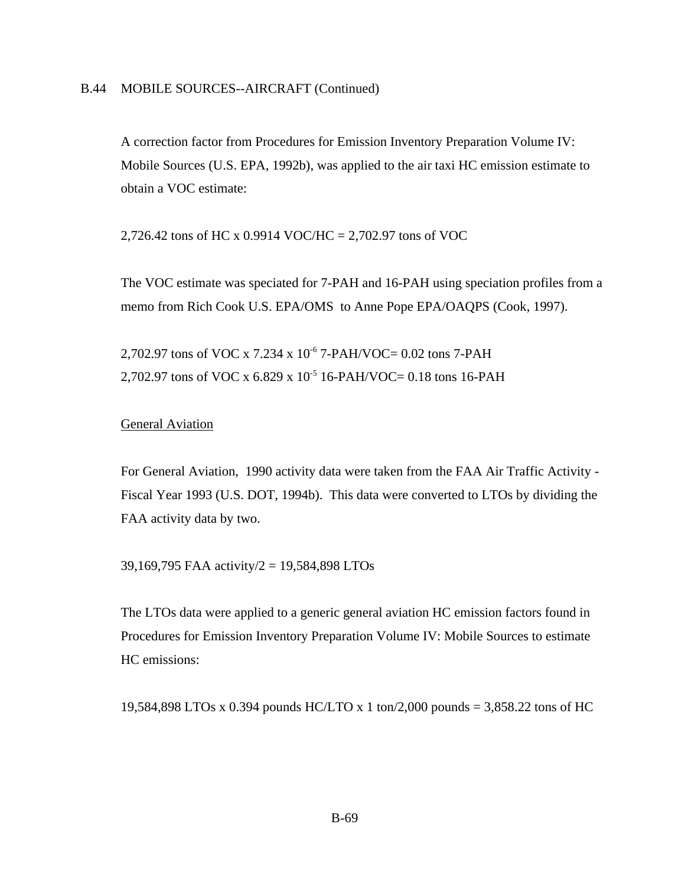B.44 MOBILE SOURCES--AIRCRAFT (Continued)

A correction factor from Procedures for Emission Inventory Preparation Volume IV: Mobile Sources (U.S. EPA, 1992b), was applied to the air taxi HC emission estimate to obtain a VOC estimate:

2,726.42 tons of HC x 0.9914 VOC/HC = 2,702.97 tons of VOC

The VOC estimate was speciated for 7-PAH and 16-PAH using speciation profiles from a memo from Rich Cook U.S. EPA/OMS to Anne Pope EPA/OAQPS (Cook, 1997).

2,702.97 tons of VOC x 7.234 x $10^{-6}$ 7-PAH/VOC= 0.02 tons 7-PAH
2,702.97 tons of VOC x 6.829 x $10^{-5}$ 16-PAH/VOC= 0.18 tons 16-PAH

<u>General Aviation</u>

For General Aviation, 1990 activity data were taken from the FAA Air Traffic Activity - Fiscal Year 1993 (U.S. DOT, 1994b). This data were converted to LTOs by dividing the FAA activity data by two.

39,169,795 FAA activity/2 = 19,584,898 LTOs

The LTOs data were applied to a generic general aviation HC emission factors found in Procedures for Emission Inventory Preparation Volume IV: Mobile Sources to estimate HC emissions:

19,584,898 LTOs x 0.394 pounds HC/LTO x 1 ton/2,000 pounds = 3,858.22 tons of HC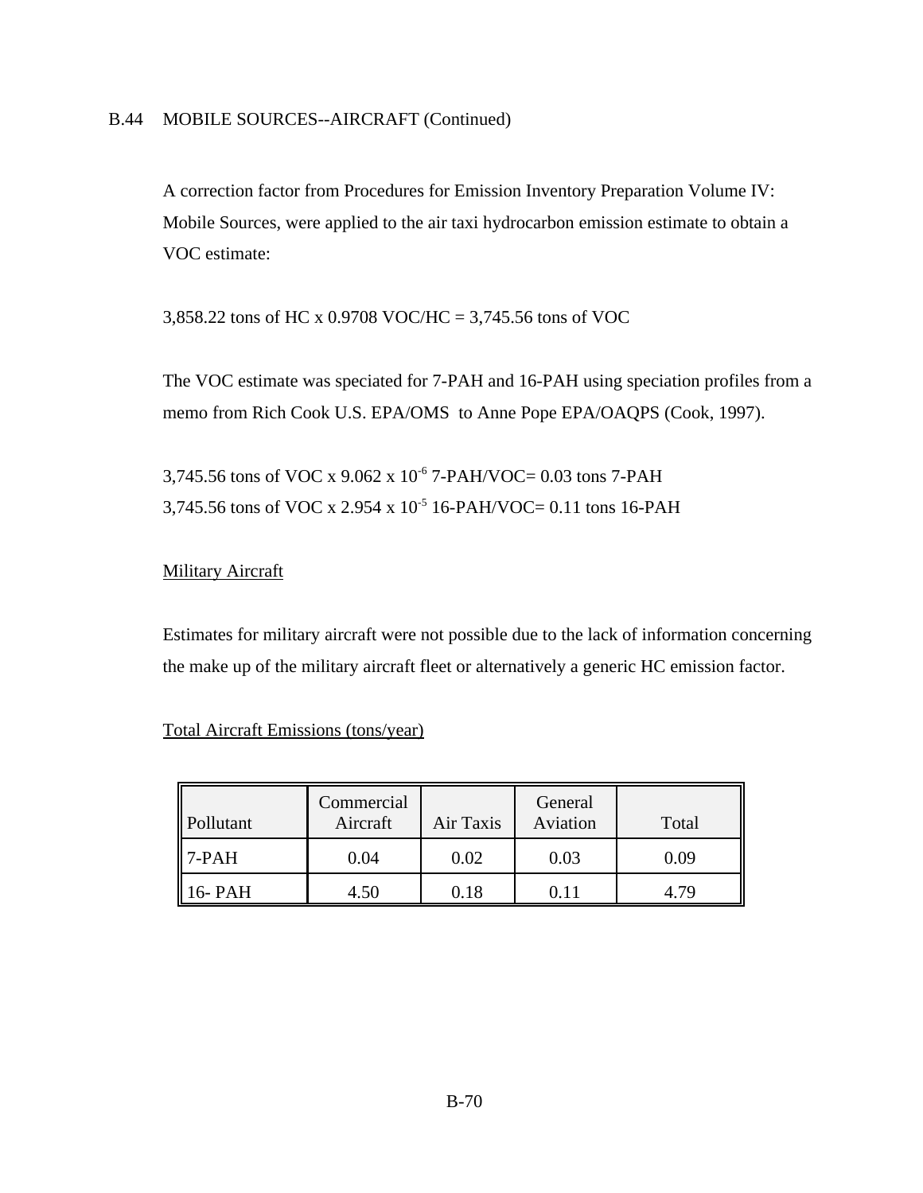B.44 MOBILE SOURCES--AIRCRAFT (Continued)

A correction factor from Procedures for Emission Inventory Preparation Volume IV: Mobile Sources, were applied to the air taxi hydrocarbon emission estimate to obtain a VOC estimate:

3,858.22 tons of HC x 0.9708 VOC/HC = 3,745.56 tons of VOC

The VOC estimate was speciated for 7-PAH and 16-PAH using speciation profiles from a memo from Rich Cook U.S. EPA/OMS to Anne Pope EPA/OAQPS (Cook, 1997).

3,745.56 tons of VOC x $9.062 \times 10^{-6}$ 7-PAH/VOC= 0.03 tons 7-PAH
3,745.56 tons of VOC x $2.954 \times 10^{-5}$ 16-PAH/VOC= 0.11 tons 16-PAH

<u>Military Aircraft</u>

Estimates for military aircraft were not possible due to the lack of information concerning the make up of the military aircraft fleet or alternatively a generic HC emission factor.

<u>Total Aircraft Emissions (tons/year)</u>

| Pollutant | Commercial Aircraft | Air Taxis | General Aviation | Total |
|---|---|---|---|---|
| 7-PAH | 0.04 | 0.02 | 0.03 | 0.09 |
| 16- PAH | 4.50 | 0.18 | 0.11 | 4.79 |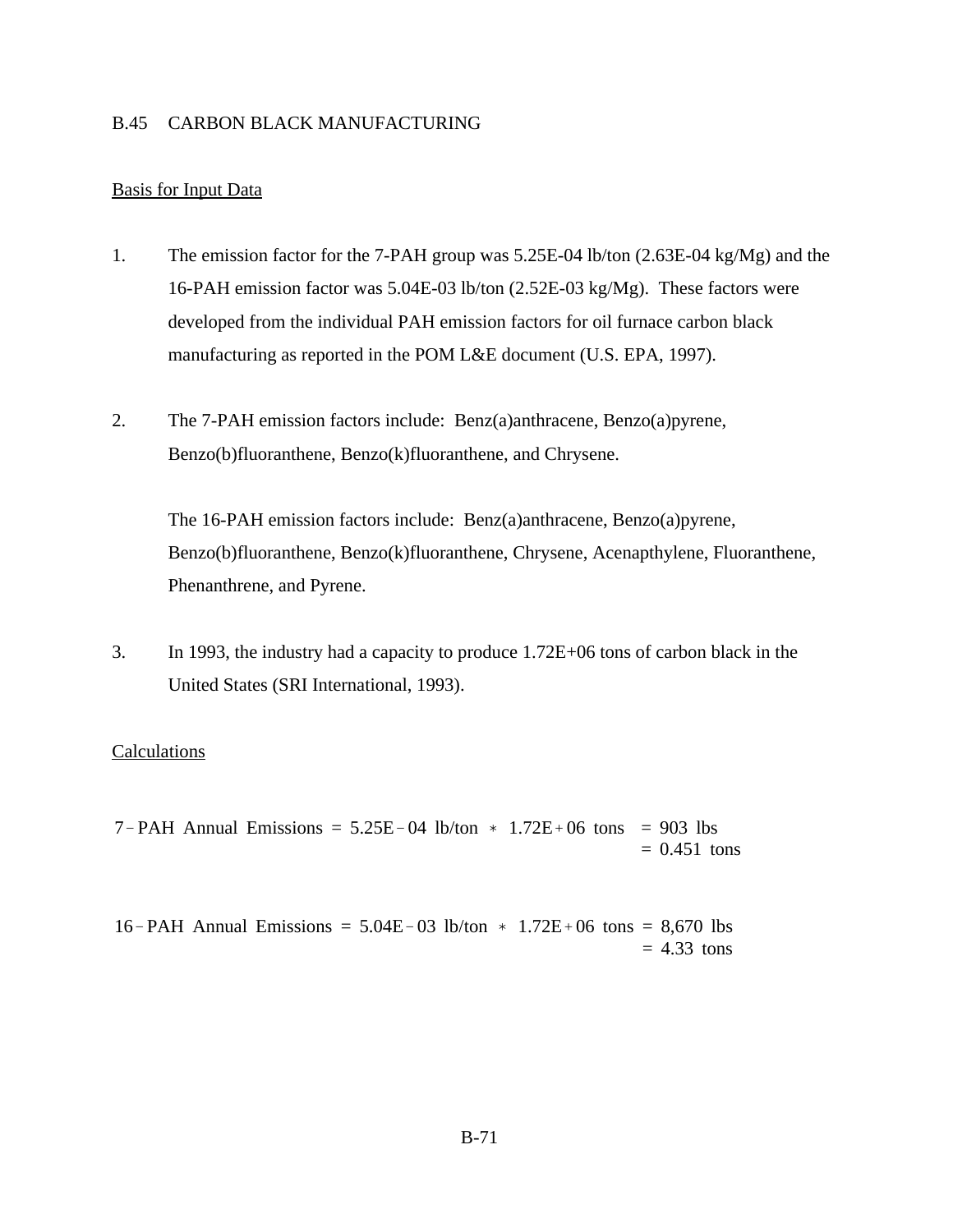## B.45 CARBON BLACK MANUFACTURING

### Basis for Input Data

1. The emission factor for the 7-PAH group was 5.25E-04 lb/ton (2.63E-04 kg/Mg) and the 16-PAH emission factor was 5.04E-03 lb/ton (2.52E-03 kg/Mg). These factors were developed from the individual PAH emission factors for oil furnace carbon black manufacturing as reported in the POM L&E document (U.S. EPA, 1997).

2. The 7-PAH emission factors include: Benz(a)anthracene, Benzo(a)pyrene, Benzo(b)fluoranthene, Benzo(k)fluoranthene, and Chrysene.

   The 16-PAH emission factors include: Benz(a)anthracene, Benzo(a)pyrene, Benzo(b)fluoranthene, Benzo(k)fluoranthene, Chrysene, Acenapthylene, Fluoranthene, Phenanthrene, and Pyrene.

3. In 1993, the industry had a capacity to produce 1.72E+06 tons of carbon black in the United States (SRI International, 1993).

### Calculations

$$\text{7-PAH Annual Emissions} = 5.25\text{E-04 lb/ton} * 1.72\text{E+06 tons} = 903 \text{ lbs} = 0.451 \text{ tons}$$

$$\text{16-PAH Annual Emissions} = 5.04\text{E-03 lb/ton} * 1.72\text{E+06 tons} = 8{,}670 \text{ lbs} = 4.33 \text{ tons}$$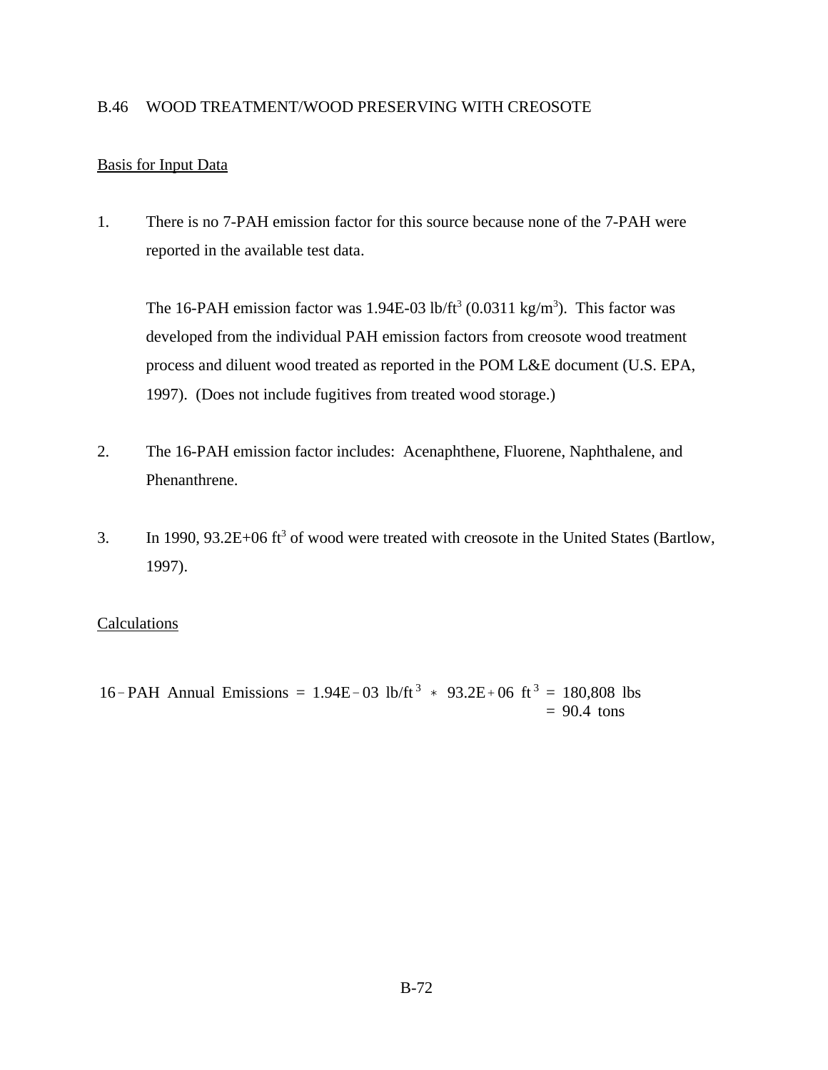## B.46 WOOD TREATMENT/WOOD PRESERVING WITH CREOSOTE

Basis for Input Data

1. There is no 7-PAH emission factor for this source because none of the 7-PAH were reported in the available test data.

   The 16-PAH emission factor was 1.94E-03 lb/ft$^3$ (0.0311 kg/m$^3$). This factor was developed from the individual PAH emission factors from creosote wood treatment process and diluent wood treated as reported in the POM L&E document (U.S. EPA, 1997). (Does not include fugitives from treated wood storage.)

2. The 16-PAH emission factor includes: Acenaphthene, Fluorene, Naphthalene, and Phenanthrene.

3. In 1990, 93.2E+06 ft$^3$ of wood were treated with creosote in the United States (Bartlow, 1997).

Calculations

$$
\begin{aligned}
16\text{-PAH Annual Emissions} &= 1.94\text{E-03 lb/ft}^3 \ast 93.2\text{E+06 ft}^3 = 180{,}808 \text{ lbs} \\
&= 90.4 \text{ tons}
\end{aligned}
$$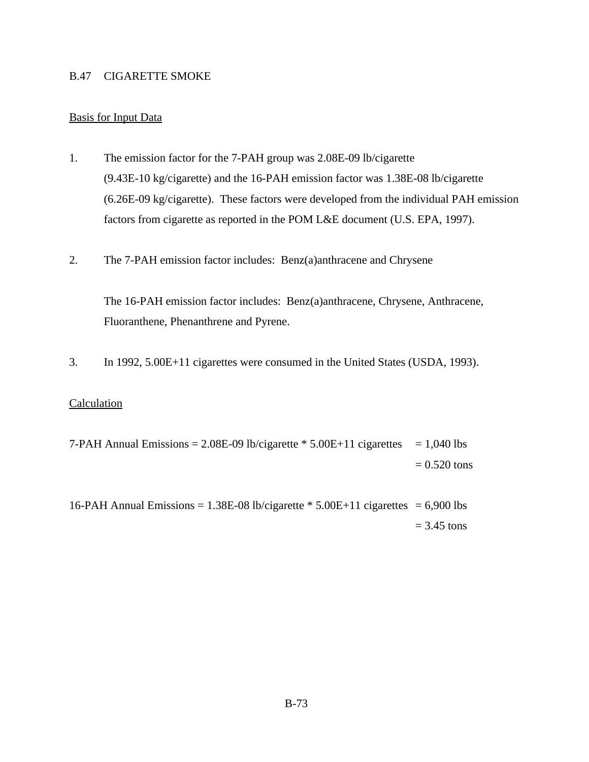## B.47 CIGARETTE SMOKE

Basis for Input Data

1. The emission factor for the 7-PAH group was 2.08E-09 lb/cigarette (9.43E-10 kg/cigarette) and the 16-PAH emission factor was 1.38E-08 lb/cigarette (6.26E-09 kg/cigarette). These factors were developed from the individual PAH emission factors from cigarette as reported in the POM L&E document (U.S. EPA, 1997).

2. The 7-PAH emission factor includes: Benz(a)anthracene and Chrysene

   The 16-PAH emission factor includes: Benz(a)anthracene, Chrysene, Anthracene, Fluoranthene, Phenanthrene and Pyrene.

3. In 1992, 5.00E+11 cigarettes were consumed in the United States (USDA, 1993).

Calculation

7-PAH Annual Emissions = 2.08E-09 lb/cigarette * 5.00E+11 cigarettes = 1,040 lbs
= 0.520 tons

16-PAH Annual Emissions = 1.38E-08 lb/cigarette * 5.00E+11 cigarettes = 6,900 lbs
= 3.45 tons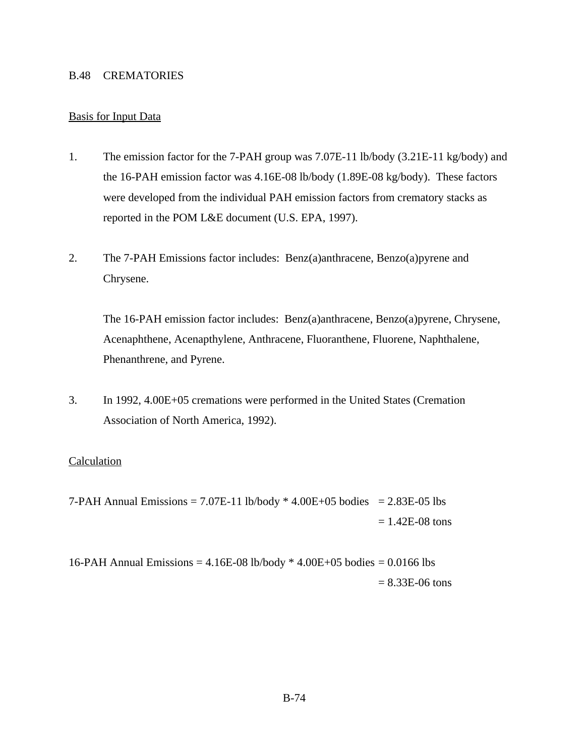## B.48 CREMATORIES

### Basis for Input Data

1. The emission factor for the 7-PAH group was 7.07E-11 lb/body (3.21E-11 kg/body) and the 16-PAH emission factor was 4.16E-08 lb/body (1.89E-08 kg/body). These factors were developed from the individual PAH emission factors from crematory stacks as reported in the POM L&E document (U.S. EPA, 1997).

2. The 7-PAH Emissions factor includes: Benz(a)anthracene, Benzo(a)pyrene and Chrysene.

   The 16-PAH emission factor includes: Benz(a)anthracene, Benzo(a)pyrene, Chrysene, Acenaphthene, Acenapthylene, Anthracene, Fluoranthene, Fluorene, Naphthalene, Phenanthrene, and Pyrene.

3. In 1992, 4.00E+05 cremations were performed in the United States (Cremation Association of North America, 1992).

### Calculation

7-PAH Annual Emissions = 7.07E-11 lb/body * 4.00E+05 bodies = 2.83E-05 lbs
= 1.42E-08 tons

16-PAH Annual Emissions = 4.16E-08 lb/body * 4.00E+05 bodies = 0.0166 lbs
= 8.33E-06 tons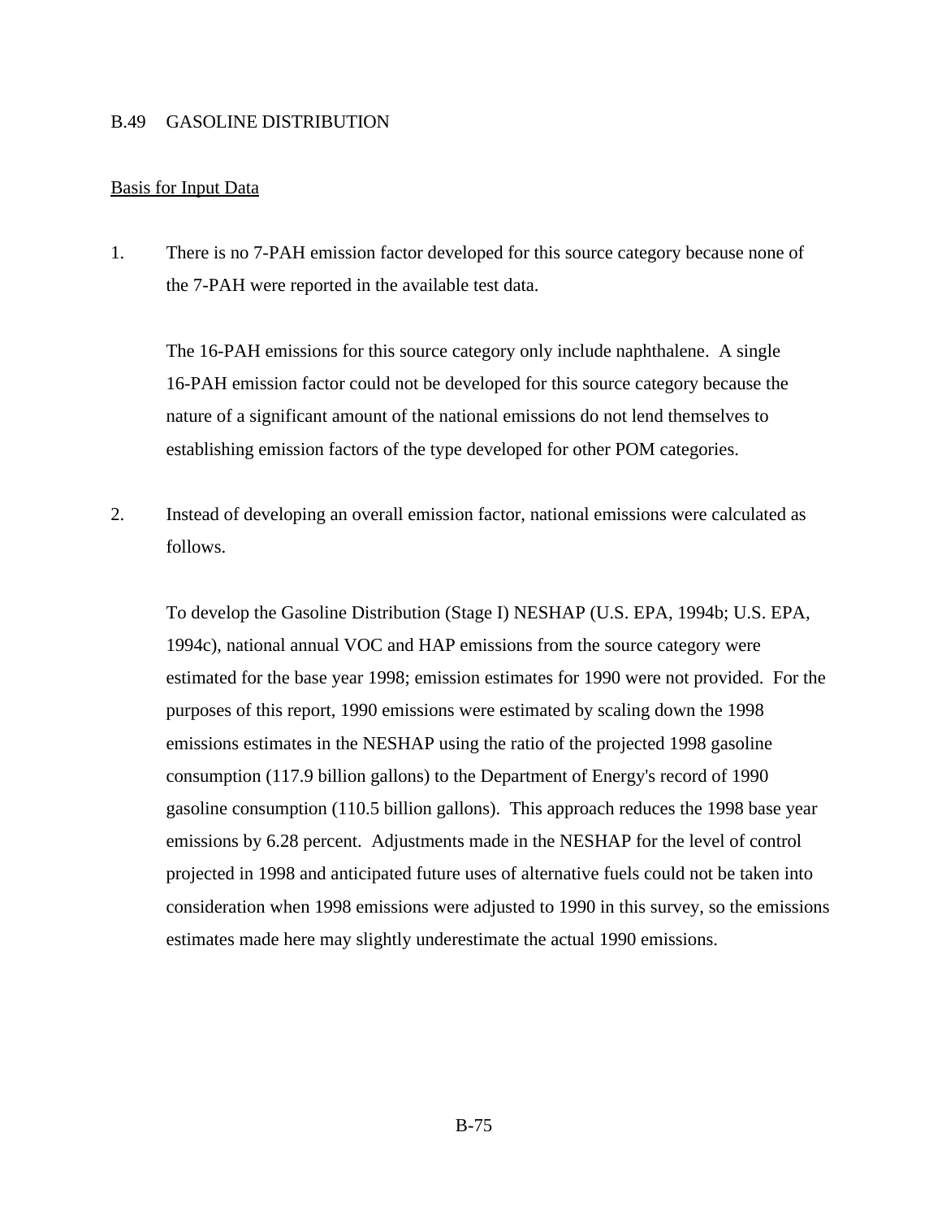## B.49 GASOLINE DISTRIBUTION

Basis for Input Data

1. There is no 7-PAH emission factor developed for this source category because none of the 7-PAH were reported in the available test data.

   The 16-PAH emissions for this source category only include naphthalene. A single 16-PAH emission factor could not be developed for this source category because the nature of a significant amount of the national emissions do not lend themselves to establishing emission factors of the type developed for other POM categories.

2. Instead of developing an overall emission factor, national emissions were calculated as follows.

   To develop the Gasoline Distribution (Stage I) NESHAP (U.S. EPA, 1994b; U.S. EPA, 1994c), national annual VOC and HAP emissions from the source category were estimated for the base year 1998; emission estimates for 1990 were not provided. For the purposes of this report, 1990 emissions were estimated by scaling down the 1998 emissions estimates in the NESHAP using the ratio of the projected 1998 gasoline consumption (117.9 billion gallons) to the Department of Energy's record of 1990 gasoline consumption (110.5 billion gallons). This approach reduces the 1998 base year emissions by 6.28 percent. Adjustments made in the NESHAP for the level of control projected in 1998 and anticipated future uses of alternative fuels could not be taken into consideration when 1998 emissions were adjusted to 1990 in this survey, so the emissions estimates made here may slightly underestimate the actual 1990 emissions.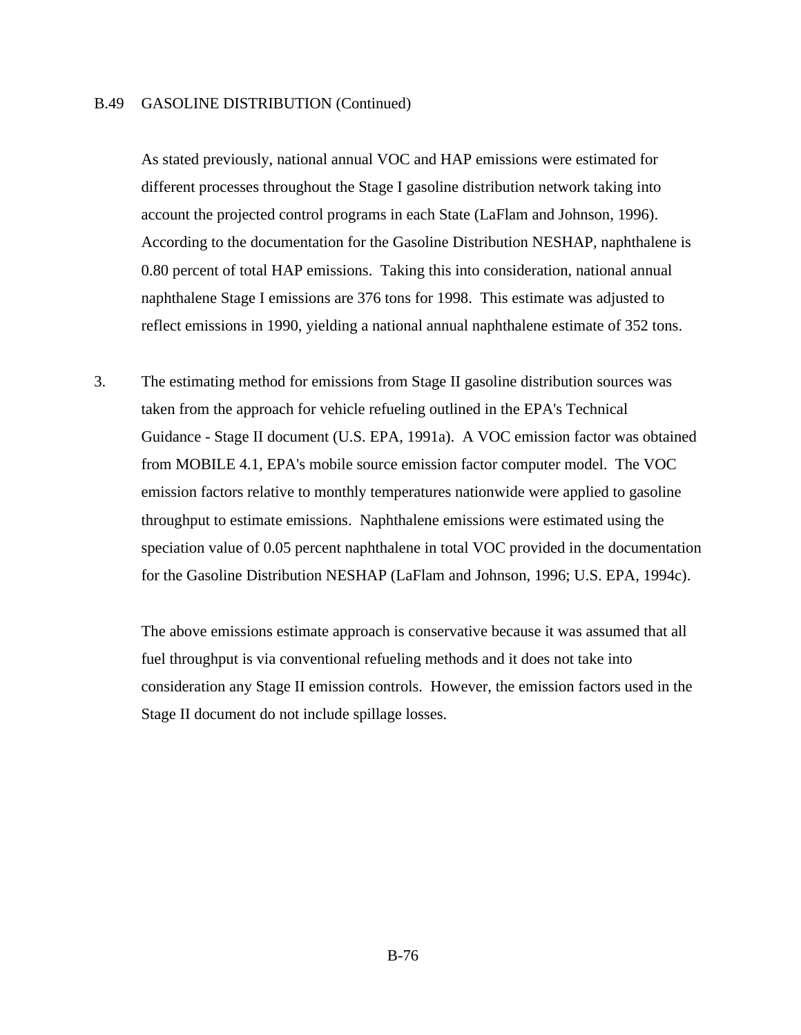## B.49 GASOLINE DISTRIBUTION (Continued)

As stated previously, national annual VOC and HAP emissions were estimated for different processes throughout the Stage I gasoline distribution network taking into account the projected control programs in each State (LaFlam and Johnson, 1996). According to the documentation for the Gasoline Distribution NESHAP, naphthalene is 0.80 percent of total HAP emissions. Taking this into consideration, national annual naphthalene Stage I emissions are 376 tons for 1998. This estimate was adjusted to reflect emissions in 1990, yielding a national annual naphthalene estimate of 352 tons.

3. The estimating method for emissions from Stage II gasoline distribution sources was taken from the approach for vehicle refueling outlined in the EPA's Technical Guidance - Stage II document (U.S. EPA, 1991a). A VOC emission factor was obtained from MOBILE 4.1, EPA's mobile source emission factor computer model. The VOC emission factors relative to monthly temperatures nationwide were applied to gasoline throughput to estimate emissions. Naphthalene emissions were estimated using the speciation value of 0.05 percent naphthalene in total VOC provided in the documentation for the Gasoline Distribution NESHAP (LaFlam and Johnson, 1996; U.S. EPA, 1994c).

   The above emissions estimate approach is conservative because it was assumed that all fuel throughput is via conventional refueling methods and it does not take into consideration any Stage II emission controls. However, the emission factors used in the Stage II document do not include spillage losses.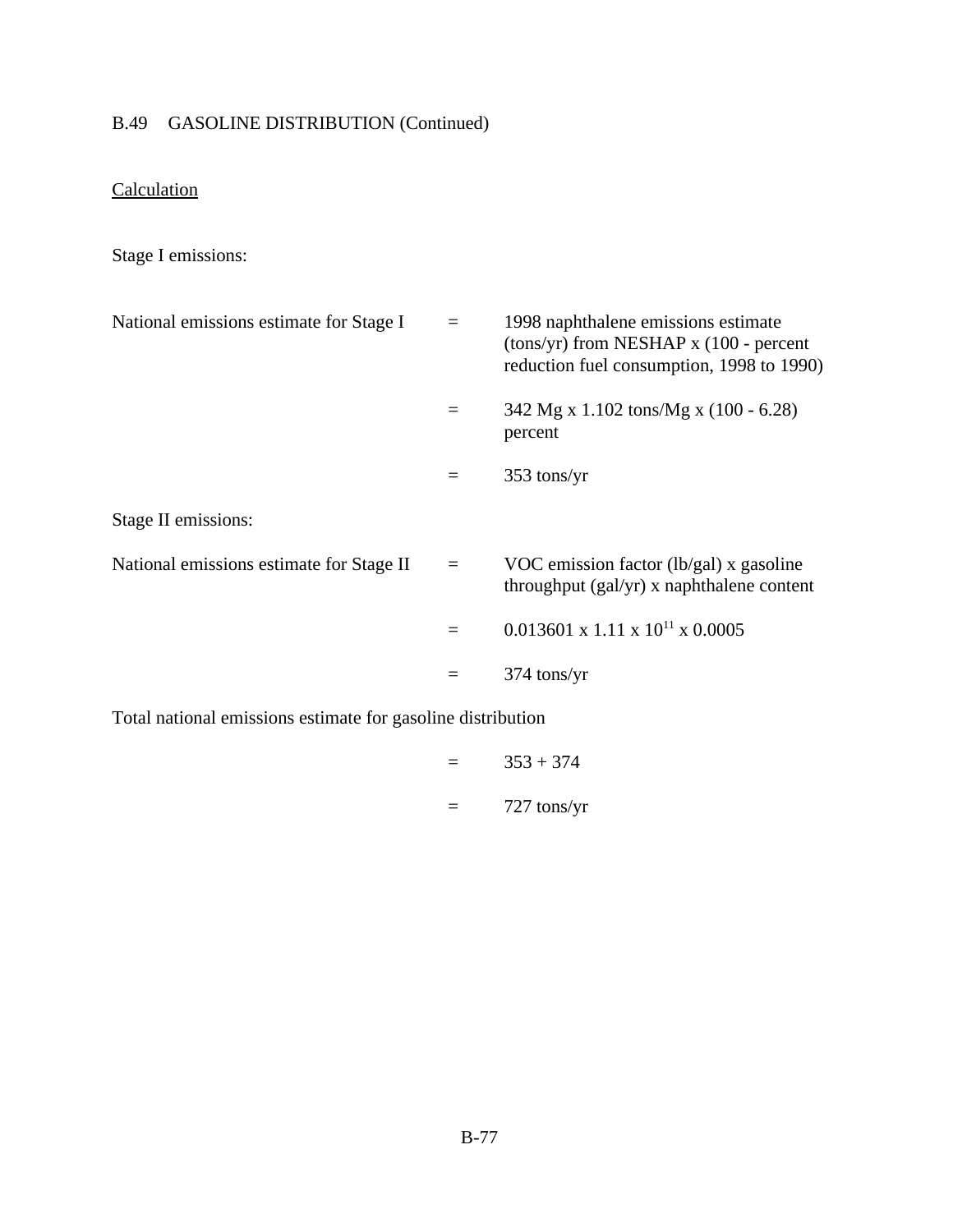B.49 GASOLINE DISTRIBUTION (Continued)

<u>Calculation</u>

Stage I emissions:

| | | |
|---|---|---|
| National emissions estimate for Stage I | = | 1998 naphthalene emissions estimate (tons/yr) from NESHAP x (100 - percent reduction fuel consumption, 1998 to 1990) |
| | = | 342 Mg x 1.102 tons/Mg x (100 - 6.28) percent |
| | = | 353 tons/yr |

Stage II emissions:

| | | |
|---|---|---|
| National emissions estimate for Stage II | = | VOC emission factor (lb/gal) x gasoline throughput (gal/yr) x naphthalene content |
| | = | 0.013601 x 1.11 x $10^{11}$ x 0.0005 |
| | = | 374 tons/yr |

Total national emissions estimate for gasoline distribution

| | | |
|---|---|---|
| | = | 353 + 374 |
| | = | 727 tons/yr |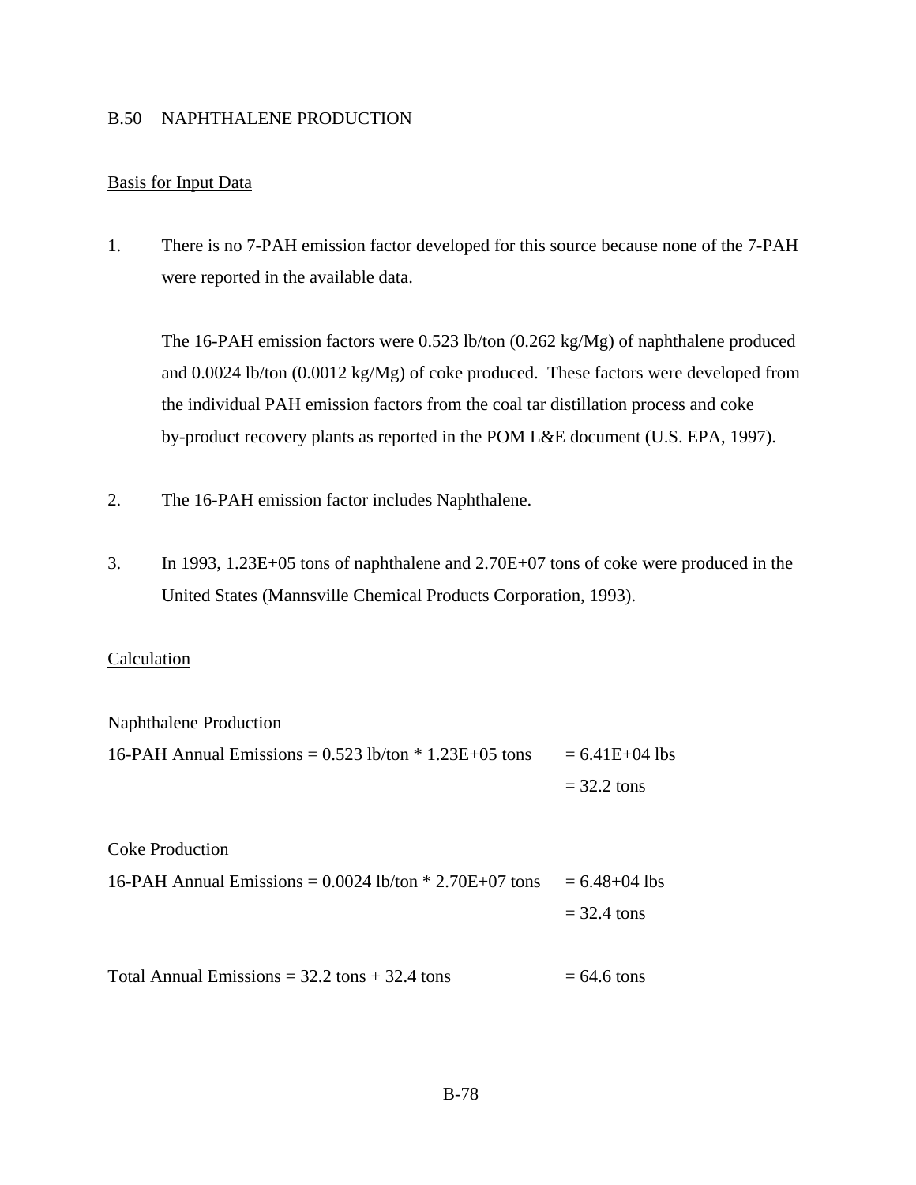## B.50 NAPHTHALENE PRODUCTION

Basis for Input Data

1. There is no 7-PAH emission factor developed for this source because none of the 7-PAH were reported in the available data.

   The 16-PAH emission factors were 0.523 lb/ton (0.262 kg/Mg) of naphthalene produced and 0.0024 lb/ton (0.0012 kg/Mg) of coke produced. These factors were developed from the individual PAH emission factors from the coal tar distillation process and coke by-product recovery plants as reported in the POM L&E document (U.S. EPA, 1997).

2. The 16-PAH emission factor includes Naphthalene.

3. In 1993, 1.23E+05 tons of naphthalene and 2.70E+07 tons of coke were produced in the United States (Mannsville Chemical Products Corporation, 1993).

Calculation

Naphthalene Production

16-PAH Annual Emissions = 0.523 lb/ton * 1.23E+05 tons = 6.41E+04 lbs
= 32.2 tons

Coke Production

16-PAH Annual Emissions = 0.0024 lb/ton * 2.70E+07 tons = 6.48+04 lbs
= 32.4 tons

Total Annual Emissions = 32.2 tons + 32.4 tons = 64.6 tons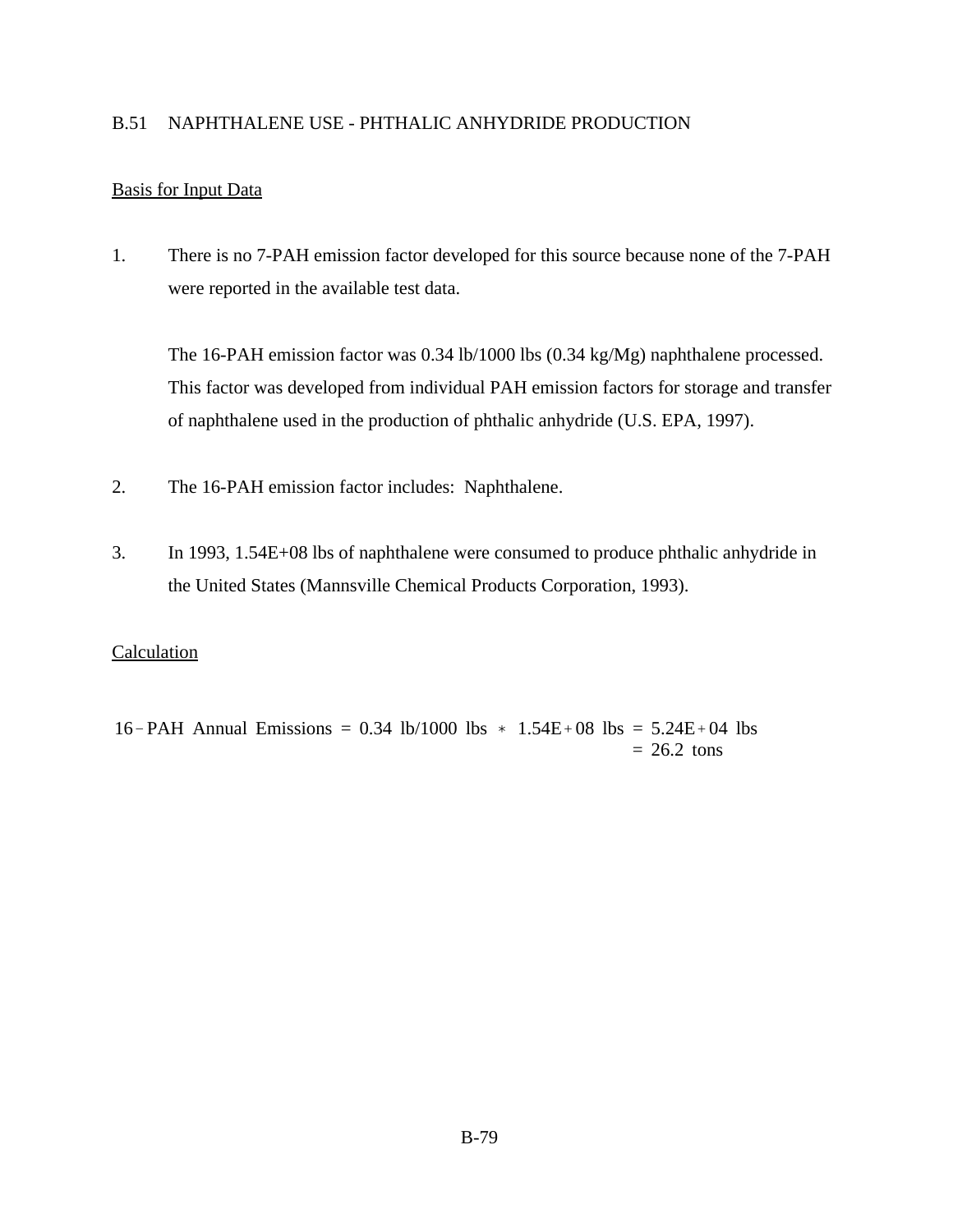## B.51 NAPHTHALENE USE - PHTHALIC ANHYDRIDE PRODUCTION

Basis for Input Data

1. There is no 7-PAH emission factor developed for this source because none of the 7-PAH were reported in the available test data.

   The 16-PAH emission factor was 0.34 lb/1000 lbs (0.34 kg/Mg) naphthalene processed. This factor was developed from individual PAH emission factors for storage and transfer of naphthalene used in the production of phthalic anhydride (U.S. EPA, 1997).

2. The 16-PAH emission factor includes: Naphthalene.

3. In 1993, 1.54E+08 lbs of naphthalene were consumed to produce phthalic anhydride in the United States (Mannsville Chemical Products Corporation, 1993).

Calculation

$$
\begin{aligned}
16\text{-PAH Annual Emissions} &= 0.34 \text{ lb/1000 lbs} * 1.54\text{E+08 lbs} = 5.24\text{E+04 lbs} \\
&= 26.2 \text{ tons}
\end{aligned}
$$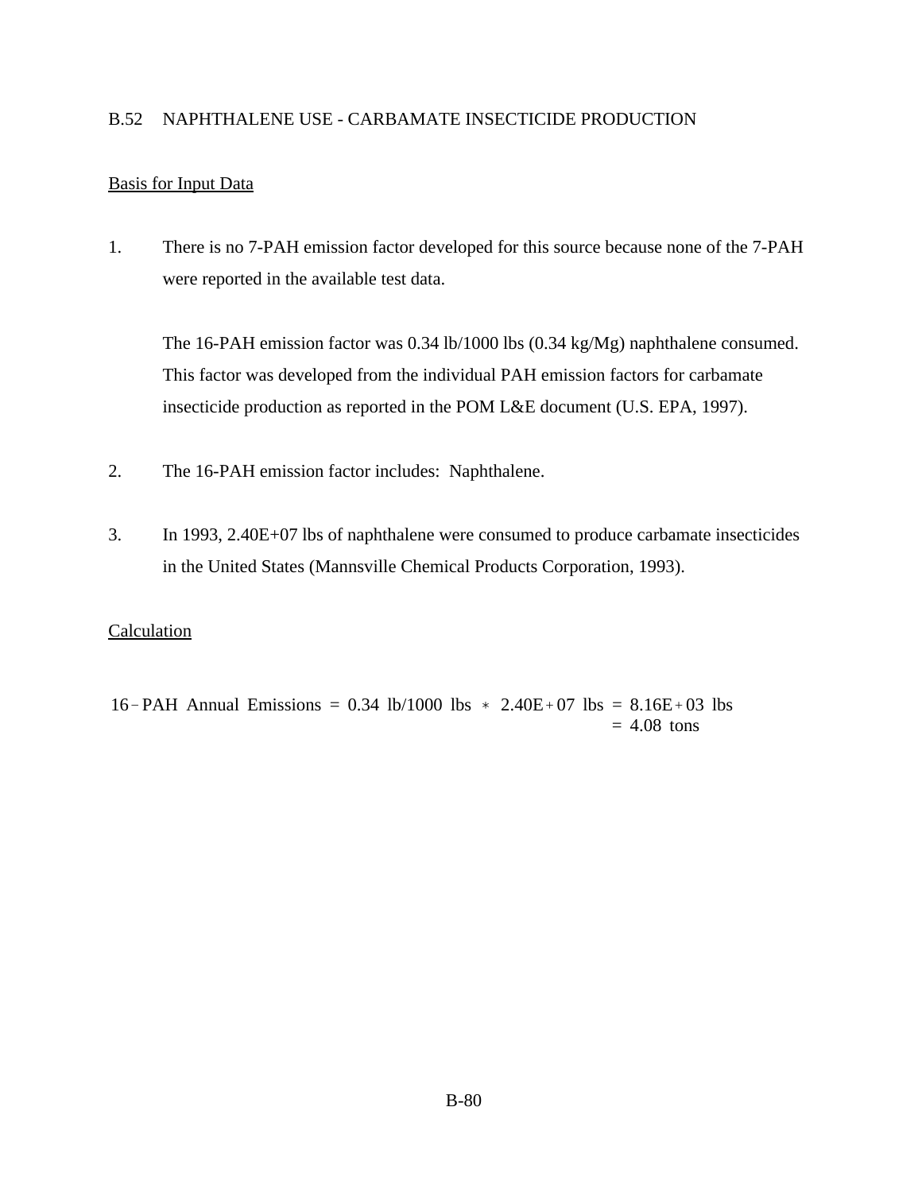## B.52 NAPHTHALENE USE - CARBAMATE INSECTICIDE PRODUCTION

Basis for Input Data

1. There is no 7-PAH emission factor developed for this source because none of the 7-PAH were reported in the available test data.

   The 16-PAH emission factor was 0.34 lb/1000 lbs (0.34 kg/Mg) naphthalene consumed. This factor was developed from the individual PAH emission factors for carbamate insecticide production as reported in the POM L&E document (U.S. EPA, 1997).

2. The 16-PAH emission factor includes: Naphthalene.

3. In 1993, 2.40E+07 lbs of naphthalene were consumed to produce carbamate insecticides in the United States (Mannsville Chemical Products Corporation, 1993).

Calculation

$$
\begin{aligned}
16\text{-PAH Annual Emissions} &= 0.34 \text{ lb/1000 lbs} * 2.40\text{E}+07 \text{ lbs} = 8.16\text{E}+03 \text{ lbs} \\
&= 4.08 \text{ tons}
\end{aligned}
$$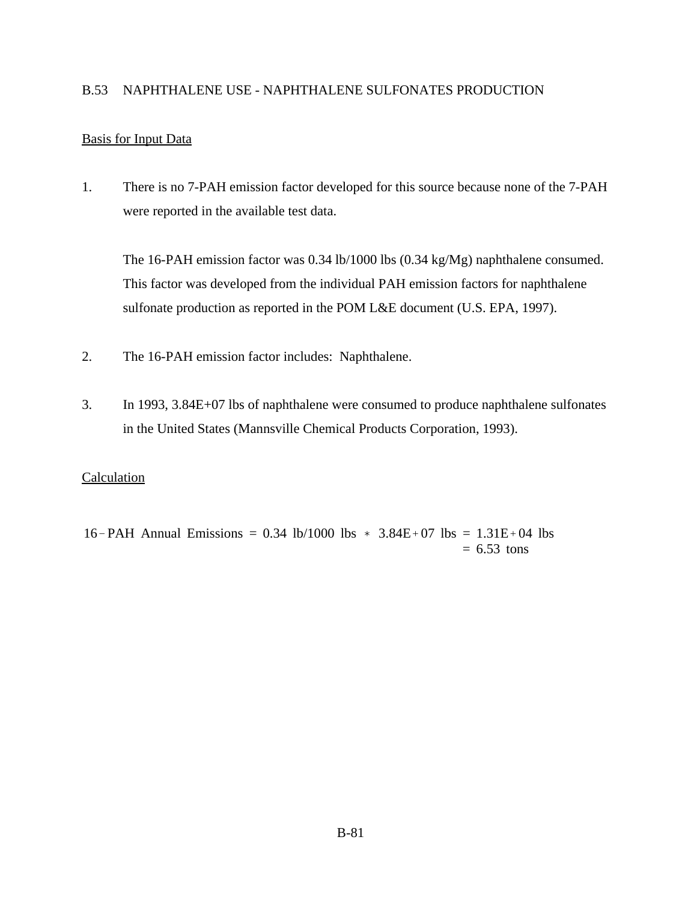## B.53 NAPHTHALENE USE - NAPHTHALENE SULFONATES PRODUCTION

Basis for Input Data

1. There is no 7-PAH emission factor developed for this source because none of the 7-PAH were reported in the available test data.

   The 16-PAH emission factor was 0.34 lb/1000 lbs (0.34 kg/Mg) naphthalene consumed. This factor was developed from the individual PAH emission factors for naphthalene sulfonate production as reported in the POM L&E document (U.S. EPA, 1997).

2. The 16-PAH emission factor includes: Naphthalene.

3. In 1993, 3.84E+07 lbs of naphthalene were consumed to produce naphthalene sulfonates in the United States (Mannsville Chemical Products Corporation, 1993).

Calculation

$$
\begin{aligned}
16\text{-PAH Annual Emissions} &= 0.34 \text{ lb/1000 lbs} * 3.84\text{E+07 lbs} = 1.31\text{E+04 lbs} \\
&= 6.53 \text{ tons}
\end{aligned}
$$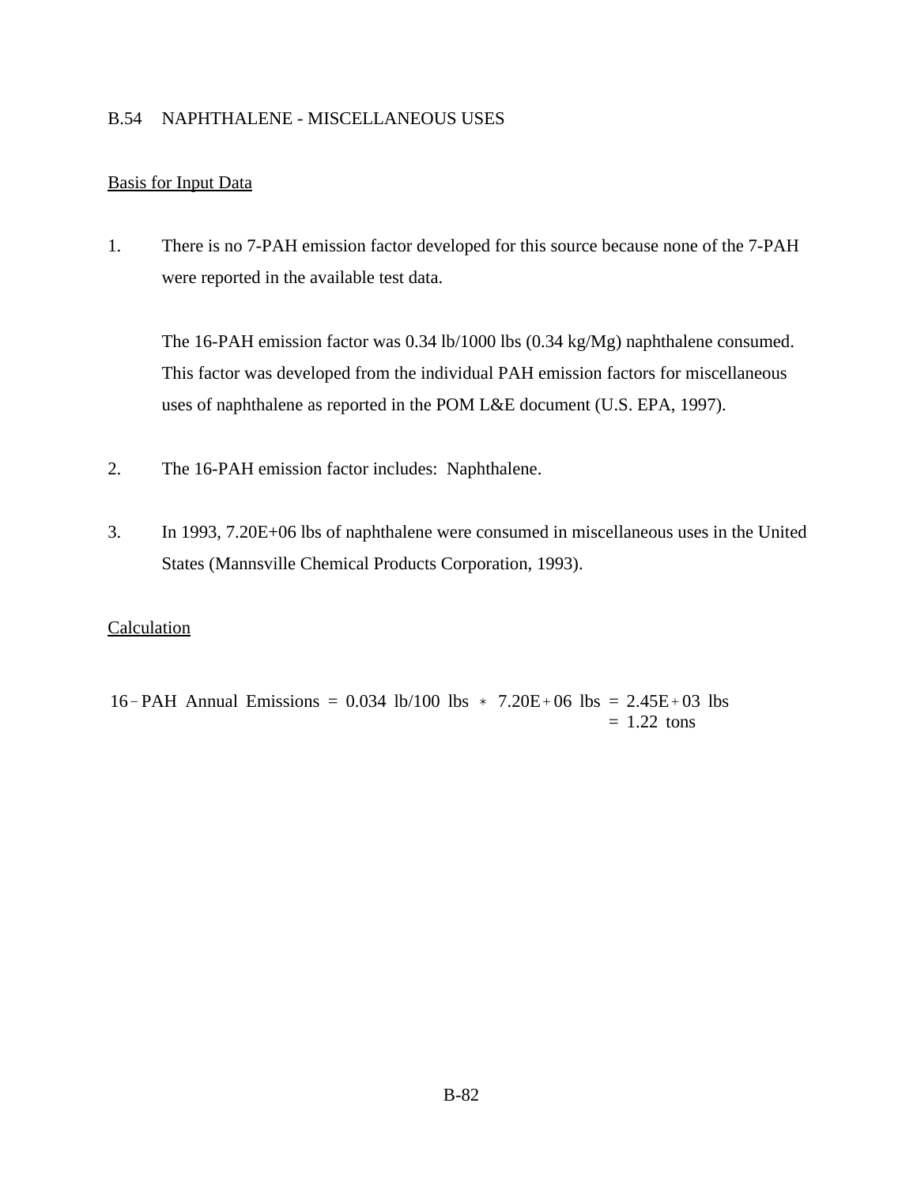B.54 NAPHTHALENE - MISCELLANEOUS USES

Basis for Input Data

1. There is no 7-PAH emission factor developed for this source because none of the 7-PAH were reported in the available test data.

   The 16-PAH emission factor was 0.34 lb/1000 lbs (0.34 kg/Mg) naphthalene consumed. This factor was developed from the individual PAH emission factors for miscellaneous uses of naphthalene as reported in the POM L&E document (U.S. EPA, 1997).

2. The 16-PAH emission factor includes: Naphthalene.

3. In 1993, 7.20E+06 lbs of naphthalene were consumed in miscellaneous uses in the United States (Mannsville Chemical Products Corporation, 1993).

Calculation

$$
\begin{aligned}
16\text{-PAH Annual Emissions} &= 0.034 \text{ lb/100 lbs} * 7.20\text{E}+06 \text{ lbs} = 2.45\text{E}+03 \text{ lbs} \\
&= 1.22 \text{ tons}
\end{aligned}
$$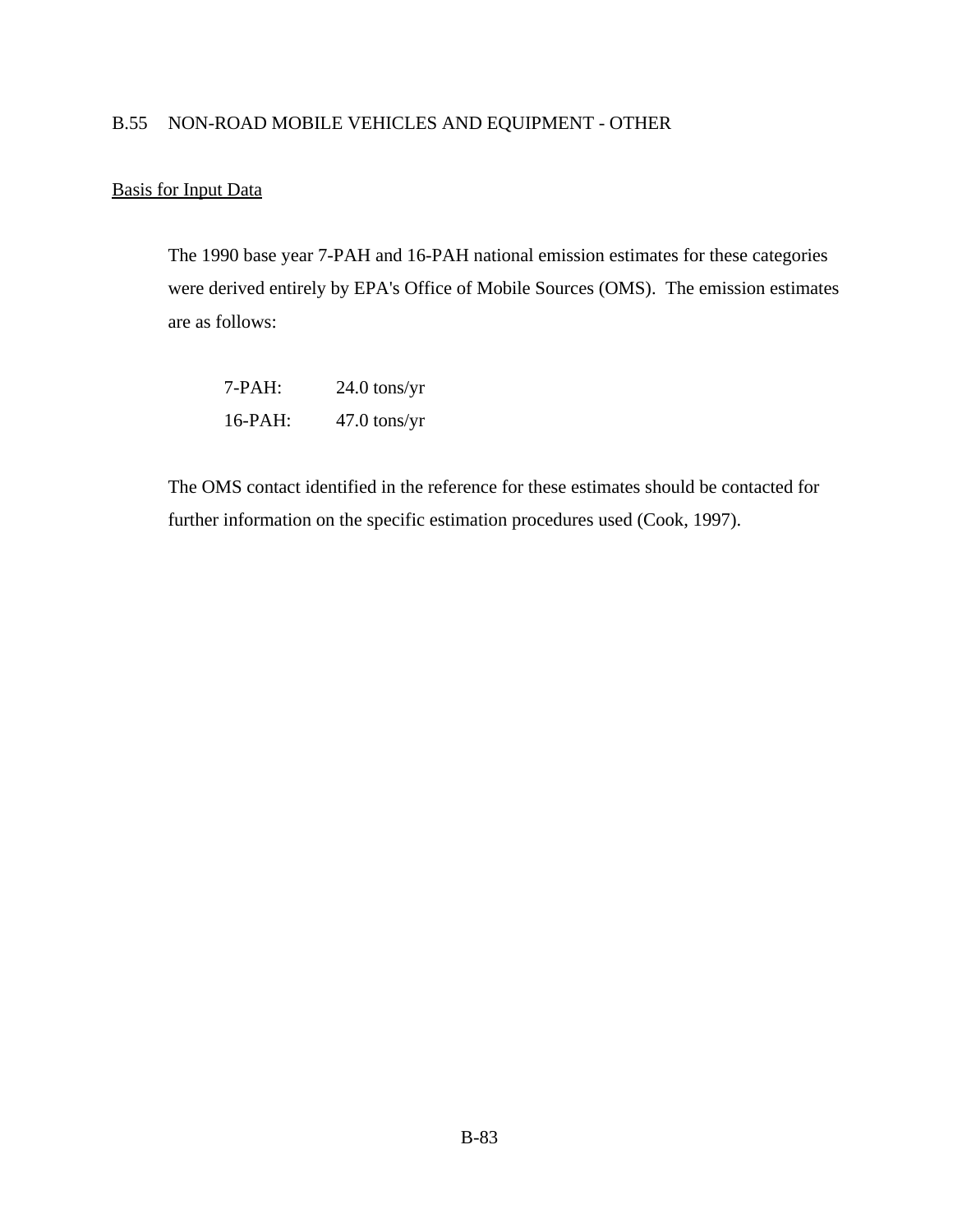## B.55 NON-ROAD MOBILE VEHICLES AND EQUIPMENT - OTHER

Basis for Input Data

The 1990 base year 7-PAH and 16-PAH national emission estimates for these categories were derived entirely by EPA's Office of Mobile Sources (OMS). The emission estimates are as follows:

| | |
|---|---|
| 7-PAH: | 24.0 tons/yr |
| 16-PAH: | 47.0 tons/yr |

The OMS contact identified in the reference for these estimates should be contacted for further information on the specific estimation procedures used (Cook, 1997).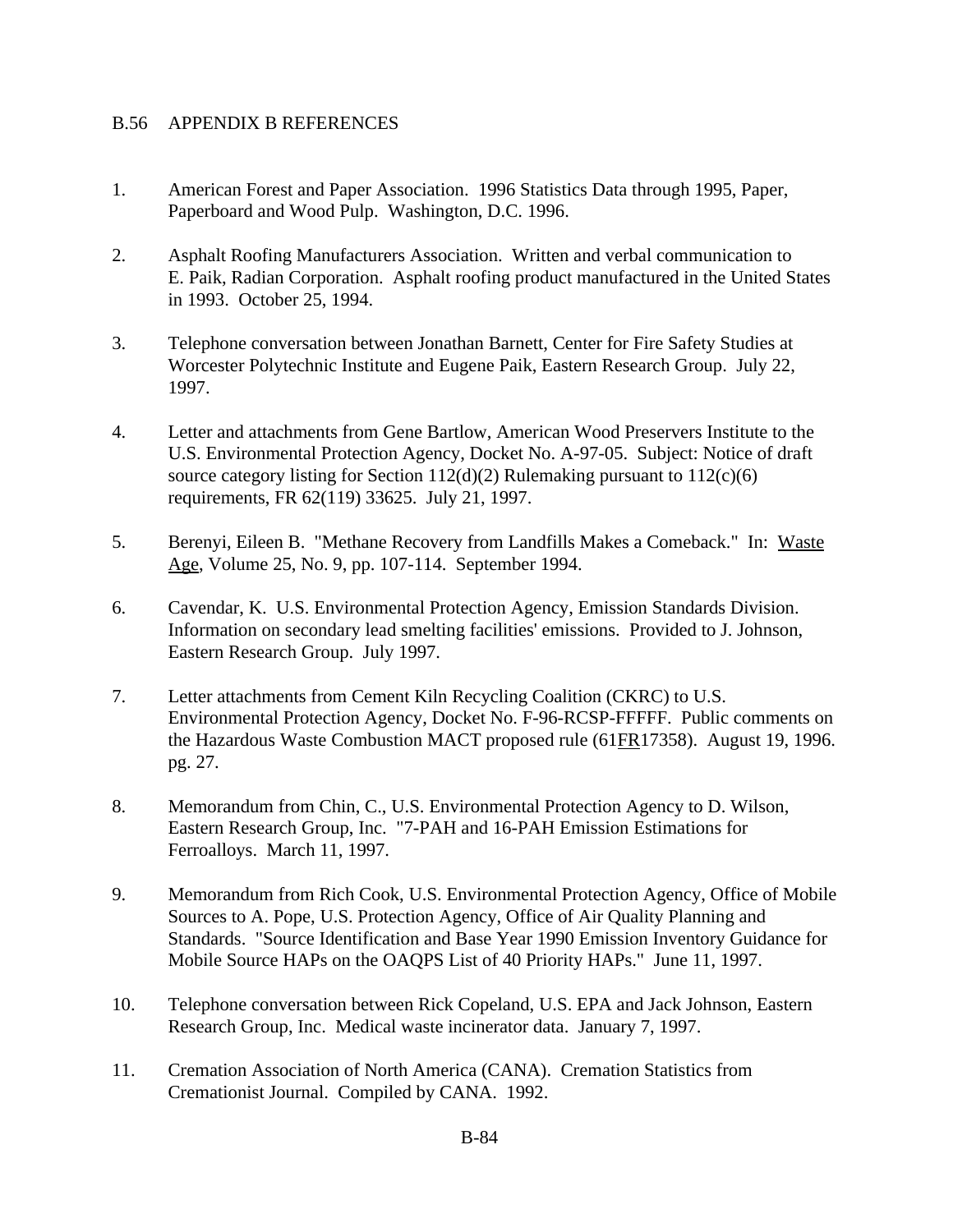## B.56 APPENDIX B REFERENCES

1. American Forest and Paper Association. 1996 Statistics Data through 1995, Paper, Paperboard and Wood Pulp. Washington, D.C. 1996.

2. Asphalt Roofing Manufacturers Association. Written and verbal communication to E. Paik, Radian Corporation. Asphalt roofing product manufactured in the United States in 1993. October 25, 1994.

3. Telephone conversation between Jonathan Barnett, Center for Fire Safety Studies at Worcester Polytechnic Institute and Eugene Paik, Eastern Research Group. July 22, 1997.

4. Letter and attachments from Gene Bartlow, American Wood Preservers Institute to the U.S. Environmental Protection Agency, Docket No. A-97-05. Subject: Notice of draft source category listing for Section 112(d)(2) Rulemaking pursuant to 112(c)(6) requirements, FR 62(119) 33625. July 21, 1997.

5. Berenyi, Eileen B. "Methane Recovery from Landfills Makes a Comeback." In: Waste Age, Volume 25, No. 9, pp. 107-114. September 1994.

6. Cavendar, K. U.S. Environmental Protection Agency, Emission Standards Division. Information on secondary lead smelting facilities' emissions. Provided to J. Johnson, Eastern Research Group. July 1997.

7. Letter attachments from Cement Kiln Recycling Coalition (CKRC) to U.S. Environmental Protection Agency, Docket No. F-96-RCSP-FFFFF. Public comments on the Hazardous Waste Combustion MACT proposed rule (61FR17358). August 19, 1996. pg. 27.

8. Memorandum from Chin, C., U.S. Environmental Protection Agency to D. Wilson, Eastern Research Group, Inc. "7-PAH and 16-PAH Emission Estimations for Ferroalloys. March 11, 1997.

9. Memorandum from Rich Cook, U.S. Environmental Protection Agency, Office of Mobile Sources to A. Pope, U.S. Protection Agency, Office of Air Quality Planning and Standards. "Source Identification and Base Year 1990 Emission Inventory Guidance for Mobile Source HAPs on the OAQPS List of 40 Priority HAPs." June 11, 1997.

10. Telephone conversation between Rick Copeland, U.S. EPA and Jack Johnson, Eastern Research Group, Inc. Medical waste incinerator data. January 7, 1997.

11. Cremation Association of North America (CANA). Cremation Statistics from Cremationist Journal. Compiled by CANA. 1992.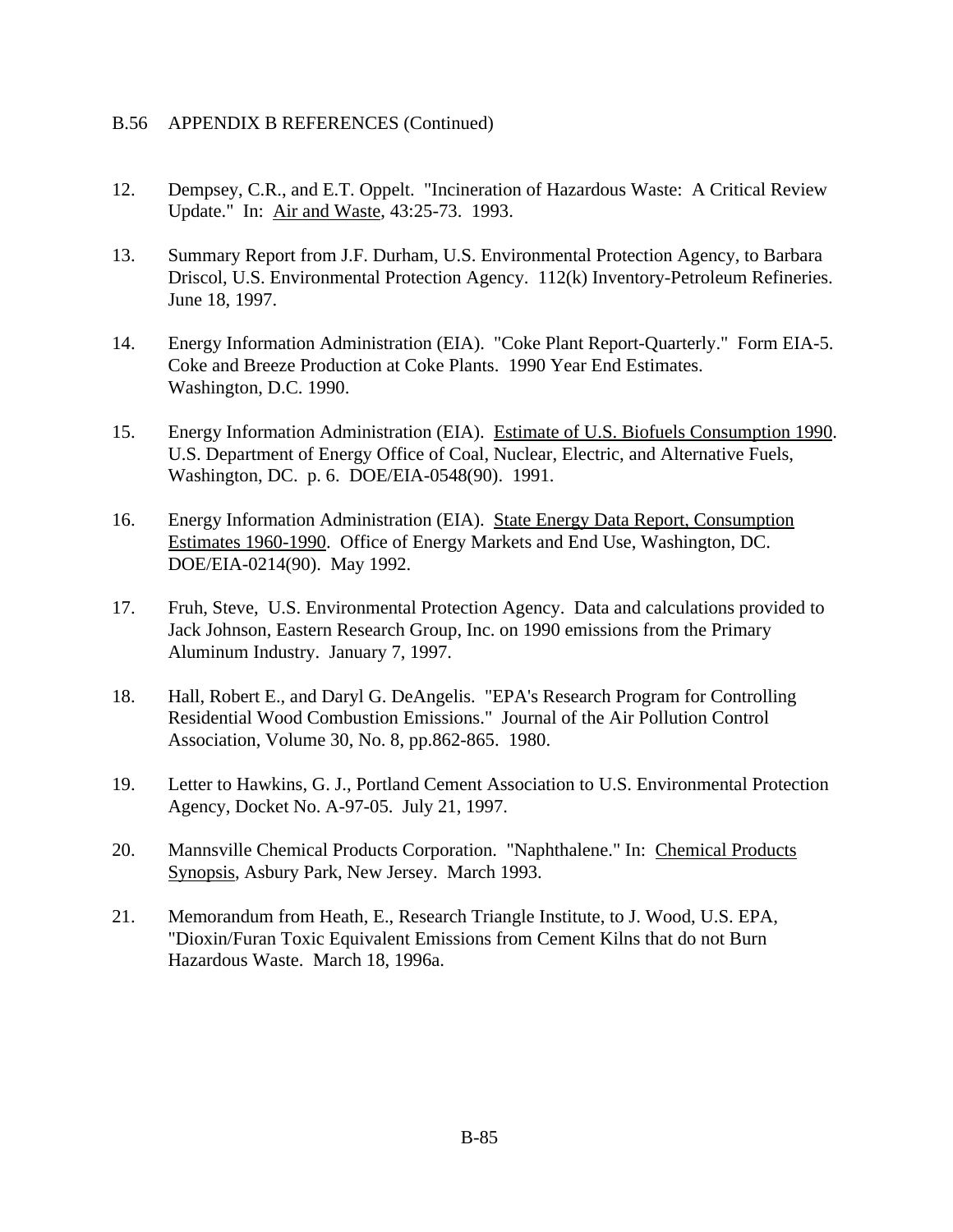## B.56 APPENDIX B REFERENCES (Continued)

12. Dempsey, C.R., and E.T. Oppelt. "Incineration of Hazardous Waste: A Critical Review Update." In: Air and Waste, 43:25-73. 1993.

13. Summary Report from J.F. Durham, U.S. Environmental Protection Agency, to Barbara Driscol, U.S. Environmental Protection Agency. 112(k) Inventory-Petroleum Refineries. June 18, 1997.

14. Energy Information Administration (EIA). "Coke Plant Report-Quarterly." Form EIA-5. Coke and Breeze Production at Coke Plants. 1990 Year End Estimates. Washington, D.C. 1990.

15. Energy Information Administration (EIA). Estimate of U.S. Biofuels Consumption 1990. U.S. Department of Energy Office of Coal, Nuclear, Electric, and Alternative Fuels, Washington, DC. p. 6. DOE/EIA-0548(90). 1991.

16. Energy Information Administration (EIA). State Energy Data Report, Consumption Estimates 1960-1990. Office of Energy Markets and End Use, Washington, DC. DOE/EIA-0214(90). May 1992.

17. Fruh, Steve, U.S. Environmental Protection Agency. Data and calculations provided to Jack Johnson, Eastern Research Group, Inc. on 1990 emissions from the Primary Aluminum Industry. January 7, 1997.

18. Hall, Robert E., and Daryl G. DeAngelis. "EPA's Research Program for Controlling Residential Wood Combustion Emissions." Journal of the Air Pollution Control Association, Volume 30, No. 8, pp.862-865. 1980.

19. Letter to Hawkins, G. J., Portland Cement Association to U.S. Environmental Protection Agency, Docket No. A-97-05. July 21, 1997.

20. Mannsville Chemical Products Corporation. "Naphthalene." In: Chemical Products Synopsis, Asbury Park, New Jersey. March 1993.

21. Memorandum from Heath, E., Research Triangle Institute, to J. Wood, U.S. EPA, "Dioxin/Furan Toxic Equivalent Emissions from Cement Kilns that do not Burn Hazardous Waste. March 18, 1996a.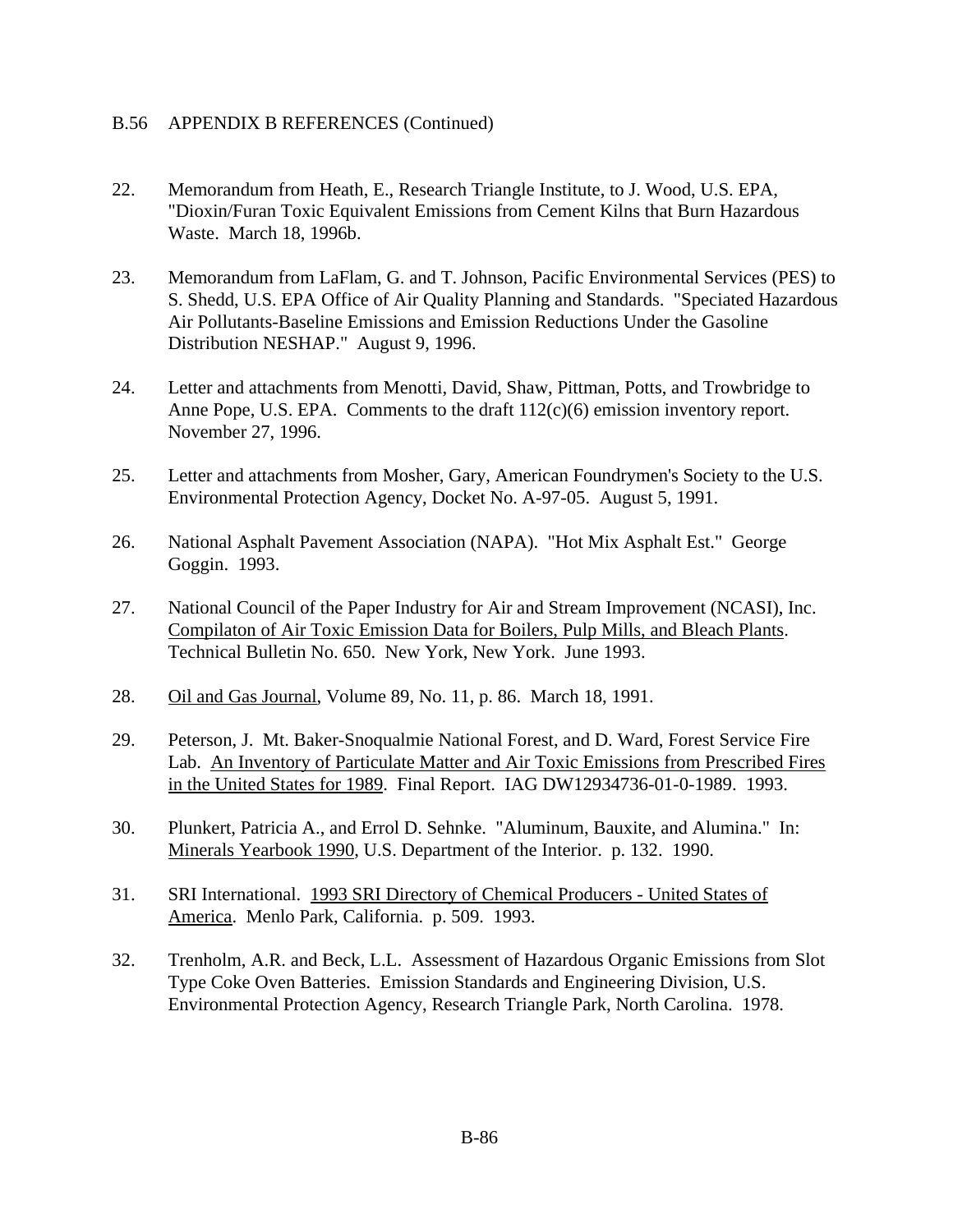B.56 APPENDIX B REFERENCES (Continued)

22. Memorandum from Heath, E., Research Triangle Institute, to J. Wood, U.S. EPA, "Dioxin/Furan Toxic Equivalent Emissions from Cement Kilns that Burn Hazardous Waste. March 18, 1996b.

23. Memorandum from LaFlam, G. and T. Johnson, Pacific Environmental Services (PES) to S. Shedd, U.S. EPA Office of Air Quality Planning and Standards. "Speciated Hazardous Air Pollutants-Baseline Emissions and Emission Reductions Under the Gasoline Distribution NESHAP." August 9, 1996.

24. Letter and attachments from Menotti, David, Shaw, Pittman, Potts, and Trowbridge to Anne Pope, U.S. EPA. Comments to the draft 112(c)(6) emission inventory report. November 27, 1996.

25. Letter and attachments from Mosher, Gary, American Foundrymen's Society to the U.S. Environmental Protection Agency, Docket No. A-97-05. August 5, 1991.

26. National Asphalt Pavement Association (NAPA). "Hot Mix Asphalt Est." George Goggin. 1993.

27. National Council of the Paper Industry for Air and Stream Improvement (NCASI), Inc. <u>Compilaton of Air Toxic Emission Data for Boilers, Pulp Mills, and Bleach Plants</u>. Technical Bulletin No. 650. New York, New York. June 1993.

28. <u>Oil and Gas Journal</u>, Volume 89, No. 11, p. 86. March 18, 1991.

29. Peterson, J. Mt. Baker-Snoqualmie National Forest, and D. Ward, Forest Service Fire Lab. <u>An Inventory of Particulate Matter and Air Toxic Emissions from Prescribed Fires in the United States for 1989</u>. Final Report. IAG DW12934736-01-0-1989. 1993.

30. Plunkert, Patricia A., and Errol D. Sehnke. "Aluminum, Bauxite, and Alumina." In: <u>Minerals Yearbook 1990</u>, U.S. Department of the Interior. p. 132. 1990.

31. SRI International. <u>1993 SRI Directory of Chemical Producers - United States of America</u>. Menlo Park, California. p. 509. 1993.

32. Trenholm, A.R. and Beck, L.L. Assessment of Hazardous Organic Emissions from Slot Type Coke Oven Batteries. Emission Standards and Engineering Division, U.S. Environmental Protection Agency, Research Triangle Park, North Carolina. 1978.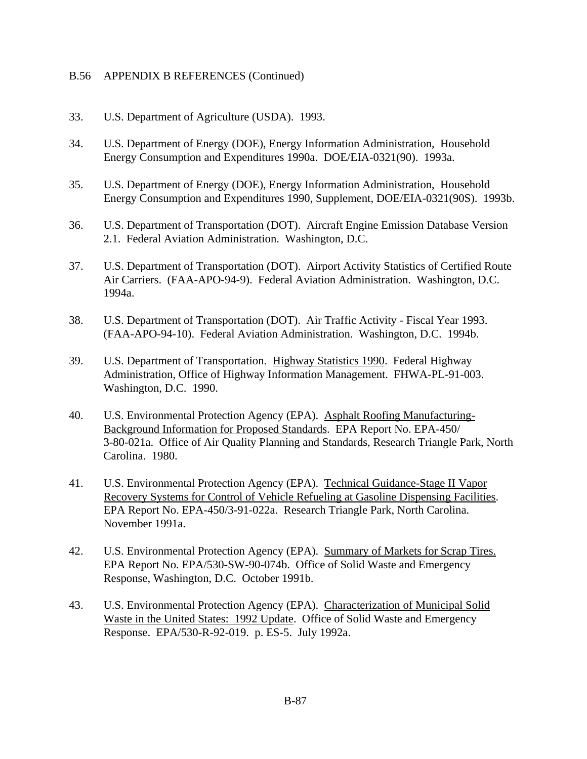## B.56 APPENDIX B REFERENCES (Continued)

33. U.S. Department of Agriculture (USDA). 1993.

34. U.S. Department of Energy (DOE), Energy Information Administration, Household Energy Consumption and Expenditures 1990a. DOE/EIA-0321(90). 1993a.

35. U.S. Department of Energy (DOE), Energy Information Administration, Household Energy Consumption and Expenditures 1990, Supplement, DOE/EIA-0321(90S). 1993b.

36. U.S. Department of Transportation (DOT). Aircraft Engine Emission Database Version 2.1. Federal Aviation Administration. Washington, D.C.

37. U.S. Department of Transportation (DOT). Airport Activity Statistics of Certified Route Air Carriers. (FAA-APO-94-9). Federal Aviation Administration. Washington, D.C. 1994a.

38. U.S. Department of Transportation (DOT). Air Traffic Activity - Fiscal Year 1993. (FAA-APO-94-10). Federal Aviation Administration. Washington, D.C. 1994b.

39. U.S. Department of Transportation. Highway Statistics 1990. Federal Highway Administration, Office of Highway Information Management. FHWA-PL-91-003. Washington, D.C. 1990.

40. U.S. Environmental Protection Agency (EPA). Asphalt Roofing Manufacturing-Background Information for Proposed Standards. EPA Report No. EPA-450/3-80-021a. Office of Air Quality Planning and Standards, Research Triangle Park, North Carolina. 1980.

41. U.S. Environmental Protection Agency (EPA). Technical Guidance-Stage II Vapor Recovery Systems for Control of Vehicle Refueling at Gasoline Dispensing Facilities. EPA Report No. EPA-450/3-91-022a. Research Triangle Park, North Carolina. November 1991a.

42. U.S. Environmental Protection Agency (EPA). Summary of Markets for Scrap Tires. EPA Report No. EPA/530-SW-90-074b. Office of Solid Waste and Emergency Response, Washington, D.C. October 1991b.

43. U.S. Environmental Protection Agency (EPA). Characterization of Municipal Solid Waste in the United States: 1992 Update. Office of Solid Waste and Emergency Response. EPA/530-R-92-019. p. ES-5. July 1992a.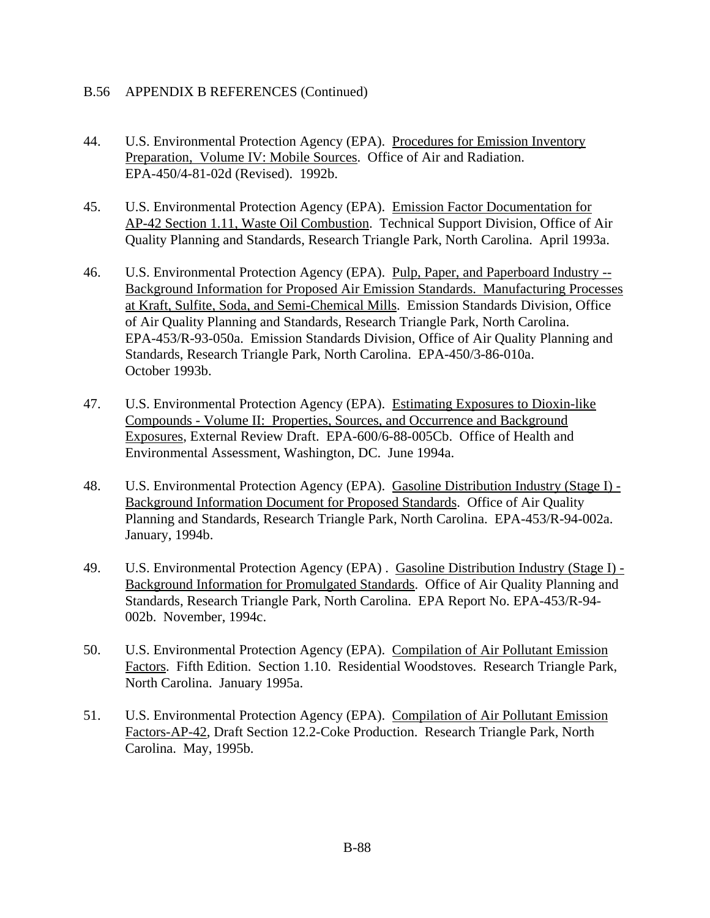B.56 APPENDIX B REFERENCES (Continued)

44. U.S. Environmental Protection Agency (EPA). Procedures for Emission Inventory Preparation, Volume IV: Mobile Sources. Office of Air and Radiation. EPA-450/4-81-02d (Revised). 1992b.

45. U.S. Environmental Protection Agency (EPA). Emission Factor Documentation for AP-42 Section 1.11, Waste Oil Combustion. Technical Support Division, Office of Air Quality Planning and Standards, Research Triangle Park, North Carolina. April 1993a.

46. U.S. Environmental Protection Agency (EPA). Pulp, Paper, and Paperboard Industry -- Background Information for Proposed Air Emission Standards. Manufacturing Processes at Kraft, Sulfite, Soda, and Semi-Chemical Mills. Emission Standards Division, Office of Air Quality Planning and Standards, Research Triangle Park, North Carolina. EPA-453/R-93-050a. Emission Standards Division, Office of Air Quality Planning and Standards, Research Triangle Park, North Carolina. EPA-450/3-86-010a. October 1993b.

47. U.S. Environmental Protection Agency (EPA). Estimating Exposures to Dioxin-like Compounds - Volume II: Properties, Sources, and Occurrence and Background Exposures, External Review Draft. EPA-600/6-88-005Cb. Office of Health and Environmental Assessment, Washington, DC. June 1994a.

48. U.S. Environmental Protection Agency (EPA). Gasoline Distribution Industry (Stage I) - Background Information Document for Proposed Standards. Office of Air Quality Planning and Standards, Research Triangle Park, North Carolina. EPA-453/R-94-002a. January, 1994b.

49. U.S. Environmental Protection Agency (EPA) . Gasoline Distribution Industry (Stage I) - Background Information for Promulgated Standards. Office of Air Quality Planning and Standards, Research Triangle Park, North Carolina. EPA Report No. EPA-453/R-94-002b. November, 1994c.

50. U.S. Environmental Protection Agency (EPA). Compilation of Air Pollutant Emission Factors. Fifth Edition. Section 1.10. Residential Woodstoves. Research Triangle Park, North Carolina. January 1995a.

51. U.S. Environmental Protection Agency (EPA). Compilation of Air Pollutant Emission Factors-AP-42, Draft Section 12.2-Coke Production. Research Triangle Park, North Carolina. May, 1995b.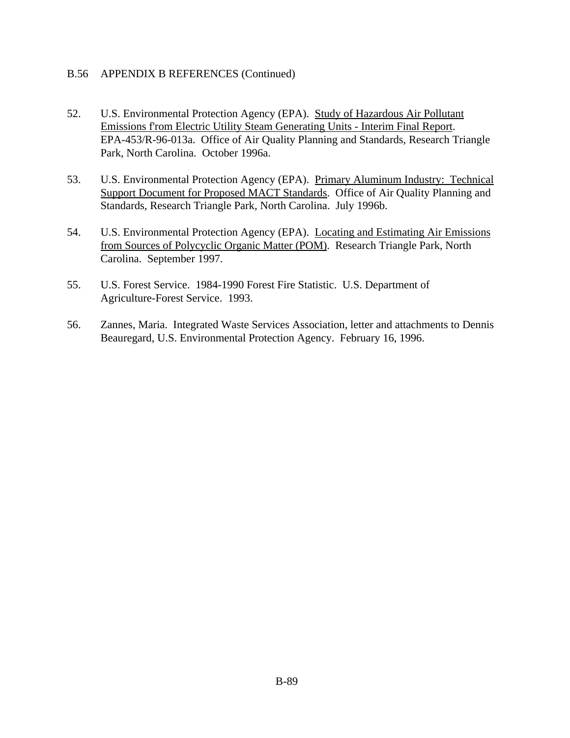B.56 APPENDIX B REFERENCES (Continued)

52. U.S. Environmental Protection Agency (EPA). Study of Hazardous Air Pollutant Emissions f'rom Electric Utility Steam Generating Units - Interim Final Report. EPA-453/R-96-013a. Office of Air Quality Planning and Standards, Research Triangle Park, North Carolina. October 1996a.

53. U.S. Environmental Protection Agency (EPA). Primary Aluminum Industry: Technical Support Document for Proposed MACT Standards. Office of Air Quality Planning and Standards, Research Triangle Park, North Carolina. July 1996b.

54. U.S. Environmental Protection Agency (EPA). Locating and Estimating Air Emissions from Sources of Polycyclic Organic Matter (POM). Research Triangle Park, North Carolina. September 1997.

55. U.S. Forest Service. 1984-1990 Forest Fire Statistic. U.S. Department of Agriculture-Forest Service. 1993.

56. Zannes, Maria. Integrated Waste Services Association, letter and attachments to Dennis Beauregard, U.S. Environmental Protection Agency. February 16, 1996.